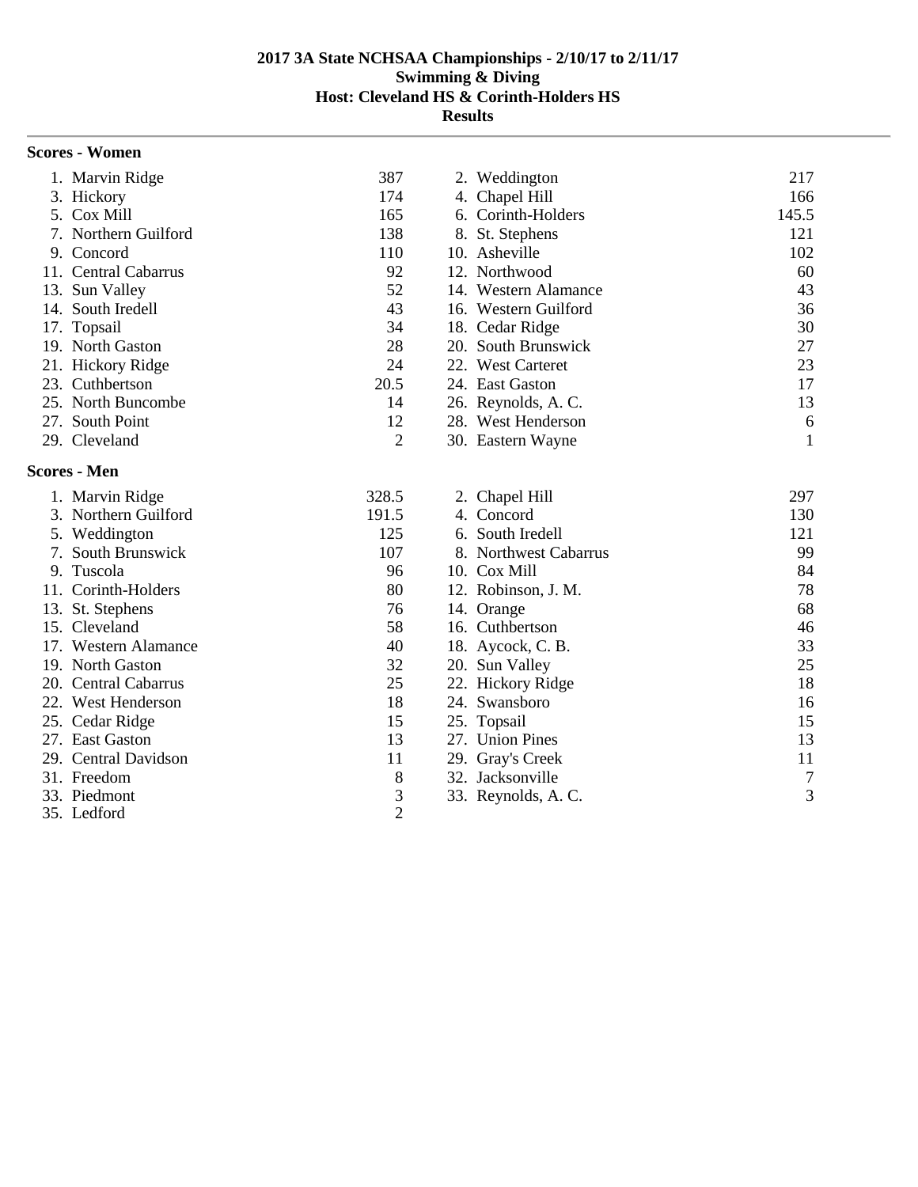# 2017 3A State NCHSAA Championships - 2/10/17 to 2/11/17

## Swimming & Diving

## Host: Cleveland HS & Corinth-Holders HS

## Results

### Scores - Women

| Place | Team | Score |
|---|---|---|
| 1. | Marvin Ridge | 387 |
| 2. | Weddington | 217 |
| 3. | Hickory | 174 |
| 4. | Chapel Hill | 166 |
| 5. | Cox Mill | 165 |
| 6. | Corinth-Holders | 145.5 |
| 7. | Northern Guilford | 138 |
| 8. | St. Stephens | 121 |
| 9. | Concord | 110 |
| 10. | Asheville | 102 |
| 11. | Central Cabarrus | 92 |
| 12. | Northwood | 60 |
| 13. | Sun Valley | 52 |
| 14. | Western Alamance | 43 |
| 14. | South Iredell | 43 |
| 16. | Western Guilford | 36 |
| 17. | Topsail | 34 |
| 18. | Cedar Ridge | 30 |
| 19. | North Gaston | 28 |
| 20. | South Brunswick | 27 |
| 21. | Hickory Ridge | 24 |
| 22. | West Carteret | 23 |
| 23. | Cuthbertson | 20.5 |
| 24. | East Gaston | 17 |
| 25. | North Buncombe | 14 |
| 26. | Reynolds, A. C. | 13 |
| 27. | South Point | 12 |
| 28. | West Henderson | 6 |
| 29. | Cleveland | 2 |
| 30. | Eastern Wayne | 1 |

### Scores - Men

| Place | Team | Score |
|---|---|---|
| 1. | Marvin Ridge | 328.5 |
| 2. | Chapel Hill | 297 |
| 3. | Northern Guilford | 191.5 |
| 4. | Concord | 130 |
| 5. | Weddington | 125 |
| 6. | South Iredell | 121 |
| 7. | South Brunswick | 107 |
| 8. | Northwest Cabarrus | 99 |
| 9. | Tuscola | 96 |
| 10. | Cox Mill | 84 |
| 11. | Corinth-Holders | 80 |
| 12. | Robinson, J. M. | 78 |
| 13. | St. Stephens | 76 |
| 14. | Orange | 68 |
| 15. | Cleveland | 58 |
| 16. | Cuthbertson | 46 |
| 17. | Western Alamance | 40 |
| 18. | Aycock, C. B. | 33 |
| 19. | North Gaston | 32 |
| 20. | Sun Valley | 25 |
| 20. | Central Cabarrus | 25 |
| 22. | Hickory Ridge | 18 |
| 22. | West Henderson | 18 |
| 24. | Swansboro | 16 |
| 25. | Cedar Ridge | 15 |
| 25. | Topsail | 15 |
| 27. | East Gaston | 13 |
| 27. | Union Pines | 13 |
| 29. | Central Davidson | 11 |
| 29. | Gray's Creek | 11 |
| 31. | Freedom | 8 |
| 32. | Jacksonville | 7 |
| 33. | Piedmont | 3 |
| 33. | Reynolds, A. C. | 3 |
| 35. | Ledford | 2 |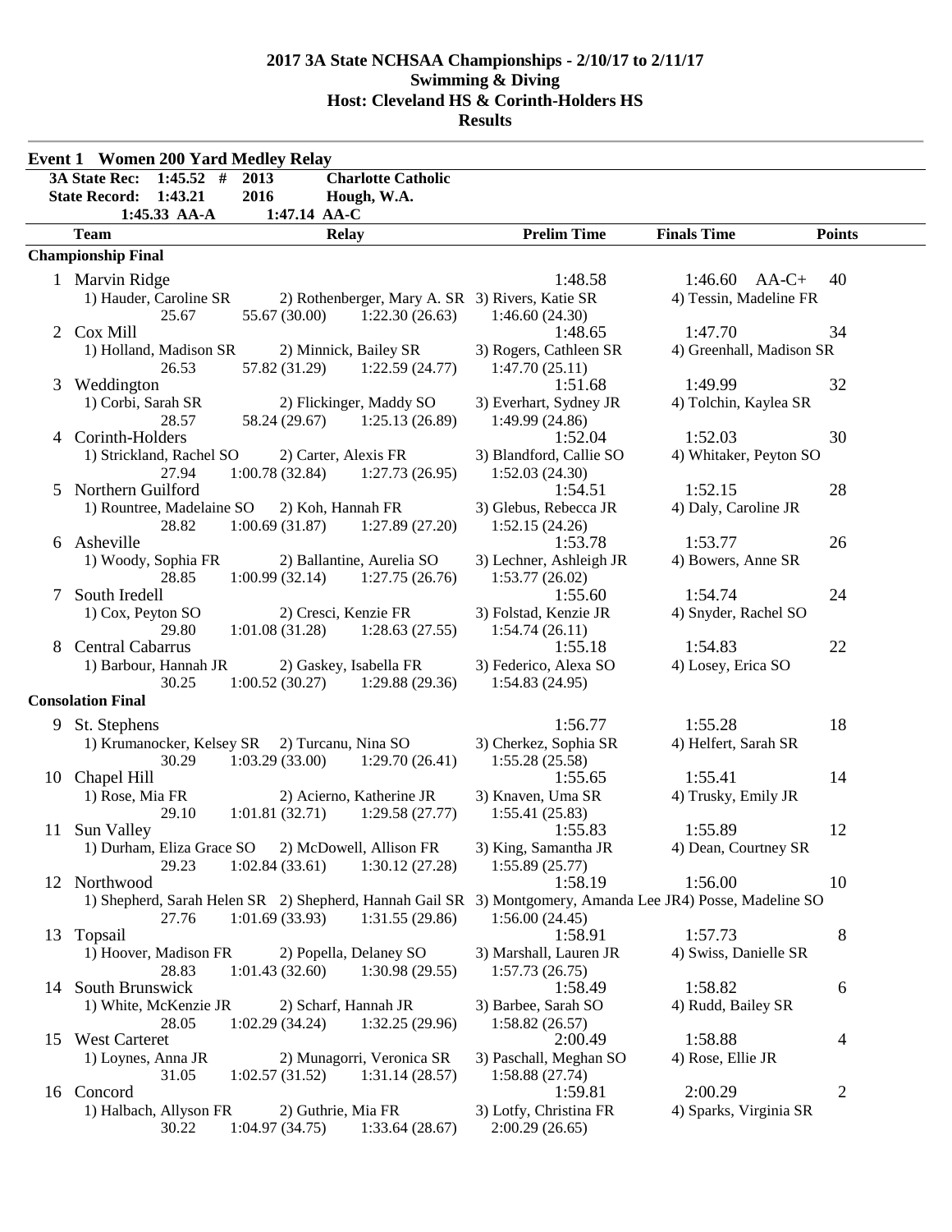# 2017 3A State NCHSAA Championships - 2/10/17 to 2/11/17
## Swimming & Diving
## Host: Cleveland HS & Corinth-Holders HS
## Results

### Event 1 Women 200 Yard Medley Relay

| | | | |
|---|---|---|---|
| 3A State Rec: | 1:45.52 # | 2013 | Charlotte Catholic |
| State Record: | 1:43.21 | 2016 | Hough, W.A. |
| | 1:45.33 AA-A | 1:47.14 AA-C | |

| | Team | Relay | Prelim Time | Finals Time | Points |
|---|---|---|---|---|---|
| **Championship Final** | | | | | |
| 1 | Marvin Ridge | | 1:48.58 | 1:46.60 AA-C+ | 40 |
| | 1) Hauder, Caroline SR | 2) Rothenberger, Mary A. SR | 3) Rivers, Katie SR | 4) Tessin, Madeline FR | |
| | 25.67 | 55.67 (30.00) 1:22.30 (26.63) | 1:46.60 (24.30) | | |
| 2 | Cox Mill | | 1:48.65 | 1:47.70 | 34 |
| | 1) Holland, Madison SR | 2) Minnick, Bailey SR | 3) Rogers, Cathleen SR | 4) Greenhall, Madison SR | |
| | 26.53 | 57.82 (31.29) 1:22.59 (24.77) | 1:47.70 (25.11) | | |
| 3 | Weddington | | 1:51.68 | 1:49.99 | 32 |
| | 1) Corbi, Sarah SR | 2) Flickinger, Maddy SO | 3) Everhart, Sydney JR | 4) Tolchin, Kaylea SR | |
| | 28.57 | 58.24 (29.67) 1:25.13 (26.89) | 1:49.99 (24.86) | | |
| 4 | Corinth-Holders | | 1:52.04 | 1:52.03 | 30 |
| | 1) Strickland, Rachel SO | 2) Carter, Alexis FR | 3) Blandford, Callie SO | 4) Whitaker, Peyton SO | |
| | 27.94 | 1:00.78 (32.84) 1:27.73 (26.95) | 1:52.03 (24.30) | | |
| 5 | Northern Guilford | | 1:54.51 | 1:52.15 | 28 |
| | 1) Rountree, Madelaine SO | 2) Koh, Hannah FR | 3) Glebus, Rebecca JR | 4) Daly, Caroline JR | |
| | 28.82 | 1:00.69 (31.87) 1:27.89 (27.20) | 1:52.15 (24.26) | | |
| 6 | Asheville | | 1:53.78 | 1:53.77 | 26 |
| | 1) Woody, Sophia FR | 2) Ballantine, Aurelia SO | 3) Lechner, Ashleigh JR | 4) Bowers, Anne SR | |
| | 28.85 | 1:00.99 (32.14) 1:27.75 (26.76) | 1:53.77 (26.02) | | |
| 7 | South Iredell | | 1:55.60 | 1:54.74 | 24 |
| | 1) Cox, Peyton SO | 2) Cresci, Kenzie FR | 3) Folstad, Kenzie JR | 4) Snyder, Rachel SO | |
| | 29.80 | 1:01.08 (31.28) 1:28.63 (27.55) | 1:54.74 (26.11) | | |
| 8 | Central Cabarrus | | 1:55.18 | 1:54.83 | 22 |
| | 1) Barbour, Hannah JR | 2) Gaskey, Isabella FR | 3) Federico, Alexa SO | 4) Losey, Erica SO | |
| | 30.25 | 1:00.52 (30.27) 1:29.88 (29.36) | 1:54.83 (24.95) | | |
| **Consolation Final** | | | | | |
| 9 | St. Stephens | | 1:56.77 | 1:55.28 | 18 |
| | 1) Krumanocker, Kelsey SR | 2) Turcanu, Nina SO | 3) Cherkez, Sophia SR | 4) Helfert, Sarah SR | |
| | 30.29 | 1:03.29 (33.00) 1:29.70 (26.41) | 1:55.28 (25.58) | | |
| 10 | Chapel Hill | | 1:55.65 | 1:55.41 | 14 |
| | 1) Rose, Mia FR | 2) Acierno, Katherine JR | 3) Knaven, Uma SR | 4) Trusky, Emily JR | |
| | 29.10 | 1:01.81 (32.71) 1:29.58 (27.77) | 1:55.41 (25.83) | | |
| 11 | Sun Valley | | 1:55.83 | 1:55.89 | 12 |
| | 1) Durham, Eliza Grace SO | 2) McDowell, Allison FR | 3) King, Samantha JR | 4) Dean, Courtney SR | |
| | 29.23 | 1:02.84 (33.61) 1:30.12 (27.28) | 1:55.89 (25.77) | | |
| 12 | Northwood | | 1:58.19 | 1:56.00 | 10 |
| | 1) Shepherd, Sarah Helen SR | 2) Shepherd, Hannah Gail SR | 3) Montgomery, Amanda Lee JR | 4) Posse, Madeline SO | |
| | 27.76 | 1:01.69 (33.93) 1:31.55 (29.86) | 1:56.00 (24.45) | | |
| 13 | Topsail | | 1:58.91 | 1:57.73 | 8 |
| | 1) Hoover, Madison FR | 2) Popella, Delaney SO | 3) Marshall, Lauren JR | 4) Swiss, Danielle SR | |
| | 28.83 | 1:01.43 (32.60) 1:30.98 (29.55) | 1:57.73 (26.75) | | |
| 14 | South Brunswick | | 1:58.49 | 1:58.82 | 6 |
| | 1) White, McKenzie JR | 2) Scharf, Hannah JR | 3) Barbee, Sarah SO | 4) Rudd, Bailey SR | |
| | 28.05 | 1:02.29 (34.24) 1:32.25 (29.96) | 1:58.82 (26.57) | | |
| 15 | West Carteret | | 2:00.49 | 1:58.88 | 4 |
| | 1) Loynes, Anna JR | 2) Munagorri, Veronica SR | 3) Paschall, Meghan SO | 4) Rose, Ellie JR | |
| | 31.05 | 1:02.57 (31.52) 1:31.14 (28.57) | 1:58.88 (27.74) | | |
| 16 | Concord | | 1:59.81 | 2:00.29 | 2 |
| | 1) Halbach, Allyson FR | 2) Guthrie, Mia FR | 3) Lotfy, Christina FR | 4) Sparks, Virginia SR | |
| | 30.22 | 1:04.97 (34.75) 1:33.64 (28.67) | 2:00.29 (26.65) | | |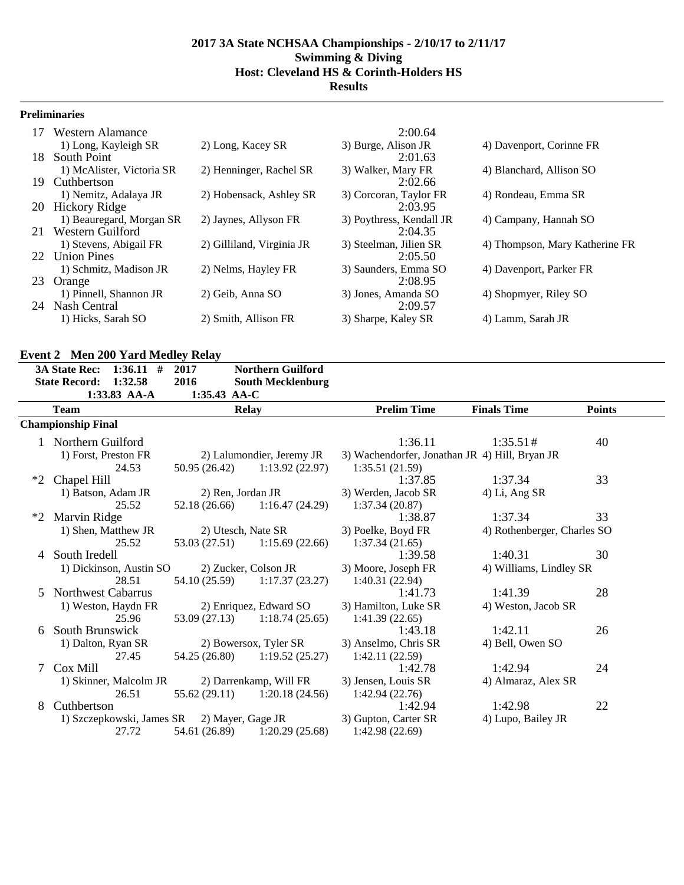# 2017 3A State NCHSAA Championships - 2/10/17 to 2/11/17
## Swimming & Diving
## Host: Cleveland HS & Corinth-Holders HS
## Results

### Preliminaries

| | Team | | | Time | |
|---|---|---|---|---|---|
| 17 | Western Alamance | | | 2:00.64 | |
| | 1) Long, Kayleigh SR | 2) Long, Kacey SR | 3) Burge, Alison JR | | 4) Davenport, Corinne FR |
| 18 | South Point | | | 2:01.63 | |
| | 1) McAlister, Victoria SR | 2) Henninger, Rachel SR | 3) Walker, Mary FR | | 4) Blanchard, Allison SO |
| 19 | Cuthbertson | | | 2:02.66 | |
| | 1) Nemitz, Adalaya JR | 2) Hobensack, Ashley SR | 3) Corcoran, Taylor FR | | 4) Rondeau, Emma SR |
| 20 | Hickory Ridge | | | 2:03.95 | |
| | 1) Beauregard, Morgan SR | 2) Jaynes, Allyson FR | 3) Poythress, Kendall JR | | 4) Campany, Hannah SO |
| 21 | Western Guilford | | | 2:04.35 | |
| | 1) Stevens, Abigail FR | 2) Gilliland, Virginia JR | 3) Steelman, Jilien SR | | 4) Thompson, Mary Katherine FR |
| 22 | Union Pines | | | 2:05.50 | |
| | 1) Schmitz, Madison JR | 2) Nelms, Hayley FR | 3) Saunders, Emma SO | | 4) Davenport, Parker FR |
| 23 | Orange | | | 2:08.95 | |
| | 1) Pinnell, Shannon JR | 2) Geib, Anna SO | 3) Jones, Amanda SO | | 4) Shopmyer, Riley SO |
| 24 | Nash Central | | | 2:09.57 | |
| | 1) Hicks, Sarah SO | 2) Smith, Allison FR | 3) Sharpe, Kaley SR | | 4) Lamm, Sarah JR |

### Event 2 Men 200 Yard Medley Relay

**3A State Rec: 1:36.11 # 2017 Northern Guilford**
**State Record: 1:32.58 2016 South Mecklenburg**
**1:33.83 AA-A 1:35.43 AA-C**

| | Team | Relay | | Prelim Time | Finals Time | Points |
|---|---|---|---|---|---|---|
| **Championship Final** | | | | | | |
| 1 | Northern Guilford | | | 1:36.11 | 1:35.51# | 40 |
| | 1) Forst, Preston FR | 2) Lalumondier, Jeremy JR | | 3) Wachendorfer, Jonathan JR | 4) Hill, Bryan JR | |
| | 24.53 | 50.95 (26.42) | 1:13.92 (22.97) | 1:35.51 (21.59) | | |
| *2 | Chapel Hill | | | 1:37.85 | 1:37.34 | 33 |
| | 1) Batson, Adam JR | 2) Ren, Jordan JR | | 3) Werden, Jacob SR | 4) Li, Ang SR | |
| | 25.52 | 52.18 (26.66) | 1:16.47 (24.29) | 1:37.34 (20.87) | | |
| *2 | Marvin Ridge | | | 1:38.87 | 1:37.34 | 33 |
| | 1) Shen, Matthew JR | 2) Utesch, Nate SR | | 3) Poelke, Boyd FR | 4) Rothenberger, Charles SO | |
| | 25.52 | 53.03 (27.51) | 1:15.69 (22.66) | 1:37.34 (21.65) | | |
| 4 | South Iredell | | | 1:39.58 | 1:40.31 | 30 |
| | 1) Dickinson, Austin SO | 2) Zucker, Colson JR | | 3) Moore, Joseph FR | 4) Williams, Lindley SR | |
| | 28.51 | 54.10 (25.59) | 1:17.37 (23.27) | 1:40.31 (22.94) | | |
| 5 | Northwest Cabarrus | | | 1:41.73 | 1:41.39 | 28 |
| | 1) Weston, Haydn FR | 2) Enriquez, Edward SO | | 3) Hamilton, Luke SR | 4) Weston, Jacob SR | |
| | 25.96 | 53.09 (27.13) | 1:18.74 (25.65) | 1:41.39 (22.65) | | |
| 6 | South Brunswick | | | 1:43.18 | 1:42.11 | 26 |
| | 1) Dalton, Ryan SR | 2) Bowersox, Tyler SR | | 3) Anselmo, Chris SR | 4) Bell, Owen SO | |
| | 27.45 | 54.25 (26.80) | 1:19.52 (25.27) | 1:42.11 (22.59) | | |
| 7 | Cox Mill | | | 1:42.78 | 1:42.94 | 24 |
| | 1) Skinner, Malcolm JR | 2) Darrenkamp, Will FR | | 3) Jensen, Louis SR | 4) Almaraz, Alex SR | |
| | 26.51 | 55.62 (29.11) | 1:20.18 (24.56) | 1:42.94 (22.76) | | |
| 8 | Cuthbertson | | | 1:42.94 | 1:42.98 | 22 |
| | 1) Szczepkowski, James SR | 2) Mayer, Gage JR | | 3) Gupton, Carter SR | 4) Lupo, Bailey JR | |
| | 27.72 | 54.61 (26.89) | 1:20.29 (25.68) | 1:42.98 (22.69) | | |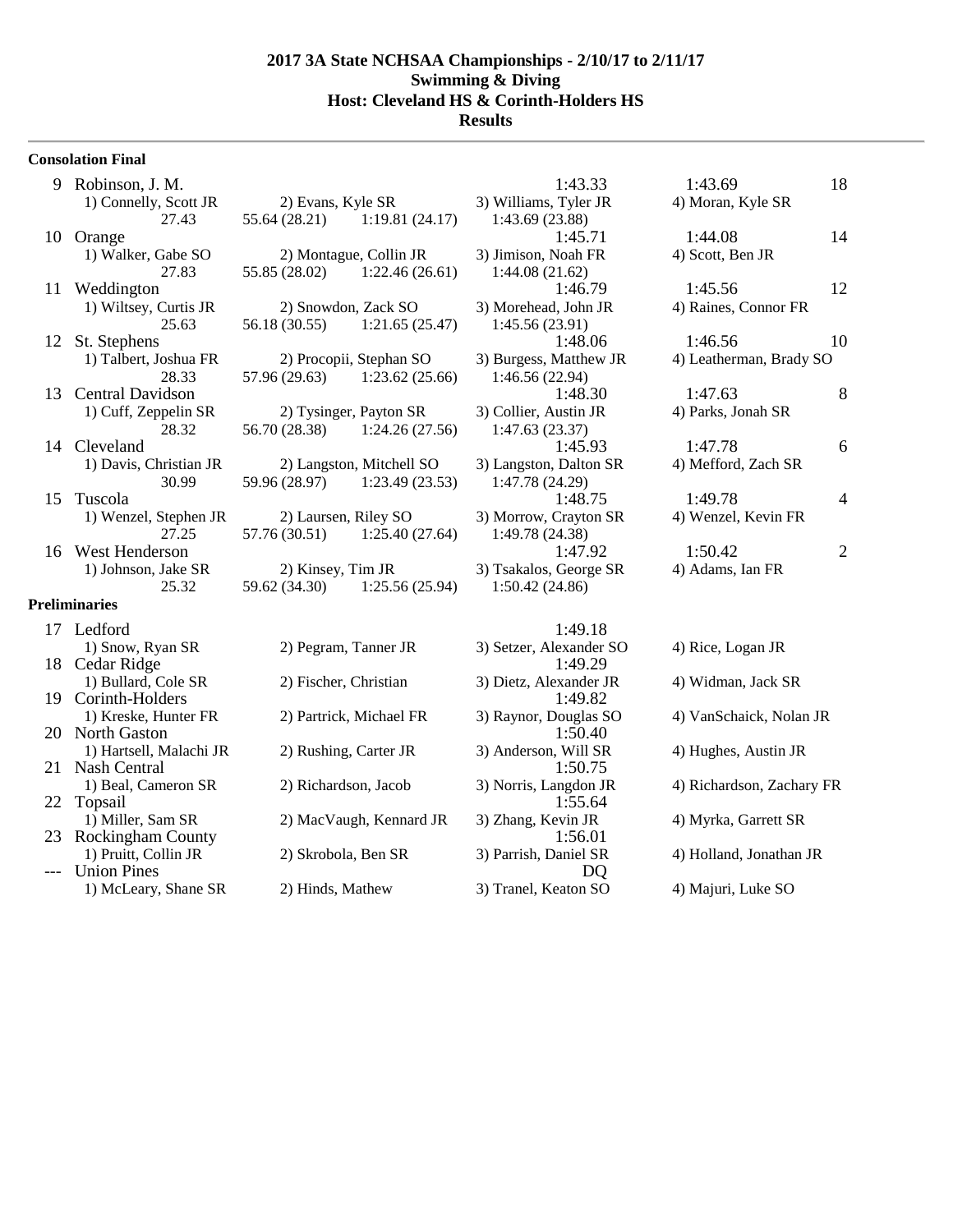# 2017 3A State NCHSAA Championships - 2/10/17 to 2/11/17
## Swimming & Diving
## Host: Cleveland HS & Corinth-Holders HS
## Results

### Consolation Final

| Place | Team | | | Seed | Finals | Points |
|---|---|---|---|---|---|---|
| 9 | Robinson, J. M. | | | 1:43.33 | 1:43.69 | 18 |
| | 1) Connelly, Scott JR | 2) Evans, Kyle SR | 3) Williams, Tyler JR | 4) Moran, Kyle SR | | |
| | 27.43 | 55.64 (28.21) | 1:19.81 (24.17) | 1:43.69 (23.88) | | |
| 10 | Orange | | | 1:45.71 | 1:44.08 | 14 |
| | 1) Walker, Gabe SO | 2) Montague, Collin JR | 3) Jimison, Noah FR | 4) Scott, Ben JR | | |
| | 27.83 | 55.85 (28.02) | 1:22.46 (26.61) | 1:44.08 (21.62) | | |
| 11 | Weddington | | | 1:46.79 | 1:45.56 | 12 |
| | 1) Wiltsey, Curtis JR | 2) Snowdon, Zack SO | 3) Morehead, John JR | 4) Raines, Connor FR | | |
| | 25.63 | 56.18 (30.55) | 1:21.65 (25.47) | 1:45.56 (23.91) | | |
| 12 | St. Stephens | | | 1:48.06 | 1:46.56 | 10 |
| | 1) Talbert, Joshua FR | 2) Procopii, Stephan SO | 3) Burgess, Matthew JR | 4) Leatherman, Brady SO | | |
| | 28.33 | 57.96 (29.63) | 1:23.62 (25.66) | 1:46.56 (22.94) | | |
| 13 | Central Davidson | | | 1:48.30 | 1:47.63 | 8 |
| | 1) Cuff, Zeppelin SR | 2) Tysinger, Payton SR | 3) Collier, Austin JR | 4) Parks, Jonah SR | | |
| | 28.32 | 56.70 (28.38) | 1:24.26 (27.56) | 1:47.63 (23.37) | | |
| 14 | Cleveland | | | 1:45.93 | 1:47.78 | 6 |
| | 1) Davis, Christian JR | 2) Langston, Mitchell SO | 3) Langston, Dalton SR | 4) Mefford, Zach SR | | |
| | 30.99 | 59.96 (28.97) | 1:23.49 (23.53) | 1:47.78 (24.29) | | |
| 15 | Tuscola | | | 1:48.75 | 1:49.78 | 4 |
| | 1) Wenzel, Stephen JR | 2) Laursen, Riley SO | 3) Morrow, Crayton SR | 4) Wenzel, Kevin FR | | |
| | 27.25 | 57.76 (30.51) | 1:25.40 (27.64) | 1:49.78 (24.38) | | |
| 16 | West Henderson | | | 1:47.92 | 1:50.42 | 2 |
| | 1) Johnson, Jake SR | 2) Kinsey, Tim JR | 3) Tsakalos, George SR | 4) Adams, Ian FR | | |
| | 25.32 | 59.62 (34.30) | 1:25.56 (25.94) | 1:50.42 (24.86) | | |

### Preliminaries

| Place | Team | | | Time |
|---|---|---|---|---|
| 17 | Ledford | | | 1:49.18 |
| | 1) Snow, Ryan SR | 2) Pegram, Tanner JR | 3) Setzer, Alexander SO | 4) Rice, Logan JR |
| 18 | Cedar Ridge | | | 1:49.29 |
| | 1) Bullard, Cole SR | 2) Fischer, Christian | 3) Dietz, Alexander JR | 4) Widman, Jack SR |
| 19 | Corinth-Holders | | | 1:49.82 |
| | 1) Kreske, Hunter FR | 2) Partrick, Michael FR | 3) Raynor, Douglas SO | 4) VanSchaick, Nolan JR |
| 20 | North Gaston | | | 1:50.40 |
| | 1) Hartsell, Malachi JR | 2) Rushing, Carter JR | 3) Anderson, Will SR | 4) Hughes, Austin JR |
| 21 | Nash Central | | | 1:50.75 |
| | 1) Beal, Cameron SR | 2) Richardson, Jacob | 3) Norris, Langdon JR | 4) Richardson, Zachary FR |
| 22 | Topsail | | | 1:55.64 |
| | 1) Miller, Sam SR | 2) MacVaugh, Kennard JR | 3) Zhang, Kevin JR | 4) Myrka, Garrett SR |
| 23 | Rockingham County | | | 1:56.01 |
| | 1) Pruitt, Collin JR | 2) Skrobola, Ben SR | 3) Parrish, Daniel SR | 4) Holland, Jonathan JR |
| --- | Union Pines | | | DQ |
| | 1) McLeary, Shane SR | 2) Hinds, Mathew | 3) Tranel, Keaton SO | 4) Majuri, Luke SO |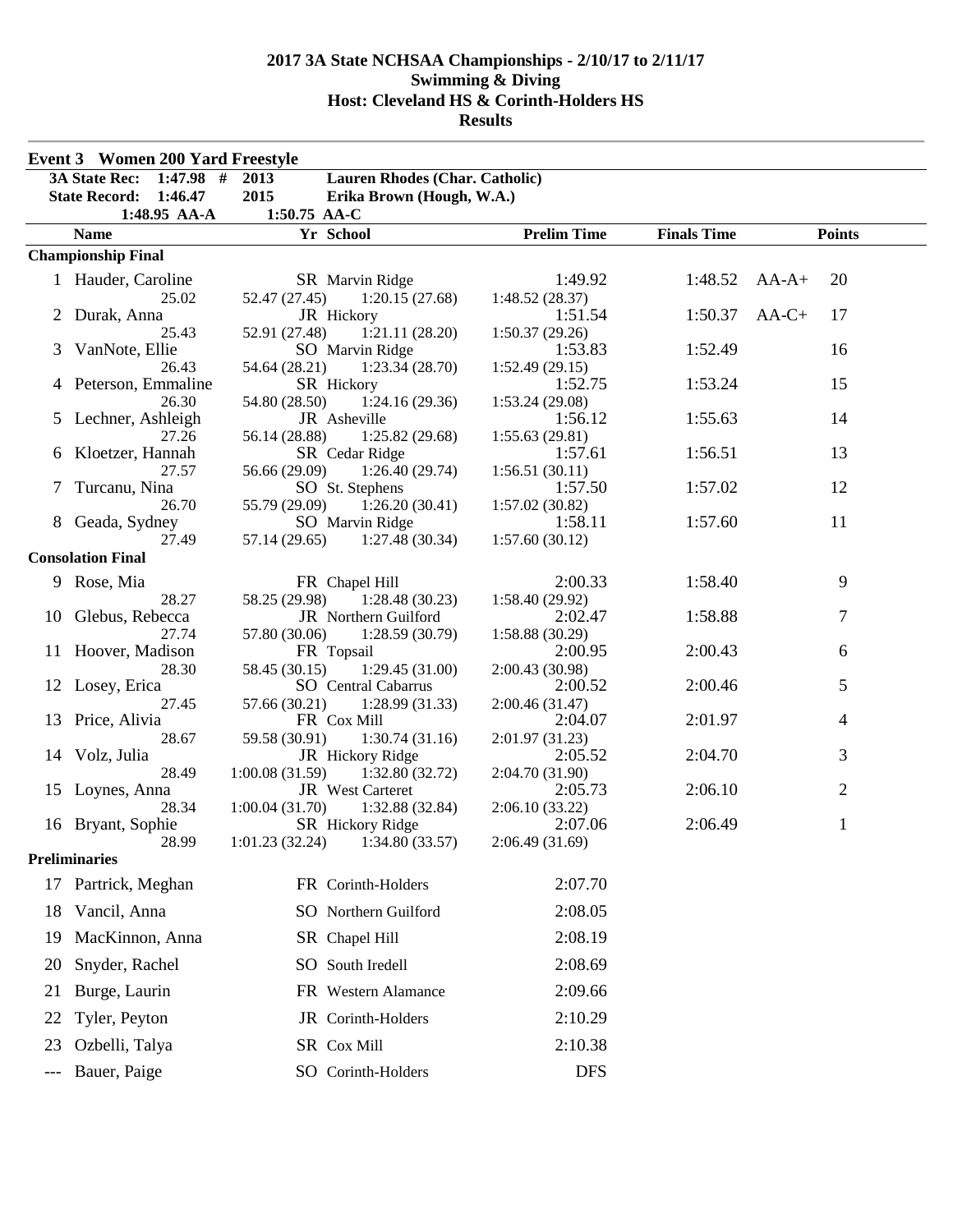# 2017 3A State NCHSAA Championships - 2/10/17 to 2/11/17
## Swimming & Diving
## Host: Cleveland HS & Corinth-Holders HS
## Results

### Event 3 Women 200 Yard Freestyle

| | | | |
|---|---|---|---|
| 3A State Rec: | 1:47.98 # | 2013 | Lauren Rhodes (Char. Catholic) |
| State Record: | 1:46.47 | 2015 | Erika Brown (Hough, W.A.) |
| | 1:48.95 AA-A | 1:50.75 AA-C | |

| | Name | Yr | School | Prelim Time | Finals Time | | Points |
|---|---|---|---|---|---|---|---|
| **Championship Final** | | | | | | | |
| 1 | Hauder, Caroline | SR | Marvin Ridge | 1:49.92 | 1:48.52 | AA-A+ | 20 |
| | 25.02 | 52.47 (27.45) | 1:20.15 (27.68) | 1:48.52 (28.37) | | | |
| 2 | Durak, Anna | JR | Hickory | 1:51.54 | 1:50.37 | AA-C+ | 17 |
| | 25.43 | 52.91 (27.48) | 1:21.11 (28.20) | 1:50.37 (29.26) | | | |
| 3 | VanNote, Ellie | SO | Marvin Ridge | 1:53.83 | 1:52.49 | | 16 |
| | 26.43 | 54.64 (28.21) | 1:23.34 (28.70) | 1:52.49 (29.15) | | | |
| 4 | Peterson, Emmaline | SR | Hickory | 1:52.75 | 1:53.24 | | 15 |
| | 26.30 | 54.80 (28.50) | 1:24.16 (29.36) | 1:53.24 (29.08) | | | |
| 5 | Lechner, Ashleigh | JR | Asheville | 1:56.12 | 1:55.63 | | 14 |
| | 27.26 | 56.14 (28.88) | 1:25.82 (29.68) | 1:55.63 (29.81) | | | |
| 6 | Kloetzer, Hannah | SR | Cedar Ridge | 1:57.61 | 1:56.51 | | 13 |
| | 27.57 | 56.66 (29.09) | 1:26.40 (29.74) | 1:56.51 (30.11) | | | |
| 7 | Turcanu, Nina | SO | St. Stephens | 1:57.50 | 1:57.02 | | 12 |
| | 26.70 | 55.79 (29.09) | 1:26.20 (30.41) | 1:57.02 (30.82) | | | |
| 8 | Geada, Sydney | SO | Marvin Ridge | 1:58.11 | 1:57.60 | | 11 |
| | 27.49 | 57.14 (29.65) | 1:27.48 (30.34) | 1:57.60 (30.12) | | | |
| **Consolation Final** | | | | | | | |
| 9 | Rose, Mia | FR | Chapel Hill | 2:00.33 | 1:58.40 | | 9 |
| | 28.27 | 58.25 (29.98) | 1:28.48 (30.23) | 1:58.40 (29.92) | | | |
| 10 | Glebus, Rebecca | JR | Northern Guilford | 2:02.47 | 1:58.88 | | 7 |
| | 27.74 | 57.80 (30.06) | 1:28.59 (30.79) | 1:58.88 (30.29) | | | |
| 11 | Hoover, Madison | FR | Topsail | 2:00.95 | 2:00.43 | | 6 |
| | 28.30 | 58.45 (30.15) | 1:29.45 (31.00) | 2:00.43 (30.98) | | | |
| 12 | Losey, Erica | SO | Central Cabarrus | 2:00.52 | 2:00.46 | | 5 |
| | 27.45 | 57.66 (30.21) | 1:28.99 (31.33) | 2:00.46 (31.47) | | | |
| 13 | Price, Alivia | FR | Cox Mill | 2:04.07 | 2:01.97 | | 4 |
| | 28.67 | 59.58 (30.91) | 1:30.74 (31.16) | 2:01.97 (31.23) | | | |
| 14 | Volz, Julia | JR | Hickory Ridge | 2:05.52 | 2:04.70 | | 3 |
| | 28.49 | 1:00.08 (31.59) | 1:32.80 (32.72) | 2:04.70 (31.90) | | | |
| 15 | Loynes, Anna | JR | West Carteret | 2:05.73 | 2:06.10 | | 2 |
| | 28.34 | 1:00.04 (31.70) | 1:32.88 (32.84) | 2:06.10 (33.22) | | | |
| 16 | Bryant, Sophie | SR | Hickory Ridge | 2:07.06 | 2:06.49 | | 1 |
| | 28.99 | 1:01.23 (32.24) | 1:34.80 (33.57) | 2:06.49 (31.69) | | | |
| **Preliminaries** | | | | | | | |
| 17 | Partrick, Meghan | FR | Corinth-Holders | 2:07.70 | | | |
| 18 | Vancil, Anna | SO | Northern Guilford | 2:08.05 | | | |
| 19 | MacKinnon, Anna | SR | Chapel Hill | 2:08.19 | | | |
| 20 | Snyder, Rachel | SO | South Iredell | 2:08.69 | | | |
| 21 | Burge, Laurin | FR | Western Alamance | 2:09.66 | | | |
| 22 | Tyler, Peyton | JR | Corinth-Holders | 2:10.29 | | | |
| 23 | Ozbelli, Talya | SR | Cox Mill | 2:10.38 | | | |
| --- | Bauer, Paige | SO | Corinth-Holders | DFS | | | |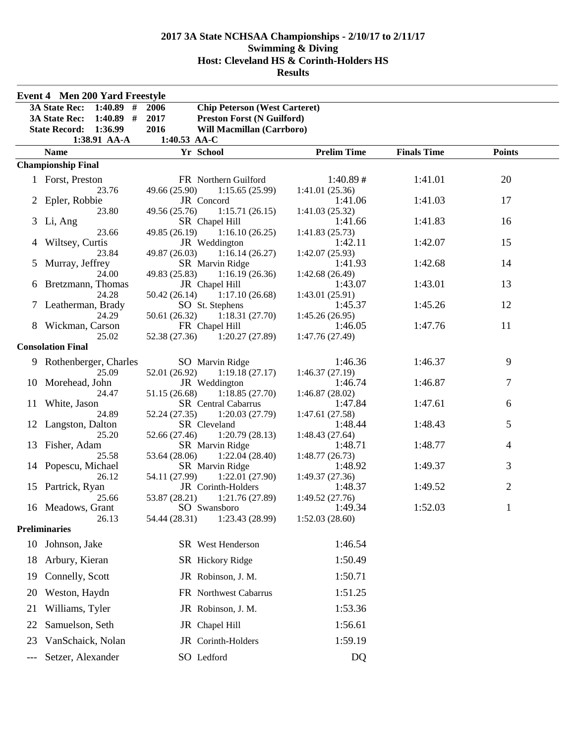# 2017 3A State NCHSAA Championships - 2/10/17 to 2/11/17
## Swimming & Diving
## Host: Cleveland HS & Corinth-Holders HS
## Results

### Event 4 Men 200 Yard Freestyle

| | | | |
|---|---|---|---|
| 3A State Rec: | 1:40.89 # | 2006 | Chip Peterson (West Carteret) |
| 3A State Rec: | 1:40.89 # | 2017 | Preston Forst (N Guilford) |
| State Record: | 1:36.99 | 2016 | Will Macmillan (Carrboro) |
| | 1:38.91 AA-A | 1:40.53 AA-C | |

| | Name | Yr | School | Prelim Time | Finals Time | Points |
|---|---|---|---|---|---|---|
| **Championship Final** | | | | | | |
| 1 | Forst, Preston | FR | Northern Guilford | 1:40.89 # | 1:41.01 | 20 |
| | 23.76 | 49.66 (25.90) | 1:15.65 (25.99) | 1:41.01 (25.36) | | |
| 2 | Epler, Robbie | JR | Concord | 1:41.06 | 1:41.03 | 17 |
| | 23.80 | 49.56 (25.76) | 1:15.71 (26.15) | 1:41.03 (25.32) | | |
| 3 | Li, Ang | SR | Chapel Hill | 1:41.66 | 1:41.83 | 16 |
| | 23.66 | 49.85 (26.19) | 1:16.10 (26.25) | 1:41.83 (25.73) | | |
| 4 | Wiltsey, Curtis | JR | Weddington | 1:42.11 | 1:42.07 | 15 |
| | 23.84 | 49.87 (26.03) | 1:16.14 (26.27) | 1:42.07 (25.93) | | |
| 5 | Murray, Jeffrey | SR | Marvin Ridge | 1:41.93 | 1:42.68 | 14 |
| | 24.00 | 49.83 (25.83) | 1:16.19 (26.36) | 1:42.68 (26.49) | | |
| 6 | Bretzmann, Thomas | JR | Chapel Hill | 1:43.07 | 1:43.01 | 13 |
| | 24.28 | 50.42 (26.14) | 1:17.10 (26.68) | 1:43.01 (25.91) | | |
| 7 | Leatherman, Brady | SO | St. Stephens | 1:45.37 | 1:45.26 | 12 |
| | 24.29 | 50.61 (26.32) | 1:18.31 (27.70) | 1:45.26 (26.95) | | |
| 8 | Wickman, Carson | FR | Chapel Hill | 1:46.05 | 1:47.76 | 11 |
| | 25.02 | 52.38 (27.36) | 1:20.27 (27.89) | 1:47.76 (27.49) | | |
| **Consolation Final** | | | | | | |
| 9 | Rothenberger, Charles | SO | Marvin Ridge | 1:46.36 | 1:46.37 | 9 |
| | 25.09 | 52.01 (26.92) | 1:19.18 (27.17) | 1:46.37 (27.19) | | |
| 10 | Morehead, John | JR | Weddington | 1:46.74 | 1:46.87 | 7 |
| | 24.47 | 51.15 (26.68) | 1:18.85 (27.70) | 1:46.87 (28.02) | | |
| 11 | White, Jason | SR | Central Cabarrus | 1:47.84 | 1:47.61 | 6 |
| | 24.89 | 52.24 (27.35) | 1:20.03 (27.79) | 1:47.61 (27.58) | | |
| 12 | Langston, Dalton | SR | Cleveland | 1:48.44 | 1:48.43 | 5 |
| | 25.20 | 52.66 (27.46) | 1:20.79 (28.13) | 1:48.43 (27.64) | | |
| 13 | Fisher, Adam | SR | Marvin Ridge | 1:48.71 | 1:48.77 | 4 |
| | 25.58 | 53.64 (28.06) | 1:22.04 (28.40) | 1:48.77 (26.73) | | |
| 14 | Popescu, Michael | SR | Marvin Ridge | 1:48.92 | 1:49.37 | 3 |
| | 26.12 | 54.11 (27.99) | 1:22.01 (27.90) | 1:49.37 (27.36) | | |
| 15 | Partrick, Ryan | JR | Corinth-Holders | 1:48.37 | 1:49.52 | 2 |
| | 25.66 | 53.87 (28.21) | 1:21.76 (27.89) | 1:49.52 (27.76) | | |
| 16 | Meadows, Grant | SO | Swansboro | 1:49.34 | 1:52.03 | 1 |
| | 26.13 | 54.44 (28.31) | 1:23.43 (28.99) | 1:52.03 (28.60) | | |
| **Preliminaries** | | | | | | |
| 10 | Johnson, Jake | SR | West Henderson | 1:46.54 | | |
| 18 | Arbury, Kieran | SR | Hickory Ridge | 1:50.49 | | |
| 19 | Connelly, Scott | JR | Robinson, J. M. | 1:50.71 | | |
| 20 | Weston, Haydn | FR | Northwest Cabarrus | 1:51.25 | | |
| 21 | Williams, Tyler | JR | Robinson, J. M. | 1:53.36 | | |
| 22 | Samuelson, Seth | JR | Chapel Hill | 1:56.61 | | |
| 23 | VanSchaick, Nolan | JR | Corinth-Holders | 1:59.19 | | |
| --- | Setzer, Alexander | SO | Ledford | DQ | | |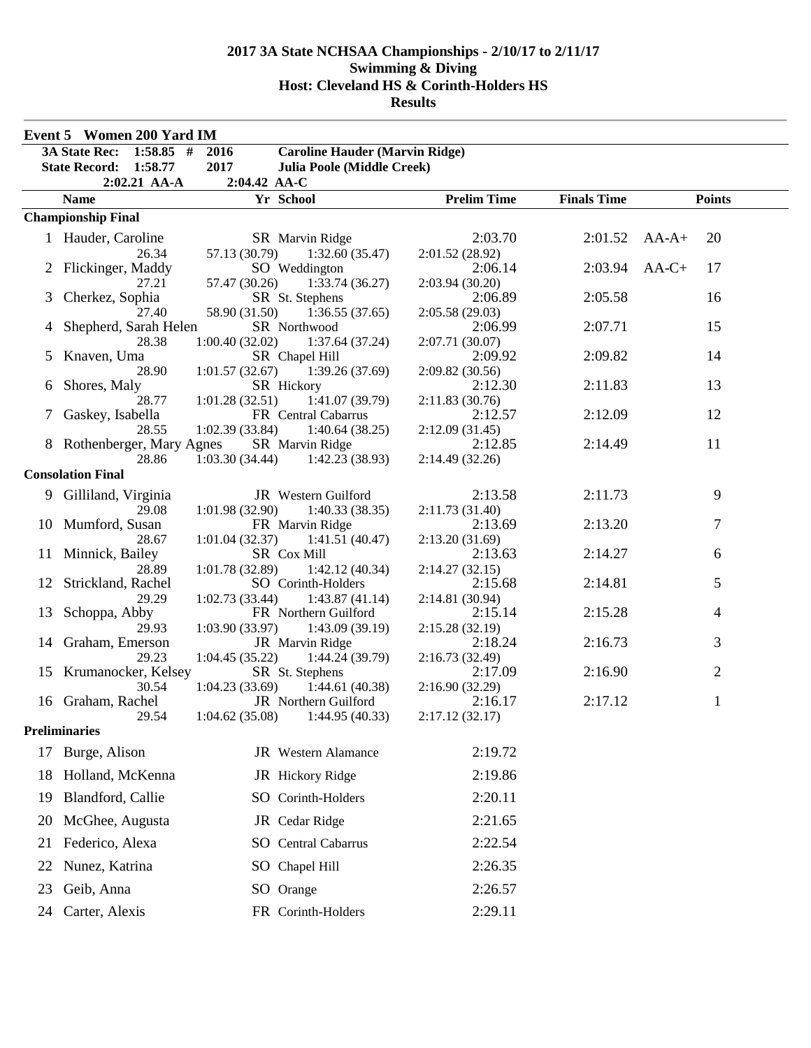# 2017 3A State NCHSAA Championships - 2/10/17 to 2/11/17
## Swimming & Diving
## Host: Cleveland HS & Corinth-Holders HS
## Results

### Event 5 Women 200 Yard IM

| | | | |
|---|---|---|---|
| 3A State Rec: | 1:58.85 # | 2016 | Caroline Hauder (Marvin Ridge) |
| State Record: | 1:58.77 | 2017 | Julia Poole (Middle Creek) |
| | 2:02.21 AA-A | 2:04.42 AA-C | |

| Place | Name | Yr | School | Prelim Time | Finals Time | | Points |
|---|---|---|---|---|---|---|---|
| **Championship Final** | | | | | | | |
| 1 | Hauder, Caroline | SR | Marvin Ridge | 2:03.70 | 2:01.52 | AA-A+ | 20 |
| | 26.34 | 57.13 (30.79) | 1:32.60 (35.47) | 2:01.52 (28.92) | | | |
| 2 | Flickinger, Maddy | SO | Weddington | 2:06.14 | 2:03.94 | AA-C+ | 17 |
| | 27.21 | 57.47 (30.26) | 1:33.74 (36.27) | 2:03.94 (30.20) | | | |
| 3 | Cherkez, Sophia | SR | St. Stephens | 2:06.89 | 2:05.58 | | 16 |
| | 27.40 | 58.90 (31.50) | 1:36.55 (37.65) | 2:05.58 (29.03) | | | |
| 4 | Shepherd, Sarah Helen | SR | Northwood | 2:06.99 | 2:07.71 | | 15 |
| | 28.38 | 1:00.40 (32.02) | 1:37.64 (37.24) | 2:07.71 (30.07) | | | |
| 5 | Knaven, Uma | SR | Chapel Hill | 2:09.92 | 2:09.82 | | 14 |
| | 28.90 | 1:01.57 (32.67) | 1:39.26 (37.69) | 2:09.82 (30.56) | | | |
| 6 | Shores, Maly | SR | Hickory | 2:12.30 | 2:11.83 | | 13 |
| | 28.77 | 1:01.28 (32.51) | 1:41.07 (39.79) | 2:11.83 (30.76) | | | |
| 7 | Gaskey, Isabella | FR | Central Cabarrus | 2:12.57 | 2:12.09 | | 12 |
| | 28.55 | 1:02.39 (33.84) | 1:40.64 (38.25) | 2:12.09 (31.45) | | | |
| 8 | Rothenberger, Mary Agnes | SR | Marvin Ridge | 2:12.85 | 2:14.49 | | 11 |
| | 28.86 | 1:03.30 (34.44) | 1:42.23 (38.93) | 2:14.49 (32.26) | | | |
| **Consolation Final** | | | | | | | |
| 9 | Gilliland, Virginia | JR | Western Guilford | 2:13.58 | 2:11.73 | | 9 |
| | 29.08 | 1:01.98 (32.90) | 1:40.33 (38.35) | 2:11.73 (31.40) | | | |
| 10 | Mumford, Susan | FR | Marvin Ridge | 2:13.69 | 2:13.20 | | 7 |
| | 28.67 | 1:01.04 (32.37) | 1:41.51 (40.47) | 2:13.20 (31.69) | | | |
| 11 | Minnick, Bailey | SR | Cox Mill | 2:13.63 | 2:14.27 | | 6 |
| | 28.89 | 1:01.78 (32.89) | 1:42.12 (40.34) | 2:14.27 (32.15) | | | |
| 12 | Strickland, Rachel | SO | Corinth-Holders | 2:15.68 | 2:14.81 | | 5 |
| | 29.29 | 1:02.73 (33.44) | 1:43.87 (41.14) | 2:14.81 (30.94) | | | |
| 13 | Schoppa, Abby | FR | Northern Guilford | 2:15.14 | 2:15.28 | | 4 |
| | 29.93 | 1:03.90 (33.97) | 1:43.09 (39.19) | 2:15.28 (32.19) | | | |
| 14 | Graham, Emerson | JR | Marvin Ridge | 2:18.24 | 2:16.73 | | 3 |
| | 29.23 | 1:04.45 (35.22) | 1:44.24 (39.79) | 2:16.73 (32.49) | | | |
| 15 | Krumanocker, Kelsey | SR | St. Stephens | 2:17.09 | 2:16.90 | | 2 |
| | 30.54 | 1:04.23 (33.69) | 1:44.61 (40.38) | 2:16.90 (32.29) | | | |
| 16 | Graham, Rachel | JR | Northern Guilford | 2:16.17 | 2:17.12 | | 1 |
| | 29.54 | 1:04.62 (35.08) | 1:44.95 (40.33) | 2:17.12 (32.17) | | | |
| **Preliminaries** | | | | | | | |
| 17 | Burge, Alison | JR | Western Alamance | 2:19.72 | | | |
| 18 | Holland, McKenna | JR | Hickory Ridge | 2:19.86 | | | |
| 19 | Blandford, Callie | SO | Corinth-Holders | 2:20.11 | | | |
| 20 | McGhee, Augusta | JR | Cedar Ridge | 2:21.65 | | | |
| 21 | Federico, Alexa | SO | Central Cabarrus | 2:22.54 | | | |
| 22 | Nunez, Katrina | SO | Chapel Hill | 2:26.35 | | | |
| 23 | Geib, Anna | SO | Orange | 2:26.57 | | | |
| 24 | Carter, Alexis | FR | Corinth-Holders | 2:29.11 | | | |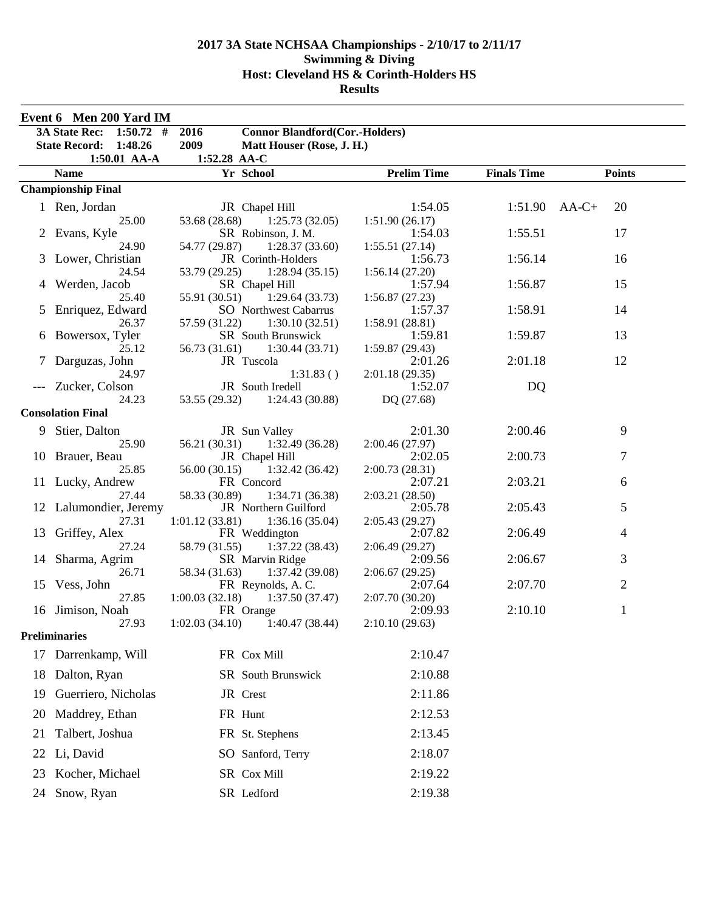# 2017 3A State NCHSAA Championships - 2/10/17 to 2/11/17
## Swimming & Diving
## Host: Cleveland HS & Corinth-Holders HS
## Results

### Event 6 Men 200 Yard IM

| | | | |
|---|---|---|---|
| 3A State Rec: | 1:50.72 # | 2016 | Connor Blandford(Cor.-Holders) |
| State Record: | 1:48.26 | 2009 | Matt Houser (Rose, J. H.) |
| | 1:50.01 AA-A | 1:52.28 AA-C | |

| | Name | Yr | School | Prelim Time | Finals Time | | Points |
|---|---|---|---|---|---|---|---|
| **Championship Final** | | | | | | | |
| 1 | Ren, Jordan | JR | Chapel Hill | 1:54.05 | 1:51.90 | AA-C+ | 20 |
| | 25.00 | 53.68 (28.68) | 1:25.73 (32.05) | 1:51.90 (26.17) | | | |
| 2 | Evans, Kyle | SR | Robinson, J. M. | 1:54.03 | 1:55.51 | | 17 |
| | 24.90 | 54.77 (29.87) | 1:28.37 (33.60) | 1:55.51 (27.14) | | | |
| 3 | Lower, Christian | JR | Corinth-Holders | 1:56.73 | 1:56.14 | | 16 |
| | 24.54 | 53.79 (29.25) | 1:28.94 (35.15) | 1:56.14 (27.20) | | | |
| 4 | Werden, Jacob | SR | Chapel Hill | 1:57.94 | 1:56.87 | | 15 |
| | 25.40 | 55.91 (30.51) | 1:29.64 (33.73) | 1:56.87 (27.23) | | | |
| 5 | Enriquez, Edward | SO | Northwest Cabarrus | 1:57.37 | 1:58.91 | | 14 |
| | 26.37 | 57.59 (31.22) | 1:30.10 (32.51) | 1:58.91 (28.81) | | | |
| 6 | Bowersox, Tyler | SR | South Brunswick | 1:59.81 | 1:59.87 | | 13 |
| | 25.12 | 56.73 (31.61) | 1:30.44 (33.71) | 1:59.87 (29.43) | | | |
| 7 | Darguzas, John | JR | Tuscola | 2:01.26 | 2:01.18 | | 12 |
| | 24.97 | | 1:31.83 ( ) | 2:01.18 (29.35) | | | |
| --- | Zucker, Colson | JR | South Iredell | 1:52.07 | DQ | | |
| | 24.23 | 53.55 (29.32) | 1:24.43 (30.88) | DQ (27.68) | | | |
| **Consolation Final** | | | | | | | |
| 9 | Stier, Dalton | JR | Sun Valley | 2:01.30 | 2:00.46 | | 9 |
| | 25.90 | 56.21 (30.31) | 1:32.49 (36.28) | 2:00.46 (27.97) | | | |
| 10 | Brauer, Beau | JR | Chapel Hill | 2:02.05 | 2:00.73 | | 7 |
| | 25.85 | 56.00 (30.15) | 1:32.42 (36.42) | 2:00.73 (28.31) | | | |
| 11 | Lucky, Andrew | FR | Concord | 2:07.21 | 2:03.21 | | 6 |
| | 27.44 | 58.33 (30.89) | 1:34.71 (36.38) | 2:03.21 (28.50) | | | |
| 12 | Lalumondier, Jeremy | JR | Northern Guilford | 2:05.78 | 2:05.43 | | 5 |
| | 27.31 | 1:01.12 (33.81) | 1:36.16 (35.04) | 2:05.43 (29.27) | | | |
| 13 | Griffey, Alex | FR | Weddington | 2:07.82 | 2:06.49 | | 4 |
| | 27.24 | 58.79 (31.55) | 1:37.22 (38.43) | 2:06.49 (29.27) | | | |
| 14 | Sharma, Agrim | SR | Marvin Ridge | 2:09.56 | 2:06.67 | | 3 |
| | 26.71 | 58.34 (31.63) | 1:37.42 (39.08) | 2:06.67 (29.25) | | | |
| 15 | Vess, John | FR | Reynolds, A. C. | 2:07.64 | 2:07.70 | | 2 |
| | 27.85 | 1:00.03 (32.18) | 1:37.50 (37.47) | 2:07.70 (30.20) | | | |
| 16 | Jimison, Noah | FR | Orange | 2:09.93 | 2:10.10 | | 1 |
| | 27.93 | 1:02.03 (34.10) | 1:40.47 (38.44) | 2:10.10 (29.63) | | | |
| **Preliminaries** | | | | | | | |
| 17 | Darrenkamp, Will | FR | Cox Mill | 2:10.47 | | | |
| 18 | Dalton, Ryan | SR | South Brunswick | 2:10.88 | | | |
| 19 | Guerriero, Nicholas | JR | Crest | 2:11.86 | | | |
| 20 | Maddrey, Ethan | FR | Hunt | 2:12.53 | | | |
| 21 | Talbert, Joshua | FR | St. Stephens | 2:13.45 | | | |
| 22 | Li, David | SO | Sanford, Terry | 2:18.07 | | | |
| 23 | Kocher, Michael | SR | Cox Mill | 2:19.22 | | | |
| 24 | Snow, Ryan | SR | Ledford | 2:19.38 | | | |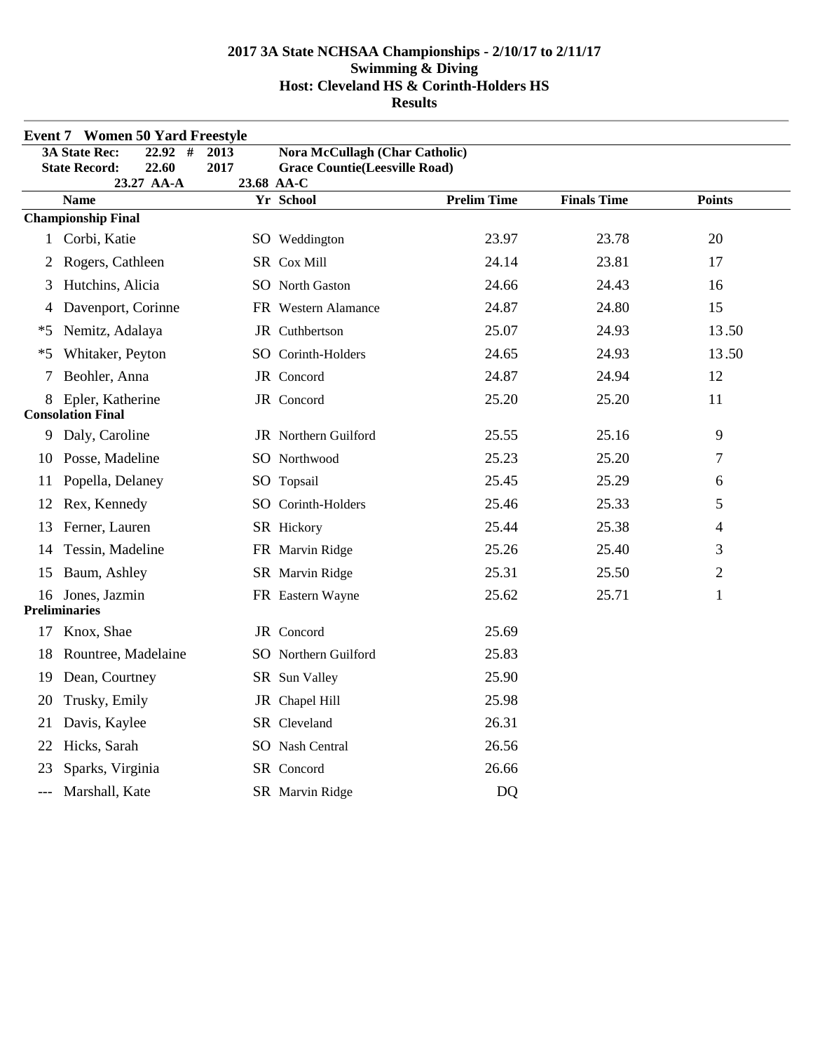# 2017 3A State NCHSAA Championships - 2/10/17 to 2/11/17
## Swimming & Diving
## Host: Cleveland HS & Corinth-Holders HS
## Results

### Event 7 Women 50 Yard Freestyle

| | | | |
|---|---|---|---|
| 3A State Rec: | 22.92 # | 2013 | Nora McCullagh (Char Catholic) |
| State Record: | 22.60 | 2017 | Grace Countie(Leesville Road) |
| | 23.27 AA-A | 23.68 AA-C | |

| | Name | Yr | School | Prelim Time | Finals Time | Points |
|---|---|---|---|---|---|---|
| **Championship Final** | | | | | | |
| 1 | Corbi, Katie | SO | Weddington | 23.97 | 23.78 | 20 |
| 2 | Rogers, Cathleen | SR | Cox Mill | 24.14 | 23.81 | 17 |
| 3 | Hutchins, Alicia | SO | North Gaston | 24.66 | 24.43 | 16 |
| 4 | Davenport, Corinne | FR | Western Alamance | 24.87 | 24.80 | 15 |
| *5 | Nemitz, Adalaya | JR | Cuthbertson | 25.07 | 24.93 | 13.50 |
| *5 | Whitaker, Peyton | SO | Corinth-Holders | 24.65 | 24.93 | 13.50 |
| 7 | Beohler, Anna | JR | Concord | 24.87 | 24.94 | 12 |
| 8 | Epler, Katherine | JR | Concord | 25.20 | 25.20 | 11 |
| **Consolation Final** | | | | | | |
| 9 | Daly, Caroline | JR | Northern Guilford | 25.55 | 25.16 | 9 |
| 10 | Posse, Madeline | SO | Northwood | 25.23 | 25.20 | 7 |
| 11 | Popella, Delaney | SO | Topsail | 25.45 | 25.29 | 6 |
| 12 | Rex, Kennedy | SO | Corinth-Holders | 25.46 | 25.33 | 5 |
| 13 | Ferner, Lauren | SR | Hickory | 25.44 | 25.38 | 4 |
| 14 | Tessin, Madeline | FR | Marvin Ridge | 25.26 | 25.40 | 3 |
| 15 | Baum, Ashley | SR | Marvin Ridge | 25.31 | 25.50 | 2 |
| 16 | Jones, Jazmin | FR | Eastern Wayne | 25.62 | 25.71 | 1 |
| **Preliminaries** | | | | | | |
| 17 | Knox, Shae | JR | Concord | 25.69 | | |
| 18 | Rountree, Madelaine | SO | Northern Guilford | 25.83 | | |
| 19 | Dean, Courtney | SR | Sun Valley | 25.90 | | |
| 20 | Trusky, Emily | JR | Chapel Hill | 25.98 | | |
| 21 | Davis, Kaylee | SR | Cleveland | 26.31 | | |
| 22 | Hicks, Sarah | SO | Nash Central | 26.56 | | |
| 23 | Sparks, Virginia | SR | Concord | 26.66 | | |
| --- | Marshall, Kate | SR | Marvin Ridge | DQ | | |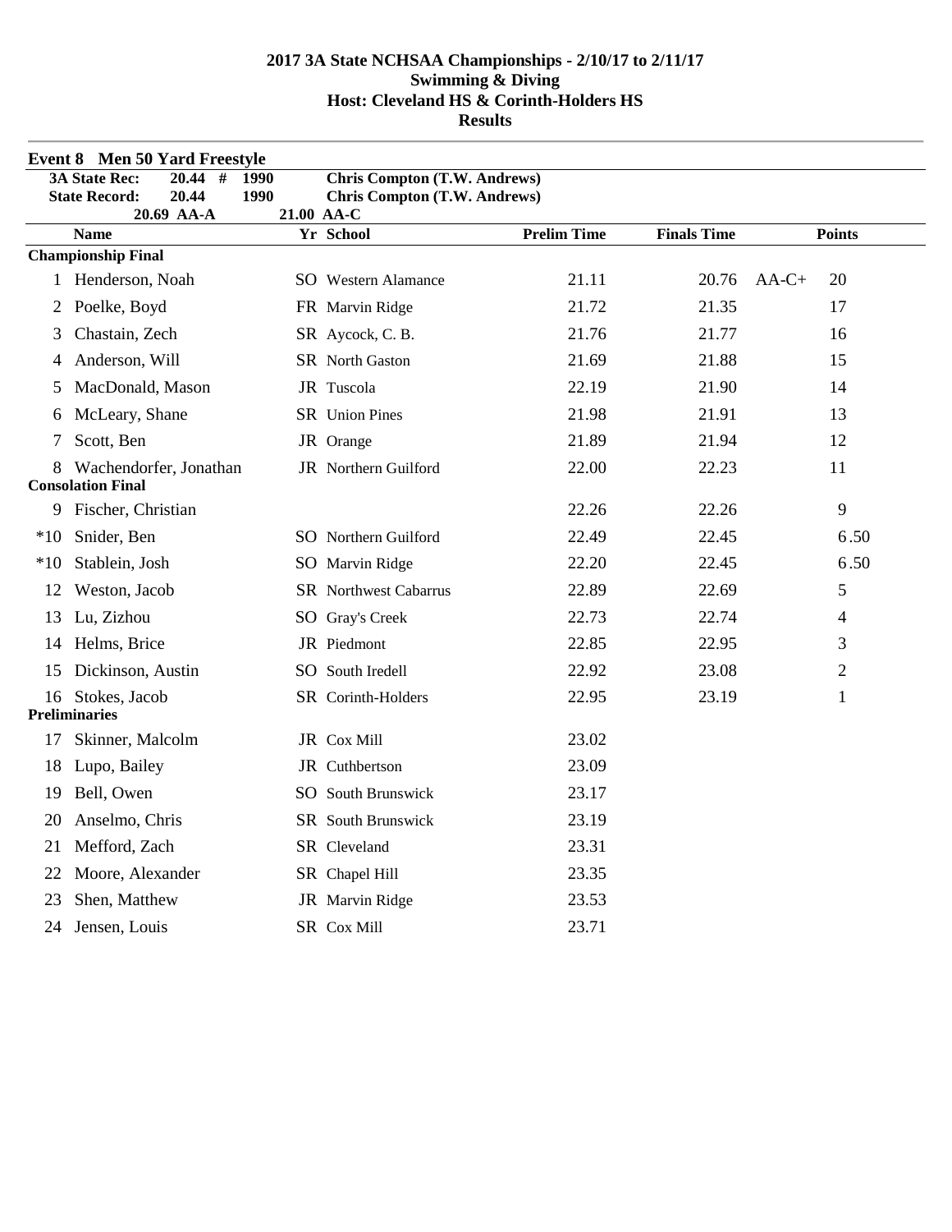# 2017 3A State NCHSAA Championships - 2/10/17 to 2/11/17
## Swimming & Diving
## Host: Cleveland HS & Corinth-Holders HS
## Results

### Event 8 Men 50 Yard Freestyle

| | | | |
|---|---|---|---|
| 3A State Rec: | 20.44 # | 1990 | Chris Compton (T.W. Andrews) |
| State Record: | 20.44 | 1990 | Chris Compton (T.W. Andrews) |
| | 20.69 AA-A | 21.00 AA-C | |

| | Name | Yr | School | Prelim Time | Finals Time | | Points |
|---|---|---|---|---|---|---|---|
| **Championship Final** | | | | | | | |
| 1 | Henderson, Noah | SO | Western Alamance | 21.11 | 20.76 | AA-C+ | 20 |
| 2 | Poelke, Boyd | FR | Marvin Ridge | 21.72 | 21.35 | | 17 |
| 3 | Chastain, Zech | SR | Aycock, C. B. | 21.76 | 21.77 | | 16 |
| 4 | Anderson, Will | SR | North Gaston | 21.69 | 21.88 | | 15 |
| 5 | MacDonald, Mason | JR | Tuscola | 22.19 | 21.90 | | 14 |
| 6 | McLeary, Shane | SR | Union Pines | 21.98 | 21.91 | | 13 |
| 7 | Scott, Ben | JR | Orange | 21.89 | 21.94 | | 12 |
| 8 | Wachendorfer, Jonathan | JR | Northern Guilford | 22.00 | 22.23 | | 11 |
| **Consolation Final** | | | | | | | |
| 9 | Fischer, Christian | | | 22.26 | 22.26 | | 9 |
| *10 | Snider, Ben | SO | Northern Guilford | 22.49 | 22.45 | | 6.50 |
| *10 | Stablein, Josh | SO | Marvin Ridge | 22.20 | 22.45 | | 6.50 |
| 12 | Weston, Jacob | SR | Northwest Cabarrus | 22.89 | 22.69 | | 5 |
| 13 | Lu, Zizhou | SO | Gray's Creek | 22.73 | 22.74 | | 4 |
| 14 | Helms, Brice | JR | Piedmont | 22.85 | 22.95 | | 3 |
| 15 | Dickinson, Austin | SO | South Iredell | 22.92 | 23.08 | | 2 |
| 16 | Stokes, Jacob | SR | Corinth-Holders | 22.95 | 23.19 | | 1 |
| **Preliminaries** | | | | | | | |
| 17 | Skinner, Malcolm | JR | Cox Mill | 23.02 | | | |
| 18 | Lupo, Bailey | JR | Cuthbertson | 23.09 | | | |
| 19 | Bell, Owen | SO | South Brunswick | 23.17 | | | |
| 20 | Anselmo, Chris | SR | South Brunswick | 23.19 | | | |
| 21 | Mefford, Zach | SR | Cleveland | 23.31 | | | |
| 22 | Moore, Alexander | SR | Chapel Hill | 23.35 | | | |
| 23 | Shen, Matthew | JR | Marvin Ridge | 23.53 | | | |
| 24 | Jensen, Louis | SR | Cox Mill | 23.71 | | | |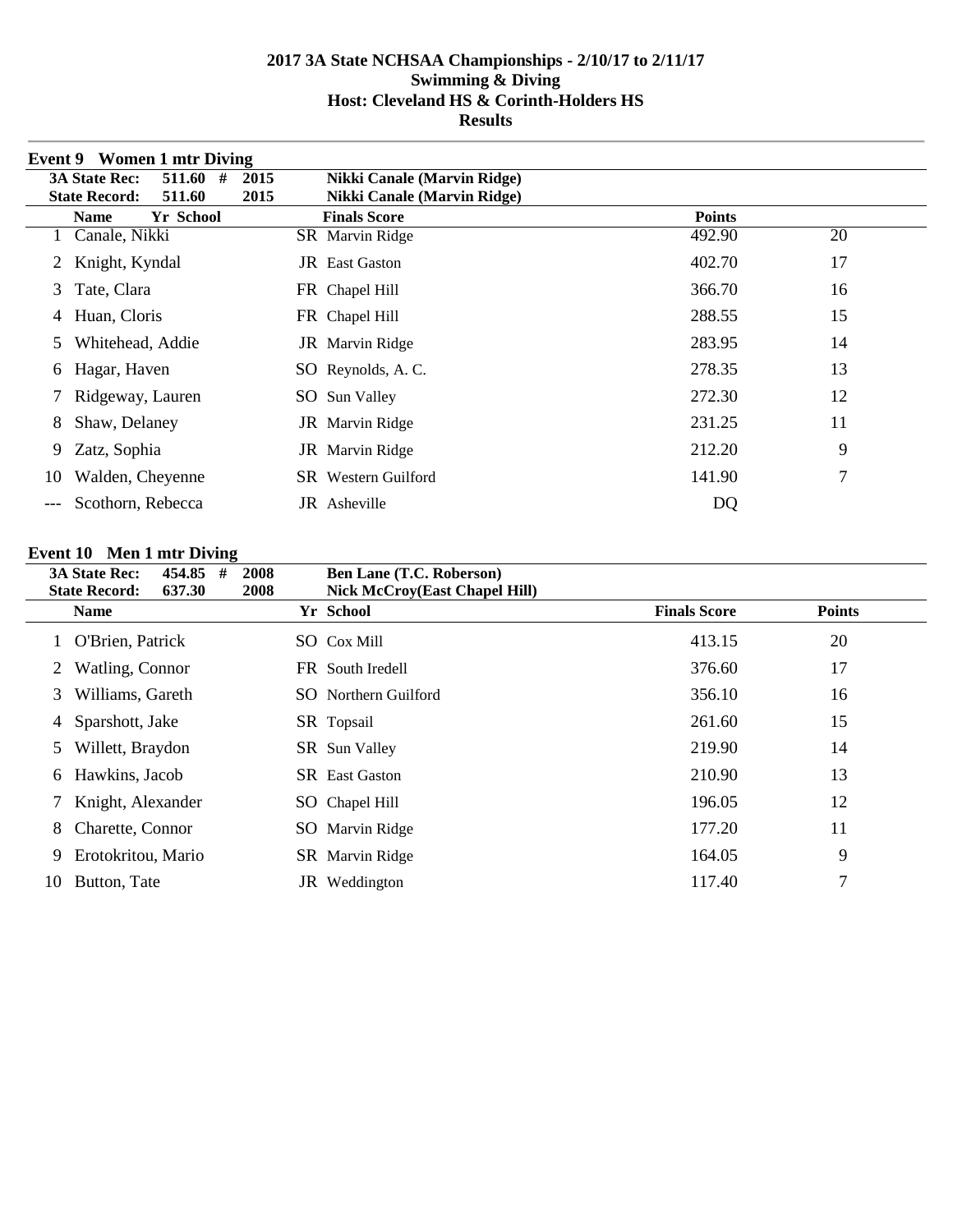## 2017 3A State NCHSAA Championships - 2/10/17 to 2/11/17
## Swimming & Diving
## Host: Cleveland HS & Corinth-Holders HS
## Results

### Event 9 Women 1 mtr Diving

**3A State Rec:** 511.60 # 2015 Nikki Canale (Marvin Ridge)
**State Record:** 511.60 2015 Nikki Canale (Marvin Ridge)

| | Name | Yr | School | Finals Score | Points |
|---|---|---|---|---|---|
| 1 | Canale, Nikki | SR | Marvin Ridge | 492.90 | 20 |
| 2 | Knight, Kyndal | JR | East Gaston | 402.70 | 17 |
| 3 | Tate, Clara | FR | Chapel Hill | 366.70 | 16 |
| 4 | Huan, Cloris | FR | Chapel Hill | 288.55 | 15 |
| 5 | Whitehead, Addie | JR | Marvin Ridge | 283.95 | 14 |
| 6 | Hagar, Haven | SO | Reynolds, A. C. | 278.35 | 13 |
| 7 | Ridgeway, Lauren | SO | Sun Valley | 272.30 | 12 |
| 8 | Shaw, Delaney | JR | Marvin Ridge | 231.25 | 11 |
| 9 | Zatz, Sophia | JR | Marvin Ridge | 212.20 | 9 |
| 10 | Walden, Cheyenne | SR | Western Guilford | 141.90 | 7 |
| --- | Scothorn, Rebecca | JR | Asheville | DQ | |

### Event 10 Men 1 mtr Diving

**3A State Rec:** 454.85 # 2008 Ben Lane (T.C. Roberson)
**State Record:** 637.30 2008 Nick McCroy(East Chapel Hill)

| | Name | Yr | School | Finals Score | Points |
|---|---|---|---|---|---|
| 1 | O'Brien, Patrick | SO | Cox Mill | 413.15 | 20 |
| 2 | Watling, Connor | FR | South Iredell | 376.60 | 17 |
| 3 | Williams, Gareth | SO | Northern Guilford | 356.10 | 16 |
| 4 | Sparshott, Jake | SR | Topsail | 261.60 | 15 |
| 5 | Willett, Braydon | SR | Sun Valley | 219.90 | 14 |
| 6 | Hawkins, Jacob | SR | East Gaston | 210.90 | 13 |
| 7 | Knight, Alexander | SO | Chapel Hill | 196.05 | 12 |
| 8 | Charette, Connor | SO | Marvin Ridge | 177.20 | 11 |
| 9 | Erotokritou, Mario | SR | Marvin Ridge | 164.05 | 9 |
| 10 | Button, Tate | JR | Weddington | 117.40 | 7 |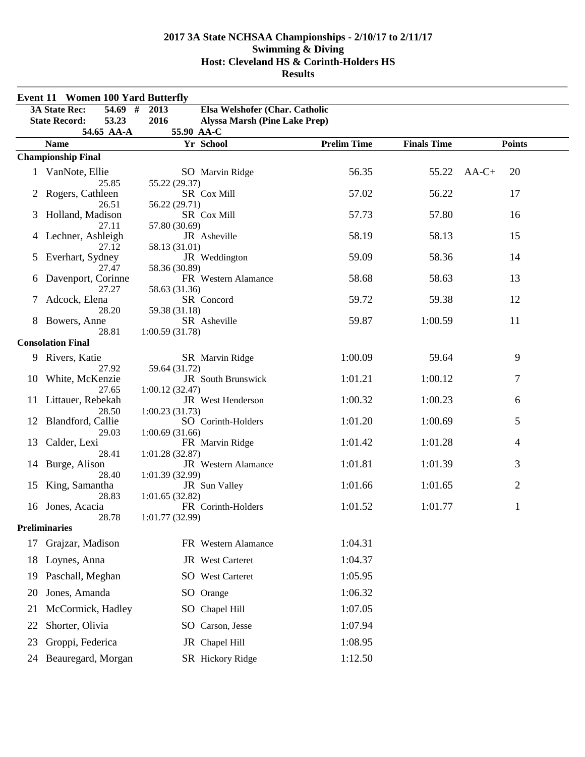# 2017 3A State NCHSAA Championships - 2/10/17 to 2/11/17
## Swimming & Diving
## Host: Cleveland HS & Corinth-Holders HS
## Results

### Event 11 Women 100 Yard Butterfly

| | | | |
|---|---|---|---|
| 3A State Rec: | 54.69 # | 2013 | Elsa Welshofer (Char. Catholic |
| State Record: | 53.23 | 2016 | Alyssa Marsh (Pine Lake Prep) |
| | 54.65 AA-A | | 55.90 AA-C |

| Place | Name | Yr | School | Prelim Time | Finals Time | | Points |
|---|---|---|---|---|---|---|---|
| **Championship Final** | | | | | | | |
| 1 | VanNote, Ellie | SO | Marvin Ridge | 56.35 | 55.22 | AA-C+ | 20 |
| | 25.85 | 55.22 (29.37) | | | | | |
| 2 | Rogers, Cathleen | SR | Cox Mill | 57.02 | 56.22 | | 17 |
| | 26.51 | 56.22 (29.71) | | | | | |
| 3 | Holland, Madison | SR | Cox Mill | 57.73 | 57.80 | | 16 |
| | 27.11 | 57.80 (30.69) | | | | | |
| 4 | Lechner, Ashleigh | JR | Asheville | 58.19 | 58.13 | | 15 |
| | 27.12 | 58.13 (31.01) | | | | | |
| 5 | Everhart, Sydney | JR | Weddington | 59.09 | 58.36 | | 14 |
| | 27.47 | 58.36 (30.89) | | | | | |
| 6 | Davenport, Corinne | FR | Western Alamance | 58.68 | 58.63 | | 13 |
| | 27.27 | 58.63 (31.36) | | | | | |
| 7 | Adcock, Elena | SR | Concord | 59.72 | 59.38 | | 12 |
| | 28.20 | 59.38 (31.18) | | | | | |
| 8 | Bowers, Anne | SR | Asheville | 59.87 | 1:00.59 | | 11 |
| | 28.81 | 1:00.59 (31.78) | | | | | |
| **Consolation Final** | | | | | | | |
| 9 | Rivers, Katie | SR | Marvin Ridge | 1:00.09 | 59.64 | | 9 |
| | 27.92 | 59.64 (31.72) | | | | | |
| 10 | White, McKenzie | JR | South Brunswick | 1:01.21 | 1:00.12 | | 7 |
| | 27.65 | 1:00.12 (32.47) | | | | | |
| 11 | Littauer, Rebekah | JR | West Henderson | 1:00.32 | 1:00.23 | | 6 |
| | 28.50 | 1:00.23 (31.73) | | | | | |
| 12 | Blandford, Callie | SO | Corinth-Holders | 1:01.20 | 1:00.69 | | 5 |
| | 29.03 | 1:00.69 (31.66) | | | | | |
| 13 | Calder, Lexi | FR | Marvin Ridge | 1:01.42 | 1:01.28 | | 4 |
| | 28.41 | 1:01.28 (32.87) | | | | | |
| 14 | Burge, Alison | JR | Western Alamance | 1:01.81 | 1:01.39 | | 3 |
| | 28.40 | 1:01.39 (32.99) | | | | | |
| 15 | King, Samantha | JR | Sun Valley | 1:01.66 | 1:01.65 | | 2 |
| | 28.83 | 1:01.65 (32.82) | | | | | |
| 16 | Jones, Acacia | FR | Corinth-Holders | 1:01.52 | 1:01.77 | | 1 |
| | 28.78 | 1:01.77 (32.99) | | | | | |
| **Preliminaries** | | | | | | | |
| 17 | Grajzar, Madison | FR | Western Alamance | 1:04.31 | | | |
| 18 | Loynes, Anna | JR | West Carteret | 1:04.37 | | | |
| 19 | Paschall, Meghan | SO | West Carteret | 1:05.95 | | | |
| 20 | Jones, Amanda | SO | Orange | 1:06.32 | | | |
| 21 | McCormick, Hadley | SO | Chapel Hill | 1:07.05 | | | |
| 22 | Shorter, Olivia | SO | Carson, Jesse | 1:07.94 | | | |
| 23 | Groppi, Federica | JR | Chapel Hill | 1:08.95 | | | |
| 24 | Beauregard, Morgan | SR | Hickory Ridge | 1:12.50 | | | |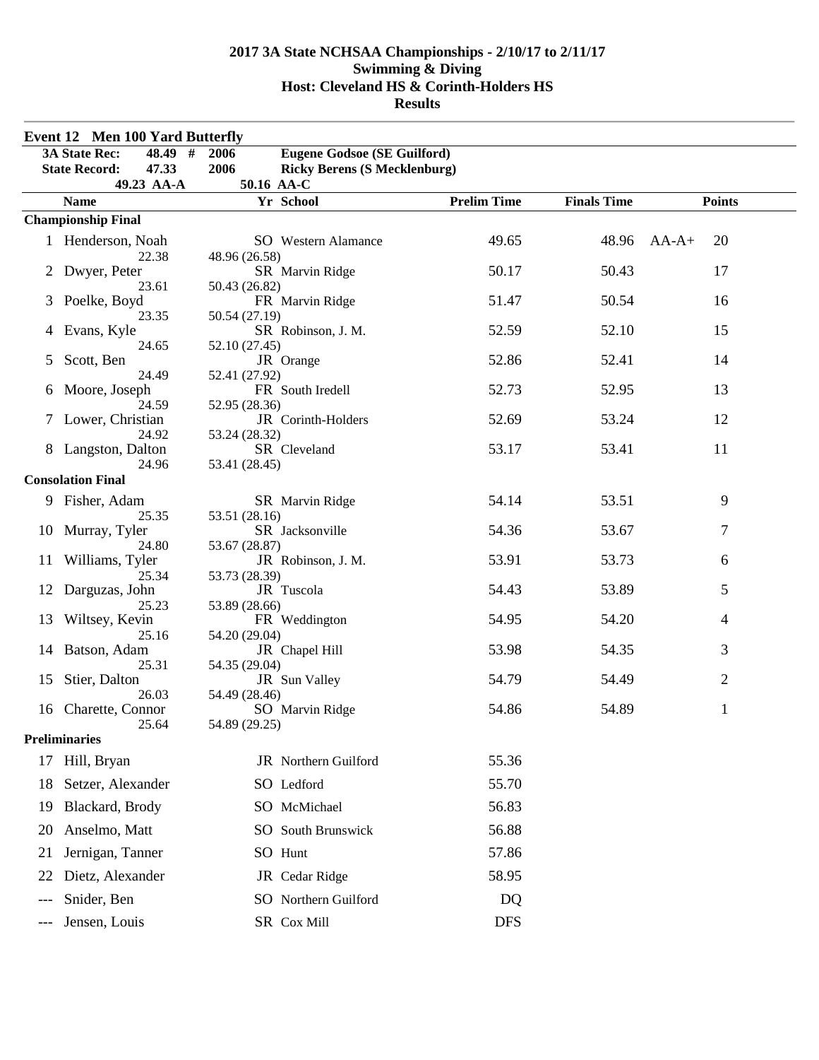# 2017 3A State NCHSAA Championships - 2/10/17 to 2/11/17
## Swimming & Diving
## Host: Cleveland HS & Corinth-Holders HS
## Results

### Event 12 Men 100 Yard Butterfly

| | | | |
|---|---|---|---|
| 3A State Rec: | 48.49 # | 2006 | Eugene Godsoe (SE Guilford) |
| State Record: | 47.33 | 2006 | Ricky Berens (S Mecklenburg) |
| | 49.23 AA-A | 50.16 AA-C | |

| | Name | Yr | School | Prelim Time | Finals Time | | Points |
|---|---|---|---|---|---|---|---|
| **Championship Final** | | | | | | | |
| 1 | Henderson, Noah | SO | Western Alamance | 49.65 | 48.96 | AA-A+ | 20 |
| | 22.38 | 48.96 (26.58) | | | | | |
| 2 | Dwyer, Peter | SR | Marvin Ridge | 50.17 | 50.43 | | 17 |
| | 23.61 | 50.43 (26.82) | | | | | |
| 3 | Poelke, Boyd | FR | Marvin Ridge | 51.47 | 50.54 | | 16 |
| | 23.35 | 50.54 (27.19) | | | | | |
| 4 | Evans, Kyle | SR | Robinson, J. M. | 52.59 | 52.10 | | 15 |
| | 24.65 | 52.10 (27.45) | | | | | |
| 5 | Scott, Ben | JR | Orange | 52.86 | 52.41 | | 14 |
| | 24.49 | 52.41 (27.92) | | | | | |
| 6 | Moore, Joseph | FR | South Iredell | 52.73 | 52.95 | | 13 |
| | 24.59 | 52.95 (28.36) | | | | | |
| 7 | Lower, Christian | JR | Corinth-Holders | 52.69 | 53.24 | | 12 |
| | 24.92 | 53.24 (28.32) | | | | | |
| 8 | Langston, Dalton | SR | Cleveland | 53.17 | 53.41 | | 11 |
| | 24.96 | 53.41 (28.45) | | | | | |
| **Consolation Final** | | | | | | | |
| 9 | Fisher, Adam | SR | Marvin Ridge | 54.14 | 53.51 | | 9 |
| | 25.35 | 53.51 (28.16) | | | | | |
| 10 | Murray, Tyler | SR | Jacksonville | 54.36 | 53.67 | | 7 |
| | 24.80 | 53.67 (28.87) | | | | | |
| 11 | Williams, Tyler | JR | Robinson, J. M. | 53.91 | 53.73 | | 6 |
| | 25.34 | 53.73 (28.39) | | | | | |
| 12 | Darguzas, John | JR | Tuscola | 54.43 | 53.89 | | 5 |
| | 25.23 | 53.89 (28.66) | | | | | |
| 13 | Wiltsey, Kevin | FR | Weddington | 54.95 | 54.20 | | 4 |
| | 25.16 | 54.20 (29.04) | | | | | |
| 14 | Batson, Adam | JR | Chapel Hill | 53.98 | 54.35 | | 3 |
| | 25.31 | 54.35 (29.04) | | | | | |
| 15 | Stier, Dalton | JR | Sun Valley | 54.79 | 54.49 | | 2 |
| | 26.03 | 54.49 (28.46) | | | | | |
| 16 | Charette, Connor | SO | Marvin Ridge | 54.86 | 54.89 | | 1 |
| | 25.64 | 54.89 (29.25) | | | | | |
| **Preliminaries** | | | | | | | |
| 17 | Hill, Bryan | JR | Northern Guilford | 55.36 | | | |
| 18 | Setzer, Alexander | SO | Ledford | 55.70 | | | |
| 19 | Blackard, Brody | SO | McMichael | 56.83 | | | |
| 20 | Anselmo, Matt | SO | South Brunswick | 56.88 | | | |
| 21 | Jernigan, Tanner | SO | Hunt | 57.86 | | | |
| 22 | Dietz, Alexander | JR | Cedar Ridge | 58.95 | | | |
| --- | Snider, Ben | SO | Northern Guilford | DQ | | | |
| --- | Jensen, Louis | SR | Cox Mill | DFS | | | |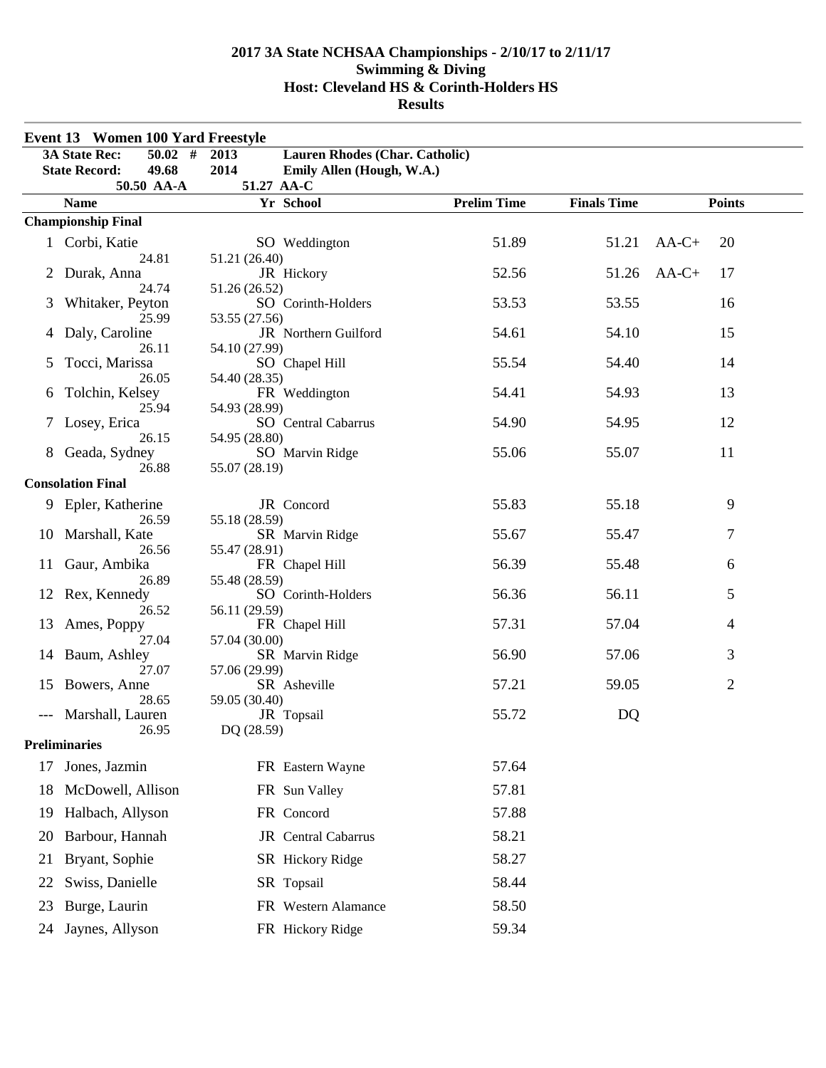# 2017 3A State NCHSAA Championships - 2/10/17 to 2/11/17
## Swimming & Diving
## Host: Cleveland HS & Corinth-Holders HS
## Results

### Event 13 Women 100 Yard Freestyle

| | | | |
|---|---|---|---|
| **3A State Rec:** | **50.02 #** | **2013** | **Lauren Rhodes (Char. Catholic)** |
| **State Record:** | **49.68** | **2014** | **Emily Allen (Hough, W.A.)** |
| | **50.50 AA-A** | **51.27 AA-C** | |

| | Name | Yr | School | Prelim Time | Finals Time | | Points |
|---|---|---|---|---|---|---|---|
| **Championship Final** | | | | | | | |
| 1 | Corbi, Katie | SO | Weddington | 51.89 | 51.21 | AA-C+ | 20 |
| | 24.81 | 51.21 (26.40) | | | | | |
| 2 | Durak, Anna | JR | Hickory | 52.56 | 51.26 | AA-C+ | 17 |
| | 24.74 | 51.26 (26.52) | | | | | |
| 3 | Whitaker, Peyton | SO | Corinth-Holders | 53.53 | 53.55 | | 16 |
| | 25.99 | 53.55 (27.56) | | | | | |
| 4 | Daly, Caroline | JR | Northern Guilford | 54.61 | 54.10 | | 15 |
| | 26.11 | 54.10 (27.99) | | | | | |
| 5 | Tocci, Marissa | SO | Chapel Hill | 55.54 | 54.40 | | 14 |
| | 26.05 | 54.40 (28.35) | | | | | |
| 6 | Tolchin, Kelsey | FR | Weddington | 54.41 | 54.93 | | 13 |
| | 25.94 | 54.93 (28.99) | | | | | |
| 7 | Losey, Erica | SO | Central Cabarrus | 54.90 | 54.95 | | 12 |
| | 26.15 | 54.95 (28.80) | | | | | |
| 8 | Geada, Sydney | SO | Marvin Ridge | 55.06 | 55.07 | | 11 |
| | 26.88 | 55.07 (28.19) | | | | | |
| **Consolation Final** | | | | | | | |
| 9 | Epler, Katherine | JR | Concord | 55.83 | 55.18 | | 9 |
| | 26.59 | 55.18 (28.59) | | | | | |
| 10 | Marshall, Kate | SR | Marvin Ridge | 55.67 | 55.47 | | 7 |
| | 26.56 | 55.47 (28.91) | | | | | |
| 11 | Gaur, Ambika | FR | Chapel Hill | 56.39 | 55.48 | | 6 |
| | 26.89 | 55.48 (28.59) | | | | | |
| 12 | Rex, Kennedy | SO | Corinth-Holders | 56.36 | 56.11 | | 5 |
| | 26.52 | 56.11 (29.59) | | | | | |
| 13 | Ames, Poppy | FR | Chapel Hill | 57.31 | 57.04 | | 4 |
| | 27.04 | 57.04 (30.00) | | | | | |
| 14 | Baum, Ashley | SR | Marvin Ridge | 56.90 | 57.06 | | 3 |
| | 27.07 | 57.06 (29.99) | | | | | |
| 15 | Bowers, Anne | SR | Asheville | 57.21 | 59.05 | | 2 |
| | 28.65 | 59.05 (30.40) | | | | | |
| --- | Marshall, Lauren | JR | Topsail | 55.72 | DQ | | |
| | 26.95 | DQ (28.59) | | | | | |
| **Preliminaries** | | | | | | | |
| 17 | Jones, Jazmin | FR | Eastern Wayne | 57.64 | | | |
| 18 | McDowell, Allison | FR | Sun Valley | 57.81 | | | |
| 19 | Halbach, Allyson | FR | Concord | 57.88 | | | |
| 20 | Barbour, Hannah | JR | Central Cabarrus | 58.21 | | | |
| 21 | Bryant, Sophie | SR | Hickory Ridge | 58.27 | | | |
| 22 | Swiss, Danielle | SR | Topsail | 58.44 | | | |
| 23 | Burge, Laurin | FR | Western Alamance | 58.50 | | | |
| 24 | Jaynes, Allyson | FR | Hickory Ridge | 59.34 | | | |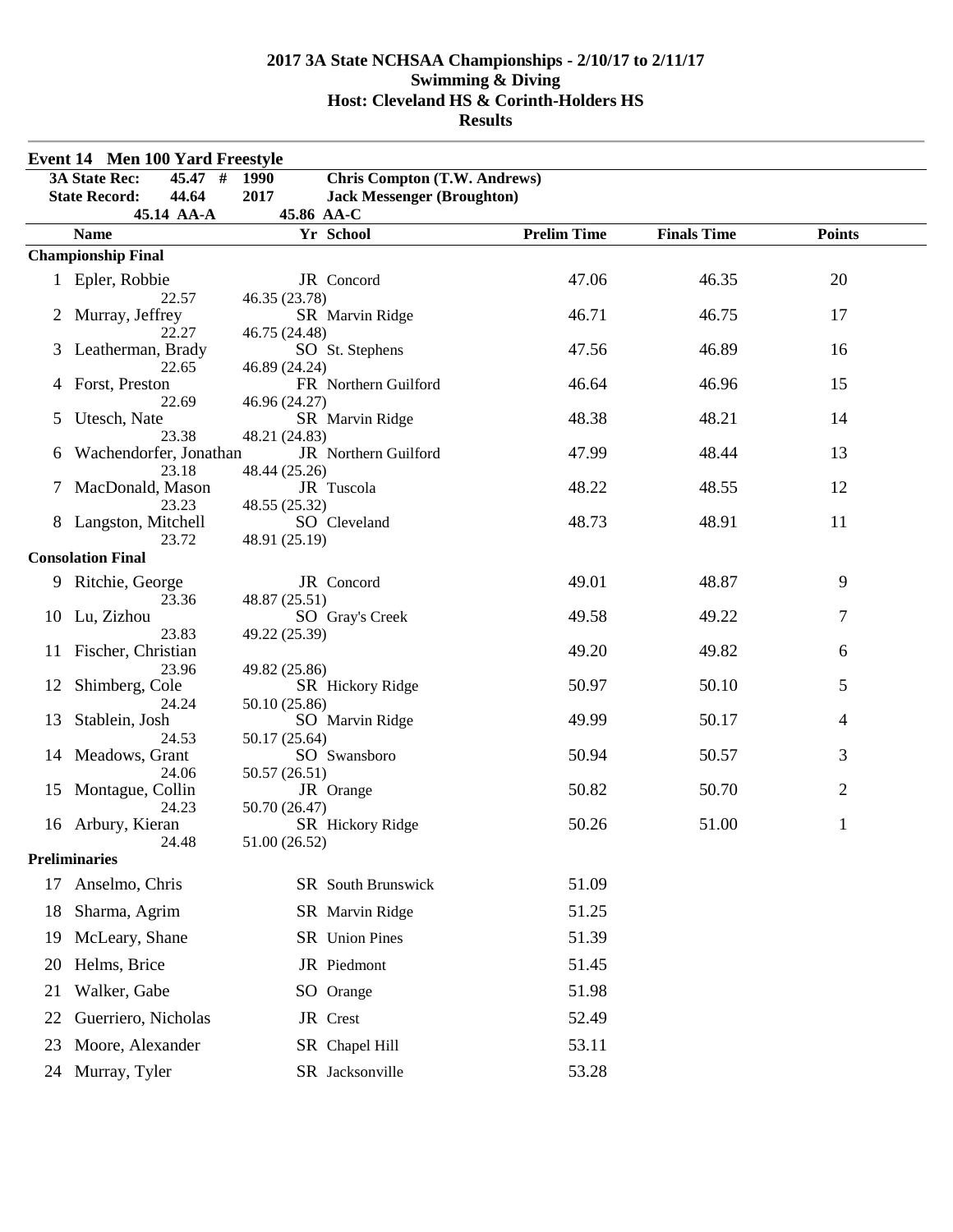# 2017 3A State NCHSAA Championships - 2/10/17 to 2/11/17
## Swimming & Diving
## Host: Cleveland HS & Corinth-Holders HS
## Results

### Event 14 Men 100 Yard Freestyle

| | | | |
|---|---|---|---|
| **3A State Rec:** | **45.47 #** | **1990** | **Chris Compton (T.W. Andrews)** |
| **State Record:** | **44.64** | **2017** | **Jack Messenger (Broughton)** |
| | **45.14 AA-A** | **45.86 AA-C** | |

| | Name | Yr | School | Prelim Time | Finals Time | Points |
|---|---|---|---|---|---|---|
| **Championship Final** | | | | | | |
| 1 | Epler, Robbie | JR | Concord | 47.06 | 46.35 | 20 |
| | 22.57 | 46.35 (23.78) | | | | |
| 2 | Murray, Jeffrey | SR | Marvin Ridge | 46.71 | 46.75 | 17 |
| | 22.27 | 46.75 (24.48) | | | | |
| 3 | Leatherman, Brady | SO | St. Stephens | 47.56 | 46.89 | 16 |
| | 22.65 | 46.89 (24.24) | | | | |
| 4 | Forst, Preston | FR | Northern Guilford | 46.64 | 46.96 | 15 |
| | 22.69 | 46.96 (24.27) | | | | |
| 5 | Utesch, Nate | SR | Marvin Ridge | 48.38 | 48.21 | 14 |
| | 23.38 | 48.21 (24.83) | | | | |
| 6 | Wachendorfer, Jonathan | JR | Northern Guilford | 47.99 | 48.44 | 13 |
| | 23.18 | 48.44 (25.26) | | | | |
| 7 | MacDonald, Mason | JR | Tuscola | 48.22 | 48.55 | 12 |
| | 23.23 | 48.55 (25.32) | | | | |
| 8 | Langston, Mitchell | SO | Cleveland | 48.73 | 48.91 | 11 |
| | 23.72 | 48.91 (25.19) | | | | |
| **Consolation Final** | | | | | | |
| 9 | Ritchie, George | JR | Concord | 49.01 | 48.87 | 9 |
| | 23.36 | 48.87 (25.51) | | | | |
| 10 | Lu, Zizhou | SO | Gray's Creek | 49.58 | 49.22 | 7 |
| | 23.83 | 49.22 (25.39) | | | | |
| 11 | Fischer, Christian | | | 49.20 | 49.82 | 6 |
| | 23.96 | 49.82 (25.86) | | | | |
| 12 | Shimberg, Cole | SR | Hickory Ridge | 50.97 | 50.10 | 5 |
| | 24.24 | 50.10 (25.86) | | | | |
| 13 | Stablein, Josh | SO | Marvin Ridge | 49.99 | 50.17 | 4 |
| | 24.53 | 50.17 (25.64) | | | | |
| 14 | Meadows, Grant | SO | Swansboro | 50.94 | 50.57 | 3 |
| | 24.06 | 50.57 (26.51) | | | | |
| 15 | Montague, Collin | JR | Orange | 50.82 | 50.70 | 2 |
| | 24.23 | 50.70 (26.47) | | | | |
| 16 | Arbury, Kieran | SR | Hickory Ridge | 50.26 | 51.00 | 1 |
| | 24.48 | 51.00 (26.52) | | | | |
| **Preliminaries** | | | | | | |
| 17 | Anselmo, Chris | SR | South Brunswick | 51.09 | | |
| 18 | Sharma, Agrim | SR | Marvin Ridge | 51.25 | | |
| 19 | McLeary, Shane | SR | Union Pines | 51.39 | | |
| 20 | Helms, Brice | JR | Piedmont | 51.45 | | |
| 21 | Walker, Gabe | SO | Orange | 51.98 | | |
| 22 | Guerriero, Nicholas | JR | Crest | 52.49 | | |
| 23 | Moore, Alexander | SR | Chapel Hill | 53.11 | | |
| 24 | Murray, Tyler | SR | Jacksonville | 53.28 | | |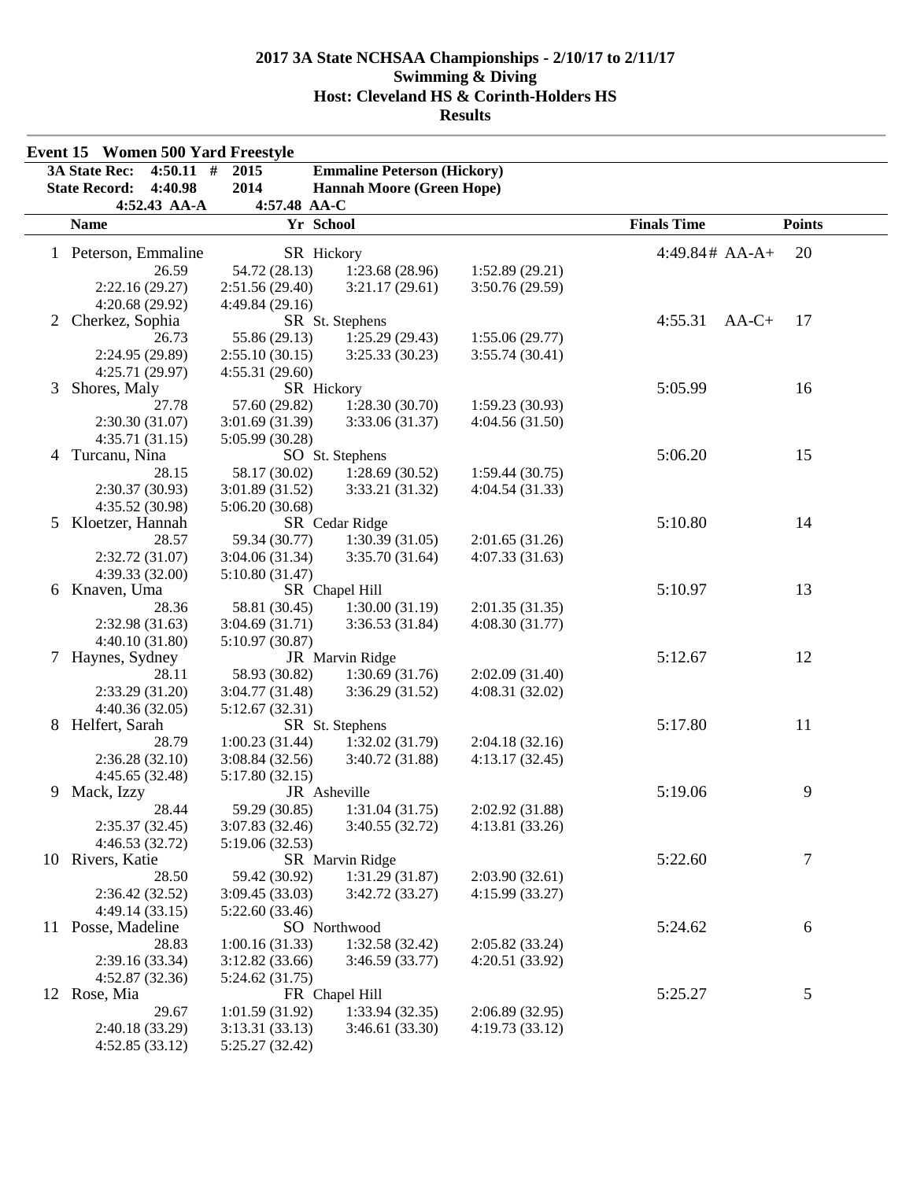# 2017 3A State NCHSAA Championships - 2/10/17 to 2/11/17
## Swimming & Diving
## Host: Cleveland HS & Corinth-Holders HS
## Results

### Event 15 Women 500 Yard Freestyle

| | | | |
|---|---|---|---|
| 3A State Rec: | 4:50.11 # | 2015 | Emmaline Peterson (Hickory) |
| State Record: | 4:40.98 | 2014 | Hannah Moore (Green Hope) |
| | 4:52.43 AA-A | 4:57.48 AA-C | |

| | Name | Yr | School | Finals Time | | Points |
|---|---|---|---|---|---|---|
| 1 | Peterson, Emmaline | SR | Hickory | 4:49.84# | AA-A+ | 20 |
| | 26.59 | 54.72 (28.13) | 1:23.68 (28.96) | 1:52.89 (29.21) | | |
| | 2:22.16 (29.27) | 2:51.56 (29.40) | 3:21.17 (29.61) | 3:50.76 (29.59) | | |
| | 4:20.68 (29.92) | 4:49.84 (29.16) | | | | |
| 2 | Cherkez, Sophia | SR | St. Stephens | 4:55.31 | AA-C+ | 17 |
| | 26.73 | 55.86 (29.13) | 1:25.29 (29.43) | 1:55.06 (29.77) | | |
| | 2:24.95 (29.89) | 2:55.10 (30.15) | 3:25.33 (30.23) | 3:55.74 (30.41) | | |
| | 4:25.71 (29.97) | 4:55.31 (29.60) | | | | |
| 3 | Shores, Maly | SR | Hickory | 5:05.99 | | 16 |
| | 27.78 | 57.60 (29.82) | 1:28.30 (30.70) | 1:59.23 (30.93) | | |
| | 2:30.30 (31.07) | 3:01.69 (31.39) | 3:33.06 (31.37) | 4:04.56 (31.50) | | |
| | 4:35.71 (31.15) | 5:05.99 (30.28) | | | | |
| 4 | Turcanu, Nina | SO | St. Stephens | 5:06.20 | | 15 |
| | 28.15 | 58.17 (30.02) | 1:28.69 (30.52) | 1:59.44 (30.75) | | |
| | 2:30.37 (30.93) | 3:01.89 (31.52) | 3:33.21 (31.32) | 4:04.54 (31.33) | | |
| | 4:35.52 (30.98) | 5:06.20 (30.68) | | | | |
| 5 | Kloetzer, Hannah | SR | Cedar Ridge | 5:10.80 | | 14 |
| | 28.57 | 59.34 (30.77) | 1:30.39 (31.05) | 2:01.65 (31.26) | | |
| | 2:32.72 (31.07) | 3:04.06 (31.34) | 3:35.70 (31.64) | 4:07.33 (31.63) | | |
| | 4:39.33 (32.00) | 5:10.80 (31.47) | | | | |
| 6 | Knaven, Uma | SR | Chapel Hill | 5:10.97 | | 13 |
| | 28.36 | 58.81 (30.45) | 1:30.00 (31.19) | 2:01.35 (31.35) | | |
| | 2:32.98 (31.63) | 3:04.69 (31.71) | 3:36.53 (31.84) | 4:08.30 (31.77) | | |
| | 4:40.10 (31.80) | 5:10.97 (30.87) | | | | |
| 7 | Haynes, Sydney | JR | Marvin Ridge | 5:12.67 | | 12 |
| | 28.11 | 58.93 (30.82) | 1:30.69 (31.76) | 2:02.09 (31.40) | | |
| | 2:33.29 (31.20) | 3:04.77 (31.48) | 3:36.29 (31.52) | 4:08.31 (32.02) | | |
| | 4:40.36 (32.05) | 5:12.67 (32.31) | | | | |
| 8 | Helfert, Sarah | SR | St. Stephens | 5:17.80 | | 11 |
| | 28.79 | 1:00.23 (31.44) | 1:32.02 (31.79) | 2:04.18 (32.16) | | |
| | 2:36.28 (32.10) | 3:08.84 (32.56) | 3:40.72 (31.88) | 4:13.17 (32.45) | | |
| | 4:45.65 (32.48) | 5:17.80 (32.15) | | | | |
| 9 | Mack, Izzy | JR | Asheville | 5:19.06 | | 9 |
| | 28.44 | 59.29 (30.85) | 1:31.04 (31.75) | 2:02.92 (31.88) | | |
| | 2:35.37 (32.45) | 3:07.83 (32.46) | 3:40.55 (32.72) | 4:13.81 (33.26) | | |
| | 4:46.53 (32.72) | 5:19.06 (32.53) | | | | |
| 10 | Rivers, Katie | SR | Marvin Ridge | 5:22.60 | | 7 |
| | 28.50 | 59.42 (30.92) | 1:31.29 (31.87) | 2:03.90 (32.61) | | |
| | 2:36.42 (32.52) | 3:09.45 (33.03) | 3:42.72 (33.27) | 4:15.99 (33.27) | | |
| | 4:49.14 (33.15) | 5:22.60 (33.46) | | | | |
| 11 | Posse, Madeline | SO | Northwood | 5:24.62 | | 6 |
| | 28.83 | 1:00.16 (31.33) | 1:32.58 (32.42) | 2:05.82 (33.24) | | |
| | 2:39.16 (33.34) | 3:12.82 (33.66) | 3:46.59 (33.77) | 4:20.51 (33.92) | | |
| | 4:52.87 (32.36) | 5:24.62 (31.75) | | | | |
| 12 | Rose, Mia | FR | Chapel Hill | 5:25.27 | | 5 |
| | 29.67 | 1:01.59 (31.92) | 1:33.94 (32.35) | 2:06.89 (32.95) | | |
| | 2:40.18 (33.29) | 3:13.31 (33.13) | 3:46.61 (33.30) | 4:19.73 (33.12) | | |
| | 4:52.85 (33.12) | 5:25.27 (32.42) | | | | |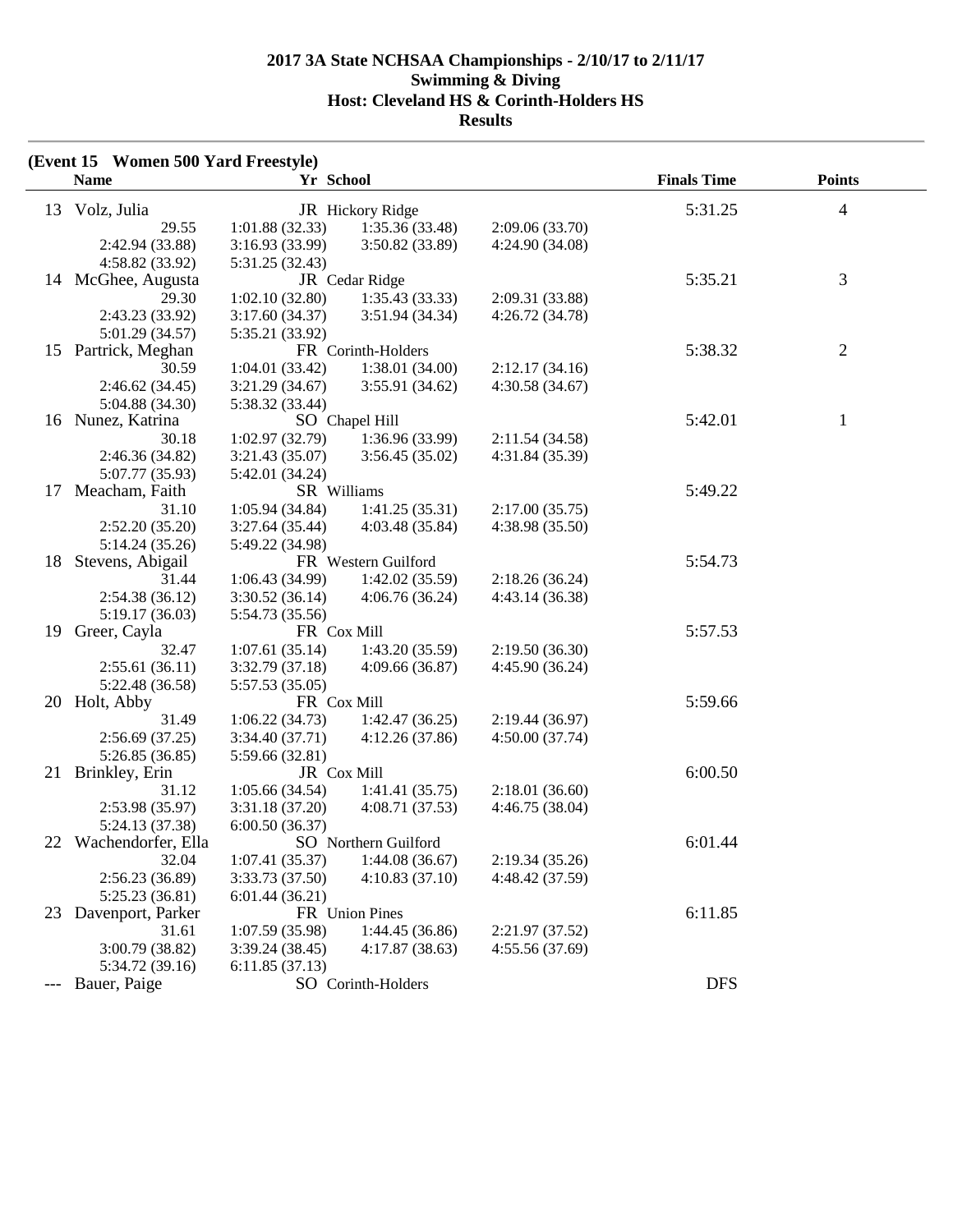# 2017 3A State NCHSAA Championships - 2/10/17 to 2/11/17
## Swimming & Diving
## Host: Cleveland HS & Corinth-Holders HS
## Results

**(Event 15 Women 500 Yard Freestyle)**

| | Name | Yr | School | | Finals Time | Points |
|---|---|---|---|---|---|---|
| 13 | Volz, Julia | JR | Hickory Ridge | | 5:31.25 | 4 |
| | 29.55 | 1:01.88 (32.33) | 1:35.36 (33.48) | 2:09.06 (33.70) | | |
| | 2:42.94 (33.88) | 3:16.93 (33.99) | 3:50.82 (33.89) | 4:24.90 (34.08) | | |
| | 4:58.82 (33.92) | 5:31.25 (32.43) | | | | |
| 14 | McGhee, Augusta | JR | Cedar Ridge | | 5:35.21 | 3 |
| | 29.30 | 1:02.10 (32.80) | 1:35.43 (33.33) | 2:09.31 (33.88) | | |
| | 2:43.23 (33.92) | 3:17.60 (34.37) | 3:51.94 (34.34) | 4:26.72 (34.78) | | |
| | 5:01.29 (34.57) | 5:35.21 (33.92) | | | | |
| 15 | Partrick, Meghan | FR | Corinth-Holders | | 5:38.32 | 2 |
| | 30.59 | 1:04.01 (33.42) | 1:38.01 (34.00) | 2:12.17 (34.16) | | |
| | 2:46.62 (34.45) | 3:21.29 (34.67) | 3:55.91 (34.62) | 4:30.58 (34.67) | | |
| | 5:04.88 (34.30) | 5:38.32 (33.44) | | | | |
| 16 | Nunez, Katrina | SO | Chapel Hill | | 5:42.01 | 1 |
| | 30.18 | 1:02.97 (32.79) | 1:36.96 (33.99) | 2:11.54 (34.58) | | |
| | 2:46.36 (34.82) | 3:21.43 (35.07) | 3:56.45 (35.02) | 4:31.84 (35.39) | | |
| | 5:07.77 (35.93) | 5:42.01 (34.24) | | | | |
| 17 | Meacham, Faith | SR | Williams | | 5:49.22 | |
| | 31.10 | 1:05.94 (34.84) | 1:41.25 (35.31) | 2:17.00 (35.75) | | |
| | 2:52.20 (35.20) | 3:27.64 (35.44) | 4:03.48 (35.84) | 4:38.98 (35.50) | | |
| | 5:14.24 (35.26) | 5:49.22 (34.98) | | | | |
| 18 | Stevens, Abigail | FR | Western Guilford | | 5:54.73 | |
| | 31.44 | 1:06.43 (34.99) | 1:42.02 (35.59) | 2:18.26 (36.24) | | |
| | 2:54.38 (36.12) | 3:30.52 (36.14) | 4:06.76 (36.24) | 4:43.14 (36.38) | | |
| | 5:19.17 (36.03) | 5:54.73 (35.56) | | | | |
| 19 | Greer, Cayla | FR | Cox Mill | | 5:57.53 | |
| | 32.47 | 1:07.61 (35.14) | 1:43.20 (35.59) | 2:19.50 (36.30) | | |
| | 2:55.61 (36.11) | 3:32.79 (37.18) | 4:09.66 (36.87) | 4:45.90 (36.24) | | |
| | 5:22.48 (36.58) | 5:57.53 (35.05) | | | | |
| 20 | Holt, Abby | FR | Cox Mill | | 5:59.66 | |
| | 31.49 | 1:06.22 (34.73) | 1:42.47 (36.25) | 2:19.44 (36.97) | | |
| | 2:56.69 (37.25) | 3:34.40 (37.71) | 4:12.26 (37.86) | 4:50.00 (37.74) | | |
| | 5:26.85 (36.85) | 5:59.66 (32.81) | | | | |
| 21 | Brinkley, Erin | JR | Cox Mill | | 6:00.50 | |
| | 31.12 | 1:05.66 (34.54) | 1:41.41 (35.75) | 2:18.01 (36.60) | | |
| | 2:53.98 (35.97) | 3:31.18 (37.20) | 4:08.71 (37.53) | 4:46.75 (38.04) | | |
| | 5:24.13 (37.38) | 6:00.50 (36.37) | | | | |
| 22 | Wachendorfer, Ella | SO | Northern Guilford | | 6:01.44 | |
| | 32.04 | 1:07.41 (35.37) | 1:44.08 (36.67) | 2:19.34 (35.26) | | |
| | 2:56.23 (36.89) | 3:33.73 (37.50) | 4:10.83 (37.10) | 4:48.42 (37.59) | | |
| | 5:25.23 (36.81) | 6:01.44 (36.21) | | | | |
| 23 | Davenport, Parker | FR | Union Pines | | 6:11.85 | |
| | 31.61 | 1:07.59 (35.98) | 1:44.45 (36.86) | 2:21.97 (37.52) | | |
| | 3:00.79 (38.82) | 3:39.24 (38.45) | 4:17.87 (38.63) | 4:55.56 (37.69) | | |
| | 5:34.72 (39.16) | 6:11.85 (37.13) | | | | |
| --- | Bauer, Paige | SO | Corinth-Holders | | DFS | |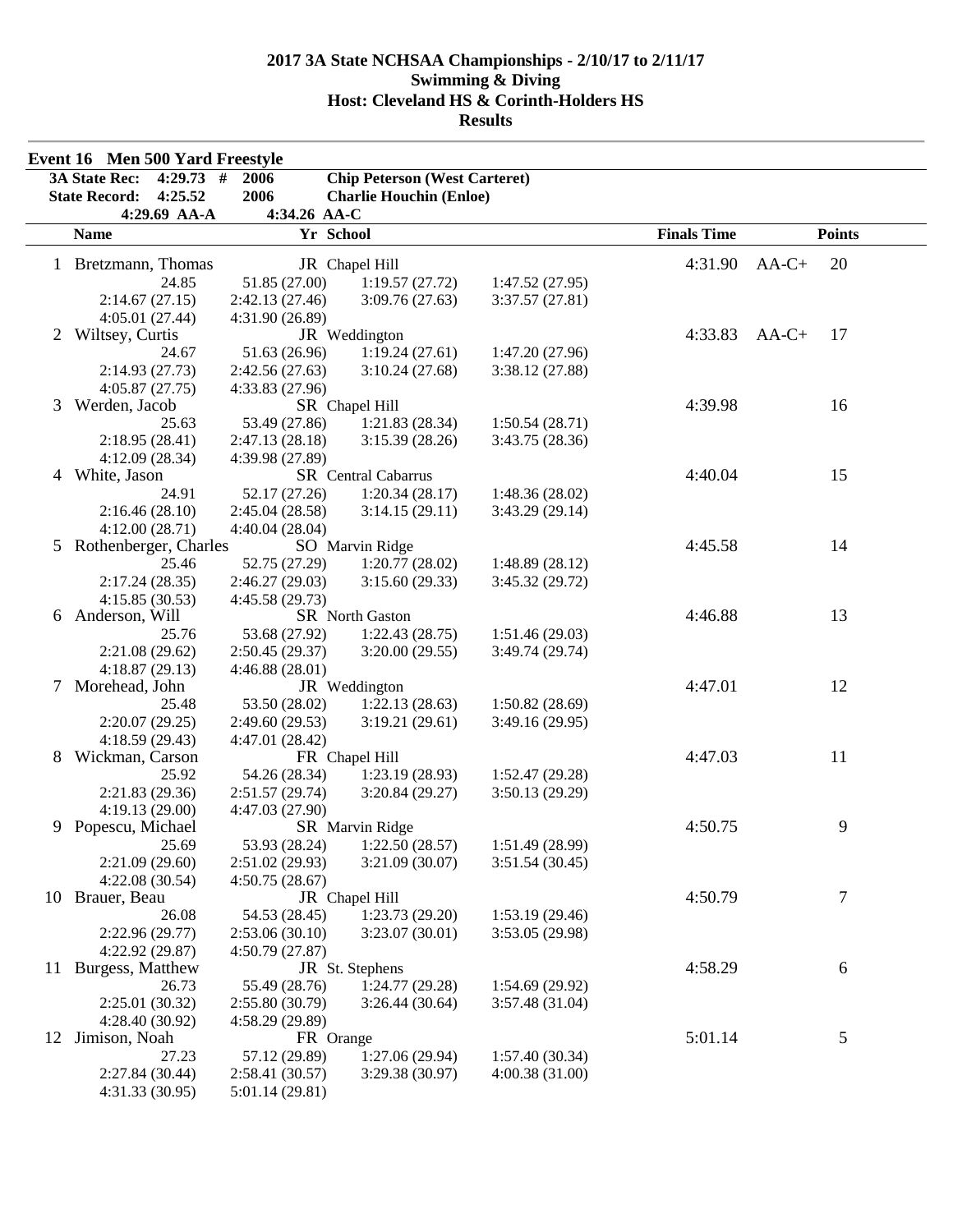# 2017 3A State NCHSAA Championships - 2/10/17 to 2/11/17
## Swimming & Diving
## Host: Cleveland HS & Corinth-Holders HS
## Results

### Event 16 Men 500 Yard Freestyle

| | | | |
|---|---|---|---|
| **3A State Rec:** | **4:29.73 #** | **2006** | **Chip Peterson (West Carteret)** |
| **State Record:** | **4:25.52** | **2006** | **Charlie Houchin (Enloe)** |
| | **4:29.69 AA-A** | **4:34.26 AA-C** | |

| | Name | Yr | School | Finals Time | | Points |
|---|---|---|---|---|---|---|
| 1 | Bretzmann, Thomas | JR | Chapel Hill | 4:31.90 | AA-C+ | 20 |
| | 24.85 / 51.85 (27.00) / 1:19.57 (27.72) / 1:47.52 (27.95) / 2:14.67 (27.15) / 2:42.13 (27.46) / 3:09.76 (27.63) / 3:37.57 (27.81) / 4:05.01 (27.44) / 4:31.90 (26.89) | | | | | |
| 2 | Wiltsey, Curtis | JR | Weddington | 4:33.83 | AA-C+ | 17 |
| | 24.67 / 51.63 (26.96) / 1:19.24 (27.61) / 1:47.20 (27.96) / 2:14.93 (27.73) / 2:42.56 (27.63) / 3:10.24 (27.68) / 3:38.12 (27.88) / 4:05.87 (27.75) / 4:33.83 (27.96) | | | | | |
| 3 | Werden, Jacob | SR | Chapel Hill | 4:39.98 | | 16 |
| | 25.63 / 53.49 (27.86) / 1:21.83 (28.34) / 1:50.54 (28.71) / 2:18.95 (28.41) / 2:47.13 (28.18) / 3:15.39 (28.26) / 3:43.75 (28.36) / 4:12.09 (28.34) / 4:39.98 (27.89) | | | | | |
| 4 | White, Jason | SR | Central Cabarrus | 4:40.04 | | 15 |
| | 24.91 / 52.17 (27.26) / 1:20.34 (28.17) / 1:48.36 (28.02) / 2:16.46 (28.10) / 2:45.04 (28.58) / 3:14.15 (29.11) / 3:43.29 (29.14) / 4:12.00 (28.71) / 4:40.04 (28.04) | | | | | |
| 5 | Rothenberger, Charles | SO | Marvin Ridge | 4:45.58 | | 14 |
| | 25.46 / 52.75 (27.29) / 1:20.77 (28.02) / 1:48.89 (28.12) / 2:17.24 (28.35) / 2:46.27 (29.03) / 3:15.60 (29.33) / 3:45.32 (29.72) / 4:15.85 (30.53) / 4:45.58 (29.73) | | | | | |
| 6 | Anderson, Will | SR | North Gaston | 4:46.88 | | 13 |
| | 25.76 / 53.68 (27.92) / 1:22.43 (28.75) / 1:51.46 (29.03) / 2:21.08 (29.62) / 2:50.45 (29.37) / 3:20.00 (29.55) / 3:49.74 (29.74) / 4:18.87 (29.13) / 4:46.88 (28.01) | | | | | |
| 7 | Morehead, John | JR | Weddington | 4:47.01 | | 12 |
| | 25.48 / 53.50 (28.02) / 1:22.13 (28.63) / 1:50.82 (28.69) / 2:20.07 (29.25) / 2:49.60 (29.53) / 3:19.21 (29.61) / 3:49.16 (29.95) / 4:18.59 (29.43) / 4:47.01 (28.42) | | | | | |
| 8 | Wickman, Carson | FR | Chapel Hill | 4:47.03 | | 11 |
| | 25.92 / 54.26 (28.34) / 1:23.19 (28.93) / 1:52.47 (29.28) / 2:21.83 (29.36) / 2:51.57 (29.74) / 3:20.84 (29.27) / 3:50.13 (29.29) / 4:19.13 (29.00) / 4:47.03 (27.90) | | | | | |
| 9 | Popescu, Michael | SR | Marvin Ridge | 4:50.75 | | 9 |
| | 25.69 / 53.93 (28.24) / 1:22.50 (28.57) / 1:51.49 (28.99) / 2:21.09 (29.60) / 2:51.02 (29.93) / 3:21.09 (30.07) / 3:51.54 (30.45) / 4:22.08 (30.54) / 4:50.75 (28.67) | | | | | |
| 10 | Brauer, Beau | JR | Chapel Hill | 4:50.79 | | 7 |
| | 26.08 / 54.53 (28.45) / 1:23.73 (29.20) / 1:53.19 (29.46) / 2:22.96 (29.77) / 2:53.06 (30.10) / 3:23.07 (30.01) / 3:53.05 (29.98) / 4:22.92 (29.87) / 4:50.79 (27.87) | | | | | |
| 11 | Burgess, Matthew | JR | St. Stephens | 4:58.29 | | 6 |
| | 26.73 / 55.49 (28.76) / 1:24.77 (29.28) / 1:54.69 (29.92) / 2:25.01 (30.32) / 2:55.80 (30.79) / 3:26.44 (30.64) / 3:57.48 (31.04) / 4:28.40 (30.92) / 4:58.29 (29.89) | | | | | |
| 12 | Jimison, Noah | FR | Orange | 5:01.14 | | 5 |
| | 27.23 / 57.12 (29.89) / 1:27.06 (29.94) / 1:57.40 (30.34) / 2:27.84 (30.44) / 2:58.41 (30.57) / 3:29.38 (30.97) / 4:00.38 (31.00) / 4:31.33 (30.95) / 5:01.14 (29.81) | | | | | |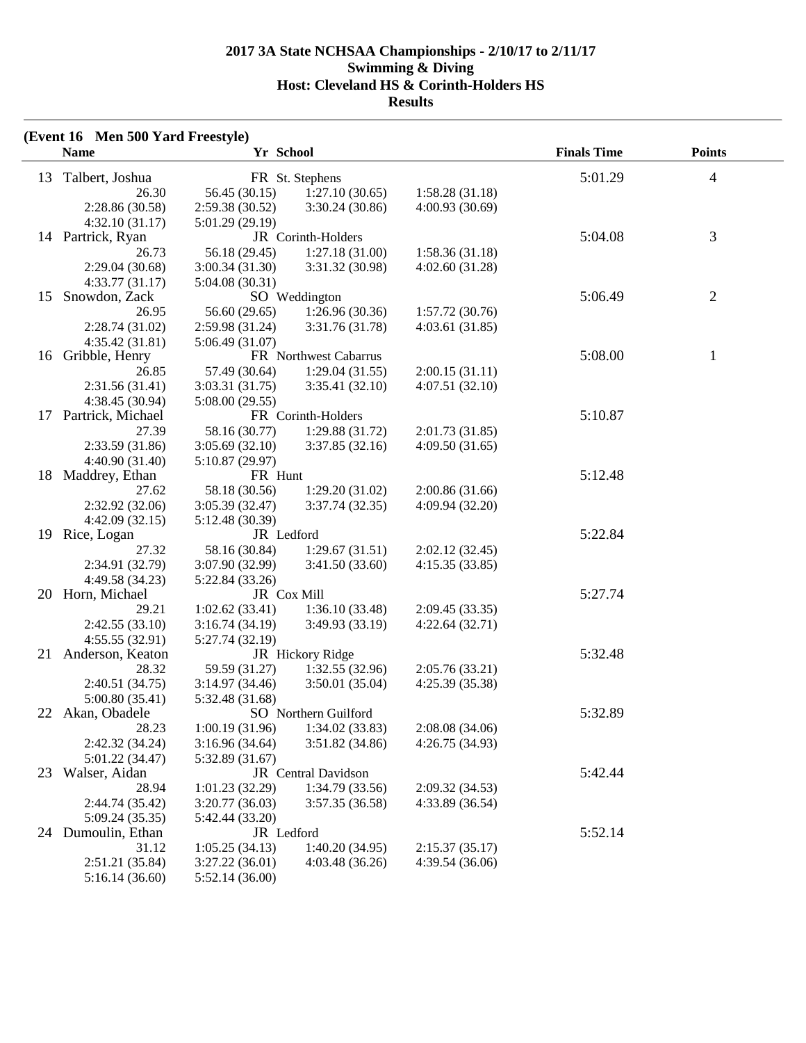# 2017 3A State NCHSAA Championships - 2/10/17 to 2/11/17
## Swimming & Diving
## Host: Cleveland HS & Corinth-Holders HS
## Results

**(Event 16 Men 500 Yard Freestyle)**

| | Name | Yr | School | | | Finals Time | Points |
|---|---|---|---|---|---|---|---|
| 13 | Talbert, Joshua | FR | St. Stephens | | | 5:01.29 | 4 |
| | 26.30 | 56.45 (30.15) | 1:27.10 (30.65) | 1:58.28 (31.18) | | | |
| | 2:28.86 (30.58) | 2:59.38 (30.52) | 3:30.24 (30.86) | 4:00.93 (30.69) | | | |
| | 4:32.10 (31.17) | 5:01.29 (29.19) | | | | | |
| 14 | Partrick, Ryan | JR | Corinth-Holders | | | 5:04.08 | 3 |
| | 26.73 | 56.18 (29.45) | 1:27.18 (31.00) | 1:58.36 (31.18) | | | |
| | 2:29.04 (30.68) | 3:00.34 (31.30) | 3:31.32 (30.98) | 4:02.60 (31.28) | | | |
| | 4:33.77 (31.17) | 5:04.08 (30.31) | | | | | |
| 15 | Snowdon, Zack | SO | Weddington | | | 5:06.49 | 2 |
| | 26.95 | 56.60 (29.65) | 1:26.96 (30.36) | 1:57.72 (30.76) | | | |
| | 2:28.74 (31.02) | 2:59.98 (31.24) | 3:31.76 (31.78) | 4:03.61 (31.85) | | | |
| | 4:35.42 (31.81) | 5:06.49 (31.07) | | | | | |
| 16 | Gribble, Henry | FR | Northwest Cabarrus | | | 5:08.00 | 1 |
| | 26.85 | 57.49 (30.64) | 1:29.04 (31.55) | 2:00.15 (31.11) | | | |
| | 2:31.56 (31.41) | 3:03.31 (31.75) | 3:35.41 (32.10) | 4:07.51 (32.10) | | | |
| | 4:38.45 (30.94) | 5:08.00 (29.55) | | | | | |
| 17 | Partrick, Michael | FR | Corinth-Holders | | | 5:10.87 | |
| | 27.39 | 58.16 (30.77) | 1:29.88 (31.72) | 2:01.73 (31.85) | | | |
| | 2:33.59 (31.86) | 3:05.69 (32.10) | 3:37.85 (32.16) | 4:09.50 (31.65) | | | |
| | 4:40.90 (31.40) | 5:10.87 (29.97) | | | | | |
| 18 | Maddrey, Ethan | FR | Hunt | | | 5:12.48 | |
| | 27.62 | 58.18 (30.56) | 1:29.20 (31.02) | 2:00.86 (31.66) | | | |
| | 2:32.92 (32.06) | 3:05.39 (32.47) | 3:37.74 (32.35) | 4:09.94 (32.20) | | | |
| | 4:42.09 (32.15) | 5:12.48 (30.39) | | | | | |
| 19 | Rice, Logan | JR | Ledford | | | 5:22.84 | |
| | 27.32 | 58.16 (30.84) | 1:29.67 (31.51) | 2:02.12 (32.45) | | | |
| | 2:34.91 (32.79) | 3:07.90 (32.99) | 3:41.50 (33.60) | 4:15.35 (33.85) | | | |
| | 4:49.58 (34.23) | 5:22.84 (33.26) | | | | | |
| 20 | Horn, Michael | JR | Cox Mill | | | 5:27.74 | |
| | 29.21 | 1:02.62 (33.41) | 1:36.10 (33.48) | 2:09.45 (33.35) | | | |
| | 2:42.55 (33.10) | 3:16.74 (34.19) | 3:49.93 (33.19) | 4:22.64 (32.71) | | | |
| | 4:55.55 (32.91) | 5:27.74 (32.19) | | | | | |
| 21 | Anderson, Keaton | JR | Hickory Ridge | | | 5:32.48 | |
| | 28.32 | 59.59 (31.27) | 1:32.55 (32.96) | 2:05.76 (33.21) | | | |
| | 2:40.51 (34.75) | 3:14.97 (34.46) | 3:50.01 (35.04) | 4:25.39 (35.38) | | | |
| | 5:00.80 (35.41) | 5:32.48 (31.68) | | | | | |
| 22 | Akan, Obadele | SO | Northern Guilford | | | 5:32.89 | |
| | 28.23 | 1:00.19 (31.96) | 1:34.02 (33.83) | 2:08.08 (34.06) | | | |
| | 2:42.32 (34.24) | 3:16.96 (34.64) | 3:51.82 (34.86) | 4:26.75 (34.93) | | | |
| | 5:01.22 (34.47) | 5:32.89 (31.67) | | | | | |
| 23 | Walser, Aidan | JR | Central Davidson | | | 5:42.44 | |
| | 28.94 | 1:01.23 (32.29) | 1:34.79 (33.56) | 2:09.32 (34.53) | | | |
| | 2:44.74 (35.42) | 3:20.77 (36.03) | 3:57.35 (36.58) | 4:33.89 (36.54) | | | |
| | 5:09.24 (35.35) | 5:42.44 (33.20) | | | | | |
| 24 | Dumoulin, Ethan | JR | Ledford | | | 5:52.14 | |
| | 31.12 | 1:05.25 (34.13) | 1:40.20 (34.95) | 2:15.37 (35.17) | | | |
| | 2:51.21 (35.84) | 3:27.22 (36.01) | 4:03.48 (36.26) | 4:39.54 (36.06) | | | |
| | 5:16.14 (36.60) | 5:52.14 (36.00) | | | | | |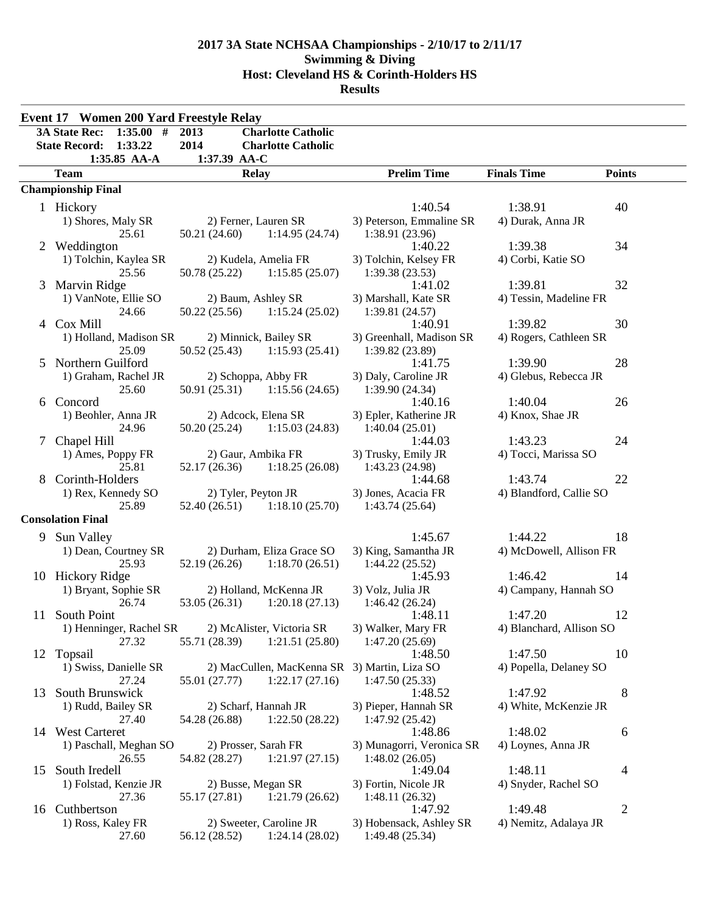# 2017 3A State NCHSAA Championships - 2/10/17 to 2/11/17
## Swimming & Diving
## Host: Cleveland HS & Corinth-Holders HS
## Results

### Event 17 Women 200 Yard Freestyle Relay

| | | | |
|---|---|---|---|
| **3A State Rec:** | **1:35.00 #** | **2013** | **Charlotte Catholic** |
| **State Record:** | **1:33.22** | **2014** | **Charlotte Catholic** |
| | **1:35.85 AA-A** | **1:37.39 AA-C** | |

| | Team | Relay | Prelim Time | Finals Time | Points |
|---|---|---|---|---|---|
| **Championship Final** | | | | | |
| 1 | Hickory | | 1:40.54 | 1:38.91 | 40 |
| | 1) Shores, Maly SR | 2) Ferner, Lauren SR | 3) Peterson, Emmaline SR | 4) Durak, Anna JR | |
| | 25.61 | 50.21 (24.60) 1:14.95 (24.74) | 1:38.91 (23.96) | | |
| 2 | Weddington | | 1:40.22 | 1:39.38 | 34 |
| | 1) Tolchin, Kaylea SR | 2) Kudela, Amelia FR | 3) Tolchin, Kelsey FR | 4) Corbi, Katie SO | |
| | 25.56 | 50.78 (25.22) 1:15.85 (25.07) | 1:39.38 (23.53) | | |
| 3 | Marvin Ridge | | 1:41.02 | 1:39.81 | 32 |
| | 1) VanNote, Ellie SO | 2) Baum, Ashley SR | 3) Marshall, Kate SR | 4) Tessin, Madeline FR | |
| | 24.66 | 50.22 (25.56) 1:15.24 (25.02) | 1:39.81 (24.57) | | |
| 4 | Cox Mill | | 1:40.91 | 1:39.82 | 30 |
| | 1) Holland, Madison SR | 2) Minnick, Bailey SR | 3) Greenhall, Madison SR | 4) Rogers, Cathleen SR | |
| | 25.09 | 50.52 (25.43) 1:15.93 (25.41) | 1:39.82 (23.89) | | |
| 5 | Northern Guilford | | 1:41.75 | 1:39.90 | 28 |
| | 1) Graham, Rachel JR | 2) Schoppa, Abby FR | 3) Daly, Caroline JR | 4) Glebus, Rebecca JR | |
| | 25.60 | 50.91 (25.31) 1:15.56 (24.65) | 1:39.90 (24.34) | | |
| 6 | Concord | | 1:40.16 | 1:40.04 | 26 |
| | 1) Beohler, Anna JR | 2) Adcock, Elena SR | 3) Epler, Katherine JR | 4) Knox, Shae JR | |
| | 24.96 | 50.20 (25.24) 1:15.03 (24.83) | 1:40.04 (25.01) | | |
| 7 | Chapel Hill | | 1:44.03 | 1:43.23 | 24 |
| | 1) Ames, Poppy FR | 2) Gaur, Ambika FR | 3) Trusky, Emily JR | 4) Tocci, Marissa SO | |
| | 25.81 | 52.17 (26.36) 1:18.25 (26.08) | 1:43.23 (24.98) | | |
| 8 | Corinth-Holders | | 1:44.68 | 1:43.74 | 22 |
| | 1) Rex, Kennedy SO | 2) Tyler, Peyton JR | 3) Jones, Acacia FR | 4) Blandford, Callie SO | |
| | 25.89 | 52.40 (26.51) 1:18.10 (25.70) | 1:43.74 (25.64) | | |
| **Consolation Final** | | | | | |
| 9 | Sun Valley | | 1:45.67 | 1:44.22 | 18 |
| | 1) Dean, Courtney SR | 2) Durham, Eliza Grace SO | 3) King, Samantha JR | 4) McDowell, Allison FR | |
| | 25.93 | 52.19 (26.26) 1:18.70 (26.51) | 1:44.22 (25.52) | | |
| 10 | Hickory Ridge | | 1:45.93 | 1:46.42 | 14 |
| | 1) Bryant, Sophie SR | 2) Holland, McKenna JR | 3) Volz, Julia JR | 4) Campany, Hannah SO | |
| | 26.74 | 53.05 (26.31) 1:20.18 (27.13) | 1:46.42 (26.24) | | |
| 11 | South Point | | 1:48.11 | 1:47.20 | 12 |
| | 1) Henninger, Rachel SR | 2) McAlister, Victoria SR | 3) Walker, Mary FR | 4) Blanchard, Allison SO | |
| | 27.32 | 55.71 (28.39) 1:21.51 (25.80) | 1:47.20 (25.69) | | |
| 12 | Topsail | | 1:48.50 | 1:47.50 | 10 |
| | 1) Swiss, Danielle SR | 2) MacCullen, MacKenna SR | 3) Martin, Liza SO | 4) Popella, Delaney SO | |
| | 27.24 | 55.01 (27.77) 1:22.17 (27.16) | 1:47.50 (25.33) | | |
| 13 | South Brunswick | | 1:48.52 | 1:47.92 | 8 |
| | 1) Rudd, Bailey SR | 2) Scharf, Hannah JR | 3) Pieper, Hannah SR | 4) White, McKenzie JR | |
| | 27.40 | 54.28 (26.88) 1:22.50 (28.22) | 1:47.92 (25.42) | | |
| 14 | West Carteret | | 1:48.86 | 1:48.02 | 6 |
| | 1) Paschall, Meghan SO | 2) Prosser, Sarah FR | 3) Munagorri, Veronica SR | 4) Loynes, Anna JR | |
| | 26.55 | 54.82 (28.27) 1:21.97 (27.15) | 1:48.02 (26.05) | | |
| 15 | South Iredell | | 1:49.04 | 1:48.11 | 4 |
| | 1) Folstad, Kenzie JR | 2) Busse, Megan SR | 3) Fortin, Nicole JR | 4) Snyder, Rachel SO | |
| | 27.36 | 55.17 (27.81) 1:21.79 (26.62) | 1:48.11 (26.32) | | |
| 16 | Cuthbertson | | 1:47.92 | 1:49.48 | 2 |
| | 1) Ross, Kaley FR | 2) Sweeter, Caroline JR | 3) Hobensack, Ashley SR | 4) Nemitz, Adalaya JR | |
| | 27.60 | 56.12 (28.52) 1:24.14 (28.02) | 1:49.48 (25.34) | | |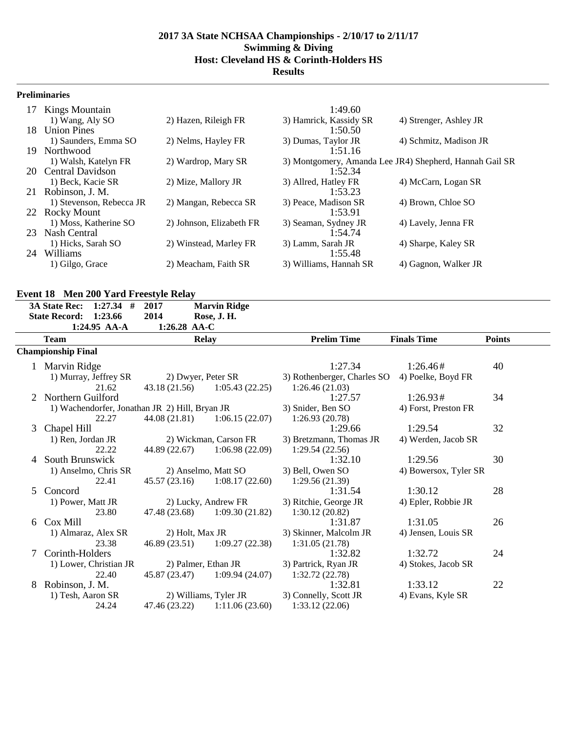# 2017 3A State NCHSAA Championships - 2/10/17 to 2/11/17
## Swimming & Diving
## Host: Cleveland HS & Corinth-Holders HS
## Results

### Preliminaries

| | Team | | Time | |
|---|---|---|---|---|
| 17 | Kings Mountain | | 1:49.60 | |
| | 1) Wang, Aly SO | 2) Hazen, Rileigh FR | 3) Hamrick, Kassidy SR | 4) Strenger, Ashley JR |
| 18 | Union Pines | | 1:50.50 | |
| | 1) Saunders, Emma SO | 2) Nelms, Hayley FR | 3) Dumas, Taylor JR | 4) Schmitz, Madison JR |
| 19 | Northwood | | 1:51.16 | |
| | 1) Walsh, Katelyn FR | 2) Wardrop, Mary SR | 3) Montgomery, Amanda Lee JR | 4) Shepherd, Hannah Gail SR |
| 20 | Central Davidson | | 1:52.34 | |
| | 1) Beck, Kacie SR | 2) Mize, Mallory JR | 3) Allred, Hatley FR | 4) McCarn, Logan SR |
| 21 | Robinson, J. M. | | 1:53.23 | |
| | 1) Stevenson, Rebecca JR | 2) Mangan, Rebecca SR | 3) Peace, Madison SR | 4) Brown, Chloe SO |
| 22 | Rocky Mount | | 1:53.91 | |
| | 1) Moss, Katherine SO | 2) Johnson, Elizabeth FR | 3) Seaman, Sydney JR | 4) Lavely, Jenna FR |
| 23 | Nash Central | | 1:54.74 | |
| | 1) Hicks, Sarah SO | 2) Winstead, Marley FR | 3) Lamm, Sarah JR | 4) Sharpe, Kaley SR |
| 24 | Williams | | 1:55.48 | |
| | 1) Gilgo, Grace | 2) Meacham, Faith SR | 3) Williams, Hannah SR | 4) Gagnon, Walker JR |

### Event 18 Men 200 Yard Freestyle Relay

**3A State Rec:** 1:27.34 # 2017 Marvin Ridge
**State Record:** 1:23.66 2014 Rose, J. H.
1:24.95 AA-A 1:26.28 AA-C

| | Team | Relay | | Prelim Time | Finals Time | Points |
|---|---|---|---|---|---|---|
| **Championship Final** | | | | | | |
| 1 | Marvin Ridge | | | 1:27.34 | 1:26.46# | 40 |
| | 1) Murray, Jeffrey SR | 2) Dwyer, Peter SR | | 3) Rothenberger, Charles SO | 4) Poelke, Boyd FR | |
| | 21.62 | 43.18 (21.56) | 1:05.43 (22.25) | 1:26.46 (21.03) | | |
| 2 | Northern Guilford | | | 1:27.57 | 1:26.93# | 34 |
| | 1) Wachendorfer, Jonathan JR | 2) Hill, Bryan JR | | 3) Snider, Ben SO | 4) Forst, Preston FR | |
| | 22.27 | 44.08 (21.81) | 1:06.15 (22.07) | 1:26.93 (20.78) | | |
| 3 | Chapel Hill | | | 1:29.66 | 1:29.54 | 32 |
| | 1) Ren, Jordan JR | 2) Wickman, Carson FR | | 3) Bretzmann, Thomas JR | 4) Werden, Jacob SR | |
| | 22.22 | 44.89 (22.67) | 1:06.98 (22.09) | 1:29.54 (22.56) | | |
| 4 | South Brunswick | | | 1:32.10 | 1:29.56 | 30 |
| | 1) Anselmo, Chris SR | 2) Anselmo, Matt SO | | 3) Bell, Owen SO | 4) Bowersox, Tyler SR | |
| | 22.41 | 45.57 (23.16) | 1:08.17 (22.60) | 1:29.56 (21.39) | | |
| 5 | Concord | | | 1:31.54 | 1:30.12 | 28 |
| | 1) Power, Matt JR | 2) Lucky, Andrew FR | | 3) Ritchie, George JR | 4) Epler, Robbie JR | |
| | 23.80 | 47.48 (23.68) | 1:09.30 (21.82) | 1:30.12 (20.82) | | |
| 6 | Cox Mill | | | 1:31.87 | 1:31.05 | 26 |
| | 1) Almaraz, Alex SR | 2) Holt, Max JR | | 3) Skinner, Malcolm JR | 4) Jensen, Louis SR | |
| | 23.38 | 46.89 (23.51) | 1:09.27 (22.38) | 1:31.05 (21.78) | | |
| 7 | Corinth-Holders | | | 1:32.82 | 1:32.72 | 24 |
| | 1) Lower, Christian JR | 2) Palmer, Ethan JR | | 3) Partrick, Ryan JR | 4) Stokes, Jacob SR | |
| | 22.40 | 45.87 (23.47) | 1:09.94 (24.07) | 1:32.72 (22.78) | | |
| 8 | Robinson, J. M. | | | 1:32.81 | 1:33.12 | 22 |
| | 1) Tesh, Aaron SR | 2) Williams, Tyler JR | | 3) Connelly, Scott JR | 4) Evans, Kyle SR | |
| | 24.24 | 47.46 (23.22) | 1:11.06 (23.60) | 1:33.12 (22.06) | | |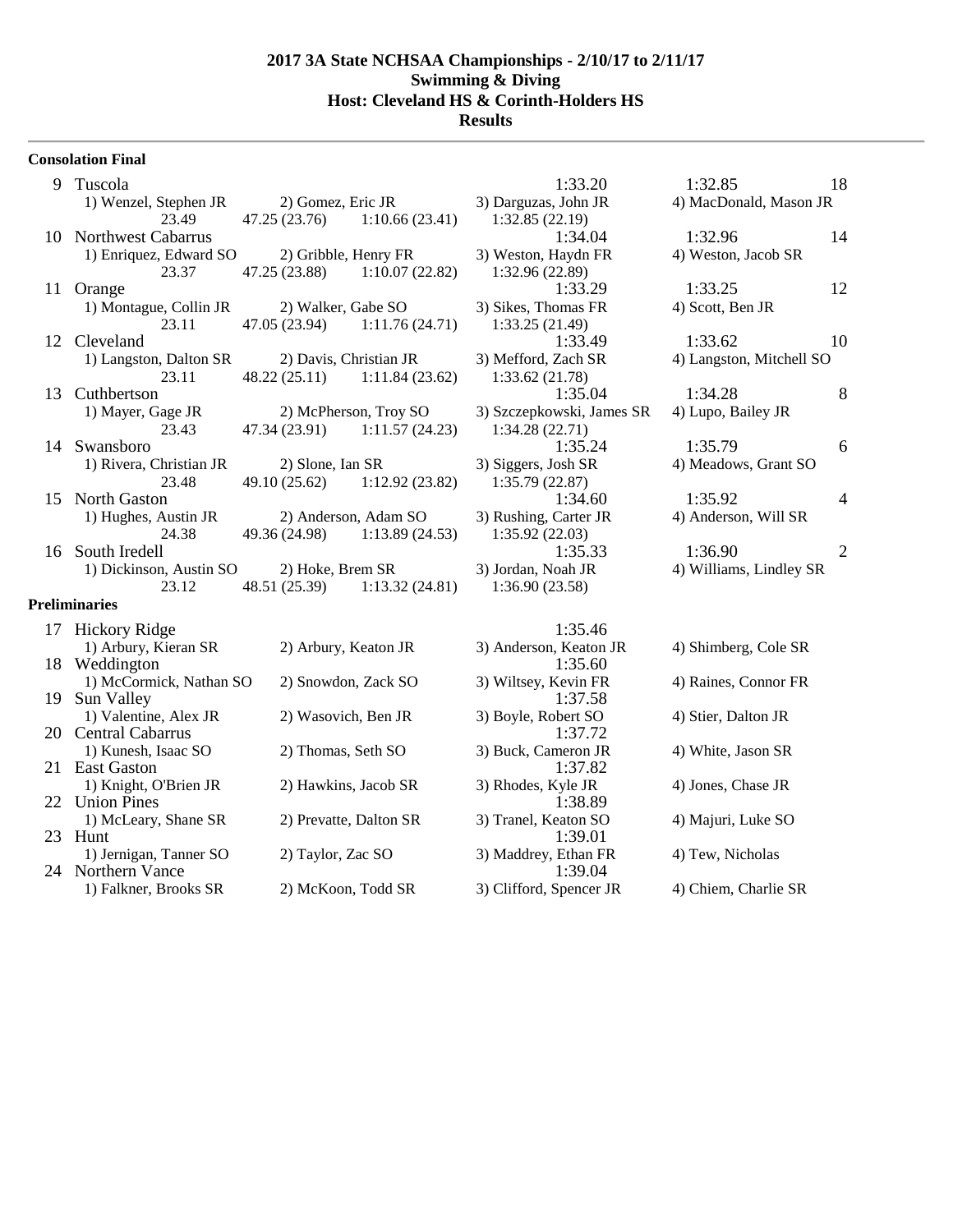# 2017 3A State NCHSAA Championships - 2/10/17 to 2/11/17
## Swimming & Diving
## Host: Cleveland HS & Corinth-Holders HS
## Results

**Consolation Final**

```
 9 Tuscola                                                    1:33.20      1:32.85       18
      1) Wenzel, Stephen JR     2) Gomez, Eric JR          3) Darguzas, John JR       4) MacDonald, Mason JR
            23.49     47.25 (23.76)    1:10.66 (23.41)      1:32.85 (22.19)
10 Northwest Cabarrus                                         1:34.04      1:32.96       14
      1) Enriquez, Edward SO    2) Gribble, Henry FR       3) Weston, Haydn FR        4) Weston, Jacob SR
            23.37     47.25 (23.88)    1:10.07 (22.82)      1:32.96 (22.89)
11 Orange                                                     1:33.29      1:33.25       12
      1) Montague, Collin JR    2) Walker, Gabe SO         3) Sikes, Thomas FR        4) Scott, Ben JR
            23.11     47.05 (23.94)    1:11.76 (24.71)      1:33.25 (21.49)
12 Cleveland                                                  1:33.49      1:33.62       10
      1) Langston, Dalton SR    2) Davis, Christian JR     3) Mefford, Zach SR        4) Langston, Mitchell SO
            23.11     48.22 (25.11)    1:11.84 (23.62)      1:33.62 (21.78)
13 Cuthbertson                                                1:35.04      1:34.28        8
      1) Mayer, Gage JR         2) McPherson, Troy SO      3) Szczepkowski, James SR  4) Lupo, Bailey JR
            23.43     47.34 (23.91)    1:11.57 (24.23)      1:34.28 (22.71)
14 Swansboro                                                  1:35.24      1:35.79        6
      1) Rivera, Christian JR   2) Slone, Ian SR           3) Siggers, Josh SR        4) Meadows, Grant SO
            23.48     49.10 (25.62)    1:12.92 (23.82)      1:35.79 (22.87)
15 North Gaston                                               1:34.60      1:35.92        4
      1) Hughes, Austin JR      2) Anderson, Adam SO       3) Rushing, Carter JR      4) Anderson, Will SR
            24.38     49.36 (24.98)    1:13.89 (24.53)      1:35.92 (22.03)
16 South Iredell                                              1:35.33      1:36.90        2
      1) Dickinson, Austin SO   2) Hoke, Brem SR           3) Jordan, Noah JR         4) Williams, Lindley SR
            23.12     48.51 (25.39)    1:13.32 (24.81)      1:36.90 (23.58)
```

**Preliminaries**

```
17 Hickory Ridge                                              1:35.46
      1) Arbury, Kieran SR      2) Arbury, Keaton JR       3) Anderson, Keaton JR     4) Shimberg, Cole SR
18 Weddington                                                 1:35.60
      1) McCormick, Nathan SO   2) Snowdon, Zack SO        3) Wiltsey, Kevin FR       4) Raines, Connor FR
19 Sun Valley                                                 1:37.58
      1) Valentine, Alex JR     2) Wasovich, Ben JR        3) Boyle, Robert SO        4) Stier, Dalton JR
20 Central Cabarrus                                           1:37.72
      1) Kunesh, Isaac SO       2) Thomas, Seth SO         3) Buck, Cameron JR        4) White, Jason SR
21 East Gaston                                                1:37.82
      1) Knight, O'Brien JR     2) Hawkins, Jacob SR       3) Rhodes, Kyle JR         4) Jones, Chase JR
22 Union Pines                                                1:38.89
      1) McLeary, Shane SR      2) Prevatte, Dalton SR     3) Tranel, Keaton SO       4) Majuri, Luke SO
23 Hunt                                                       1:39.01
      1) Jernigan, Tanner SO    2) Taylor, Zac SO          3) Maddrey, Ethan FR       4) Tew, Nicholas
24 Northern Vance                                             1:39.04
      1) Falkner, Brooks SR     2) McKoon, Todd SR         3) Clifford, Spencer JR    4) Chiem, Charlie SR
```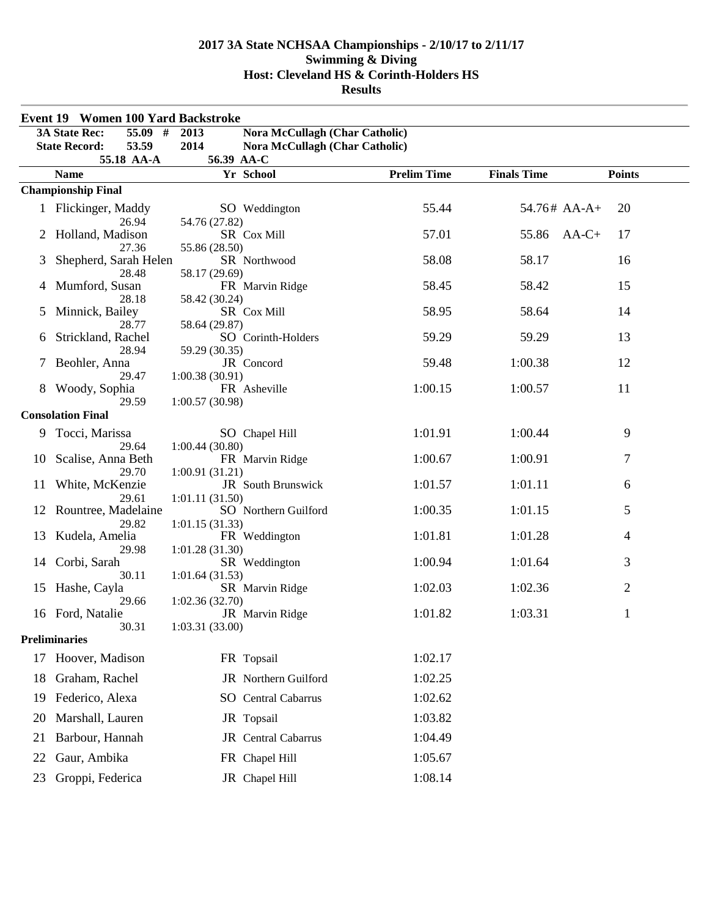# 2017 3A State NCHSAA Championships - 2/10/17 to 2/11/17
## Swimming & Diving
## Host: Cleveland HS & Corinth-Holders HS
## Results

### Event 19 Women 100 Yard Backstroke

| | | | |
|---|---|---|---|
| 3A State Rec: | 55.09 # | 2013 | Nora McCullagh (Char Catholic) |
| State Record: | 53.59 | 2014 | Nora McCullagh (Char Catholic) |
| | 55.18 AA-A | 56.39 AA-C | |

| | Name | Yr | School | Prelim Time | Finals Time | | Points |
|---|---|---|---|---|---|---|---|
| **Championship Final** | | | | | | | |
| 1 | Flickinger, Maddy | SO | Weddington | 55.44 | 54.76# | AA-A+ | 20 |
| | 26.94 | 54.76 (27.82) | | | | | |
| 2 | Holland, Madison | SR | Cox Mill | 57.01 | 55.86 | AA-C+ | 17 |
| | 27.36 | 55.86 (28.50) | | | | | |
| 3 | Shepherd, Sarah Helen | SR | Northwood | 58.08 | 58.17 | | 16 |
| | 28.48 | 58.17 (29.69) | | | | | |
| 4 | Mumford, Susan | FR | Marvin Ridge | 58.45 | 58.42 | | 15 |
| | 28.18 | 58.42 (30.24) | | | | | |
| 5 | Minnick, Bailey | SR | Cox Mill | 58.95 | 58.64 | | 14 |
| | 28.77 | 58.64 (29.87) | | | | | |
| 6 | Strickland, Rachel | SO | Corinth-Holders | 59.29 | 59.29 | | 13 |
| | 28.94 | 59.29 (30.35) | | | | | |
| 7 | Beohler, Anna | JR | Concord | 59.48 | 1:00.38 | | 12 |
| | 29.47 | 1:00.38 (30.91) | | | | | |
| 8 | Woody, Sophia | FR | Asheville | 1:00.15 | 1:00.57 | | 11 |
| | 29.59 | 1:00.57 (30.98) | | | | | |
| **Consolation Final** | | | | | | | |
| 9 | Tocci, Marissa | SO | Chapel Hill | 1:01.91 | 1:00.44 | | 9 |
| | 29.64 | 1:00.44 (30.80) | | | | | |
| 10 | Scalise, Anna Beth | FR | Marvin Ridge | 1:00.67 | 1:00.91 | | 7 |
| | 29.70 | 1:00.91 (31.21) | | | | | |
| 11 | White, McKenzie | JR | South Brunswick | 1:01.57 | 1:01.11 | | 6 |
| | 29.61 | 1:01.11 (31.50) | | | | | |
| 12 | Rountree, Madelaine | SO | Northern Guilford | 1:00.35 | 1:01.15 | | 5 |
| | 29.82 | 1:01.15 (31.33) | | | | | |
| 13 | Kudela, Amelia | FR | Weddington | 1:01.81 | 1:01.28 | | 4 |
| | 29.98 | 1:01.28 (31.30) | | | | | |
| 14 | Corbi, Sarah | SR | Weddington | 1:00.94 | 1:01.64 | | 3 |
| | 30.11 | 1:01.64 (31.53) | | | | | |
| 15 | Hashe, Cayla | SR | Marvin Ridge | 1:02.03 | 1:02.36 | | 2 |
| | 29.66 | 1:02.36 (32.70) | | | | | |
| 16 | Ford, Natalie | JR | Marvin Ridge | 1:01.82 | 1:03.31 | | 1 |
| | 30.31 | 1:03.31 (33.00) | | | | | |
| **Preliminaries** | | | | | | | |
| 17 | Hoover, Madison | FR | Topsail | 1:02.17 | | | |
| 18 | Graham, Rachel | JR | Northern Guilford | 1:02.25 | | | |
| 19 | Federico, Alexa | SO | Central Cabarrus | 1:02.62 | | | |
| 20 | Marshall, Lauren | JR | Topsail | 1:03.82 | | | |
| 21 | Barbour, Hannah | JR | Central Cabarrus | 1:04.49 | | | |
| 22 | Gaur, Ambika | FR | Chapel Hill | 1:05.67 | | | |
| 23 | Groppi, Federica | JR | Chapel Hill | 1:08.14 | | | |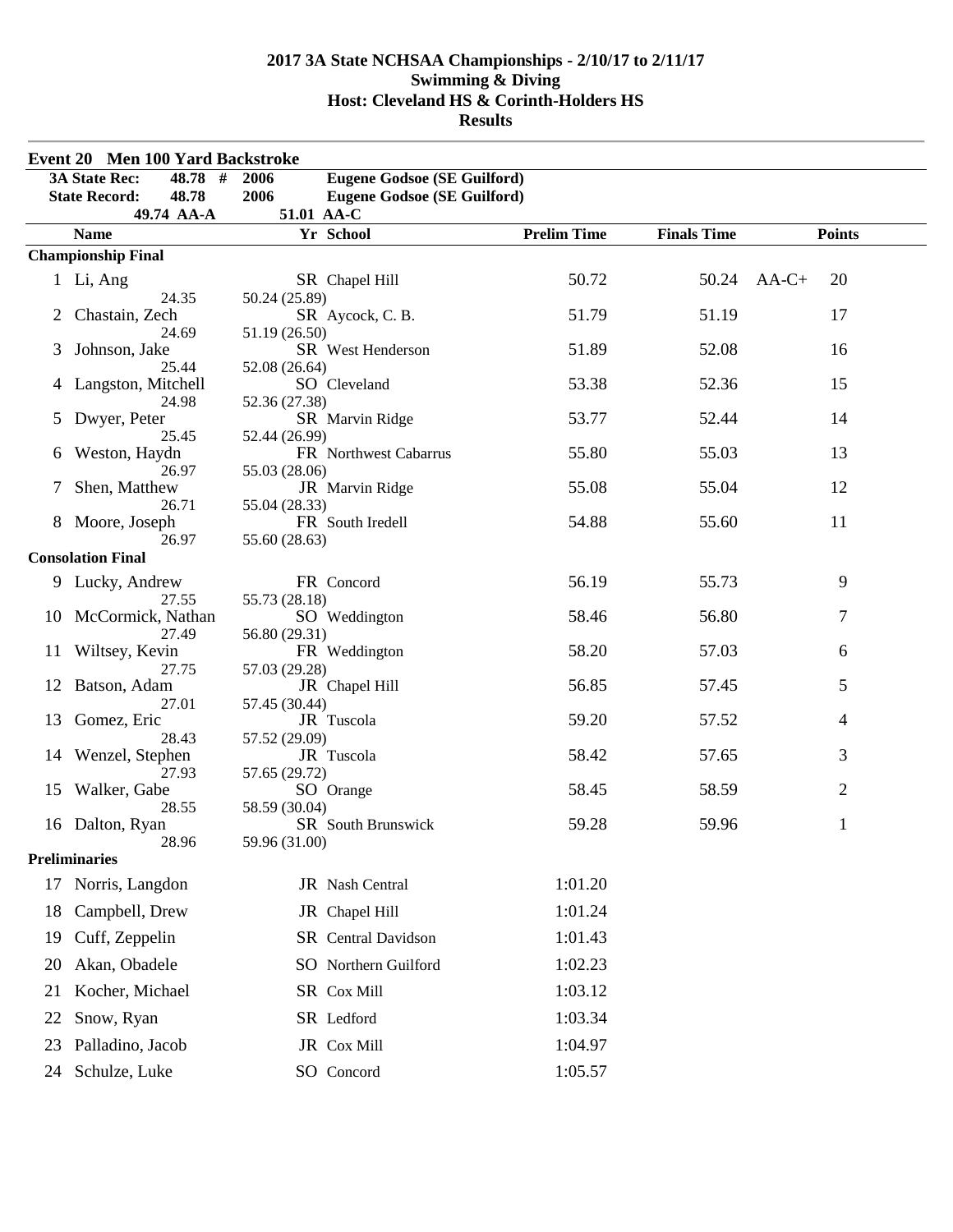# 2017 3A State NCHSAA Championships - 2/10/17 to 2/11/17
## Swimming & Diving
## Host: Cleveland HS & Corinth-Holders HS
## Results

### Event 20 Men 100 Yard Backstroke

| | | | |
|---|---|---|---|
| 3A State Rec: | 48.78 # | 2006 | Eugene Godsoe (SE Guilford) |
| State Record: | 48.78 | 2006 | Eugene Godsoe (SE Guilford) |
| | 49.74 AA-A | 51.01 AA-C | |

| | Name | Yr | School | Prelim Time | Finals Time | | Points |
|---|---|---|---|---|---|---|---|
| **Championship Final** | | | | | | | |
| 1 | Li, Ang | SR | Chapel Hill | 50.72 | 50.24 | AA-C+ | 20 |
| | 24.35 | 50.24 (25.89) | | | | | |
| 2 | Chastain, Zech | SR | Aycock, C. B. | 51.79 | 51.19 | | 17 |
| | 24.69 | 51.19 (26.50) | | | | | |
| 3 | Johnson, Jake | SR | West Henderson | 51.89 | 52.08 | | 16 |
| | 25.44 | 52.08 (26.64) | | | | | |
| 4 | Langston, Mitchell | SO | Cleveland | 53.38 | 52.36 | | 15 |
| | 24.98 | 52.36 (27.38) | | | | | |
| 5 | Dwyer, Peter | SR | Marvin Ridge | 53.77 | 52.44 | | 14 |
| | 25.45 | 52.44 (26.99) | | | | | |
| 6 | Weston, Haydn | FR | Northwest Cabarrus | 55.80 | 55.03 | | 13 |
| | 26.97 | 55.03 (28.06) | | | | | |
| 7 | Shen, Matthew | JR | Marvin Ridge | 55.08 | 55.04 | | 12 |
| | 26.71 | 55.04 (28.33) | | | | | |
| 8 | Moore, Joseph | FR | South Iredell | 54.88 | 55.60 | | 11 |
| | 26.97 | 55.60 (28.63) | | | | | |
| **Consolation Final** | | | | | | | |
| 9 | Lucky, Andrew | FR | Concord | 56.19 | 55.73 | | 9 |
| | 27.55 | 55.73 (28.18) | | | | | |
| 10 | McCormick, Nathan | SO | Weddington | 58.46 | 56.80 | | 7 |
| | 27.49 | 56.80 (29.31) | | | | | |
| 11 | Wiltsey, Kevin | FR | Weddington | 58.20 | 57.03 | | 6 |
| | 27.75 | 57.03 (29.28) | | | | | |
| 12 | Batson, Adam | JR | Chapel Hill | 56.85 | 57.45 | | 5 |
| | 27.01 | 57.45 (30.44) | | | | | |
| 13 | Gomez, Eric | JR | Tuscola | 59.20 | 57.52 | | 4 |
| | 28.43 | 57.52 (29.09) | | | | | |
| 14 | Wenzel, Stephen | JR | Tuscola | 58.42 | 57.65 | | 3 |
| | 27.93 | 57.65 (29.72) | | | | | |
| 15 | Walker, Gabe | SO | Orange | 58.45 | 58.59 | | 2 |
| | 28.55 | 58.59 (30.04) | | | | | |
| 16 | Dalton, Ryan | SR | South Brunswick | 59.28 | 59.96 | | 1 |
| | 28.96 | 59.96 (31.00) | | | | | |
| **Preliminaries** | | | | | | | |
| 17 | Norris, Langdon | JR | Nash Central | 1:01.20 | | | |
| 18 | Campbell, Drew | JR | Chapel Hill | 1:01.24 | | | |
| 19 | Cuff, Zeppelin | SR | Central Davidson | 1:01.43 | | | |
| 20 | Akan, Obadele | SO | Northern Guilford | 1:02.23 | | | |
| 21 | Kocher, Michael | SR | Cox Mill | 1:03.12 | | | |
| 22 | Snow, Ryan | SR | Ledford | 1:03.34 | | | |
| 23 | Palladino, Jacob | JR | Cox Mill | 1:04.97 | | | |
| 24 | Schulze, Luke | SO | Concord | 1:05.57 | | | |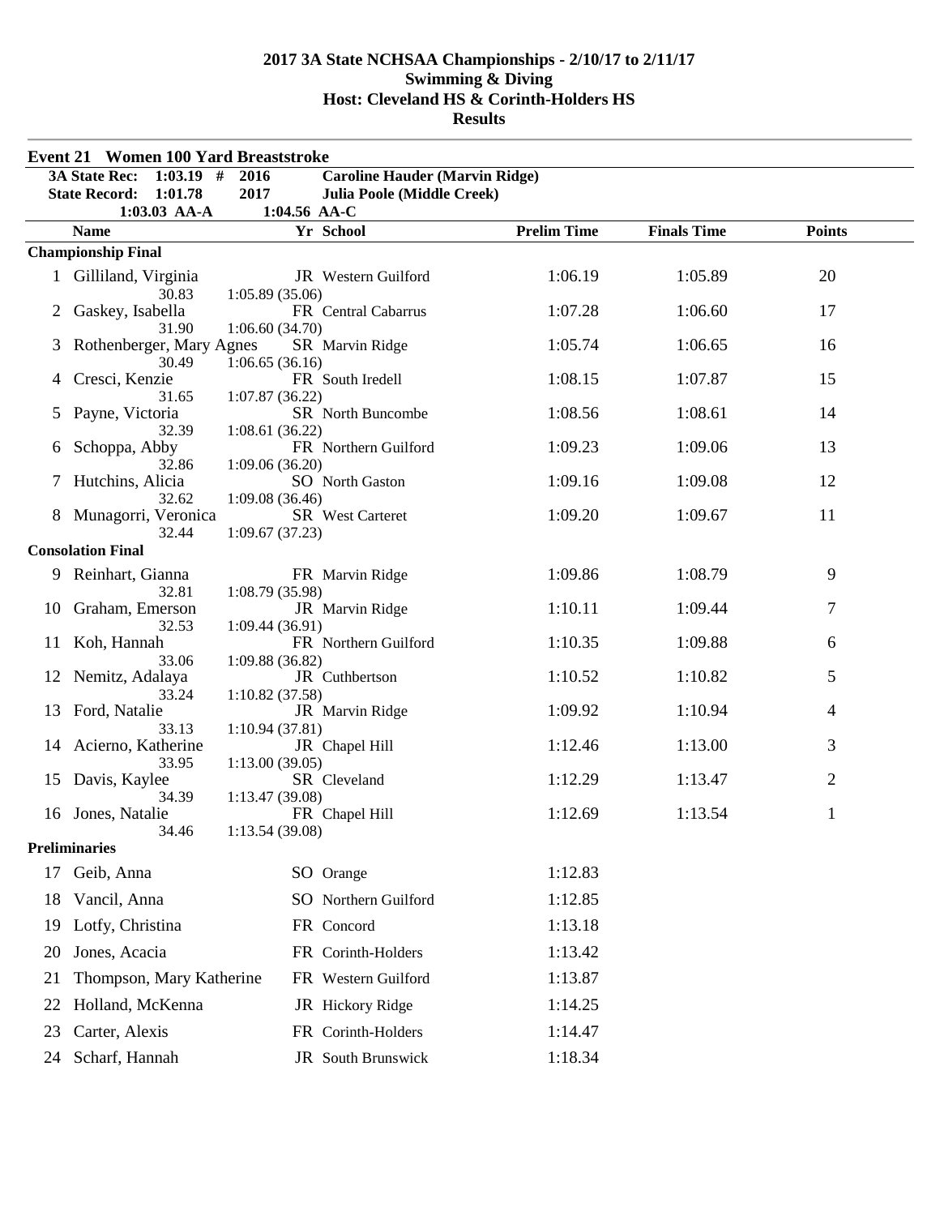# 2017 3A State NCHSAA Championships - 2/10/17 to 2/11/17
## Swimming & Diving
## Host: Cleveland HS & Corinth-Holders HS
## Results

### Event 21 Women 100 Yard Breaststroke

| | | | |
|---|---|---|---|
| 3A State Rec: | 1:03.19 # | 2016 | Caroline Hauder (Marvin Ridge) |
| State Record: | 1:01.78 | 2017 | Julia Poole (Middle Creek) |
| | 1:03.03 AA-A | 1:04.56 AA-C | |

| | Name | Yr | School | Prelim Time | Finals Time | Points |
|---|---|---|---|---|---|---|
| **Championship Final** | | | | | | |
| 1 | Gilliland, Virginia | JR | Western Guilford | 1:06.19 | 1:05.89 | 20 |
| | 30.83 | 1:05.89 (35.06) | | | | |
| 2 | Gaskey, Isabella | FR | Central Cabarrus | 1:07.28 | 1:06.60 | 17 |
| | 31.90 | 1:06.60 (34.70) | | | | |
| 3 | Rothenberger, Mary Agnes | SR | Marvin Ridge | 1:05.74 | 1:06.65 | 16 |
| | 30.49 | 1:06.65 (36.16) | | | | |
| 4 | Cresci, Kenzie | FR | South Iredell | 1:08.15 | 1:07.87 | 15 |
| | 31.65 | 1:07.87 (36.22) | | | | |
| 5 | Payne, Victoria | SR | North Buncombe | 1:08.56 | 1:08.61 | 14 |
| | 32.39 | 1:08.61 (36.22) | | | | |
| 6 | Schoppa, Abby | FR | Northern Guilford | 1:09.23 | 1:09.06 | 13 |
| | 32.86 | 1:09.06 (36.20) | | | | |
| 7 | Hutchins, Alicia | SO | North Gaston | 1:09.16 | 1:09.08 | 12 |
| | 32.62 | 1:09.08 (36.46) | | | | |
| 8 | Munagorri, Veronica | SR | West Carteret | 1:09.20 | 1:09.67 | 11 |
| | 32.44 | 1:09.67 (37.23) | | | | |
| **Consolation Final** | | | | | | |
| 9 | Reinhart, Gianna | FR | Marvin Ridge | 1:09.86 | 1:08.79 | 9 |
| | 32.81 | 1:08.79 (35.98) | | | | |
| 10 | Graham, Emerson | JR | Marvin Ridge | 1:10.11 | 1:09.44 | 7 |
| | 32.53 | 1:09.44 (36.91) | | | | |
| 11 | Koh, Hannah | FR | Northern Guilford | 1:10.35 | 1:09.88 | 6 |
| | 33.06 | 1:09.88 (36.82) | | | | |
| 12 | Nemitz, Adalaya | JR | Cuthbertson | 1:10.52 | 1:10.82 | 5 |
| | 33.24 | 1:10.82 (37.58) | | | | |
| 13 | Ford, Natalie | JR | Marvin Ridge | 1:09.92 | 1:10.94 | 4 |
| | 33.13 | 1:10.94 (37.81) | | | | |
| 14 | Acierno, Katherine | JR | Chapel Hill | 1:12.46 | 1:13.00 | 3 |
| | 33.95 | 1:13.00 (39.05) | | | | |
| 15 | Davis, Kaylee | SR | Cleveland | 1:12.29 | 1:13.47 | 2 |
| | 34.39 | 1:13.47 (39.08) | | | | |
| 16 | Jones, Natalie | FR | Chapel Hill | 1:12.69 | 1:13.54 | 1 |
| | 34.46 | 1:13.54 (39.08) | | | | |
| **Preliminaries** | | | | | | |
| 17 | Geib, Anna | SO | Orange | 1:12.83 | | |
| 18 | Vancil, Anna | SO | Northern Guilford | 1:12.85 | | |
| 19 | Lotfy, Christina | FR | Concord | 1:13.18 | | |
| 20 | Jones, Acacia | FR | Corinth-Holders | 1:13.42 | | |
| 21 | Thompson, Mary Katherine | FR | Western Guilford | 1:13.87 | | |
| 22 | Holland, McKenna | JR | Hickory Ridge | 1:14.25 | | |
| 23 | Carter, Alexis | FR | Corinth-Holders | 1:14.47 | | |
| 24 | Scharf, Hannah | JR | South Brunswick | 1:18.34 | | |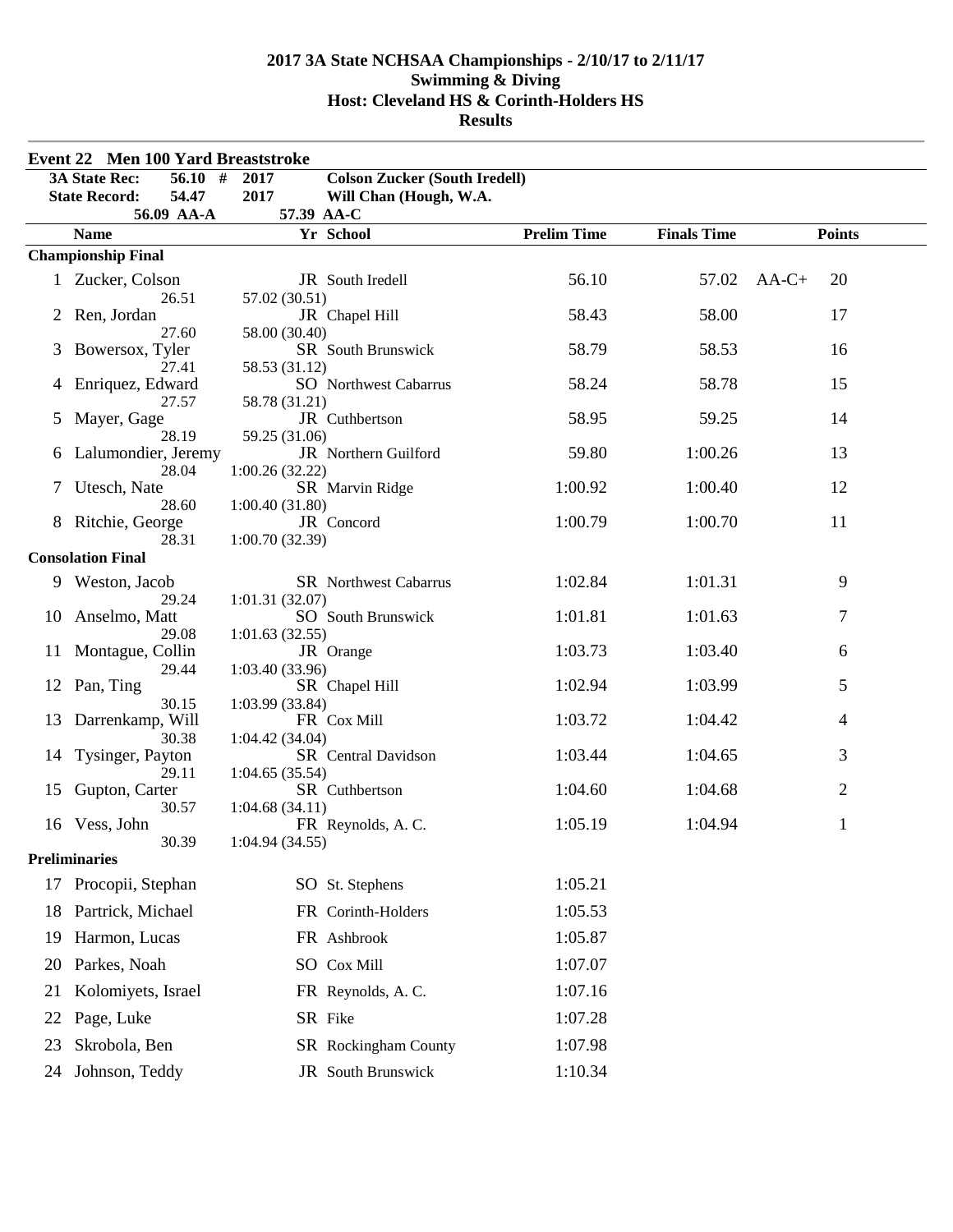# 2017 3A State NCHSAA Championships - 2/10/17 to 2/11/17
## Swimming & Diving
## Host: Cleveland HS & Corinth-Holders HS
## Results

### Event 22 Men 100 Yard Breaststroke

| | | | |
|---|---|---|---|
| 3A State Rec: | 56.10 # | 2017 | Colson Zucker (South Iredell) |
| State Record: | 54.47 | 2017 | Will Chan (Hough, W.A. |
| | 56.09 AA-A | | 57.39 AA-C |

| | Name | Yr | School | Prelim Time | Finals Time | | Points |
|---|---|---|---|---|---|---|---|
| **Championship Final** | | | | | | | |
| 1 | Zucker, Colson | JR | South Iredell | 56.10 | 57.02 | AA-C+ | 20 |
| | 26.51 | 57.02 (30.51) | | | | | |
| 2 | Ren, Jordan | JR | Chapel Hill | 58.43 | 58.00 | | 17 |
| | 27.60 | 58.00 (30.40) | | | | | |
| 3 | Bowersox, Tyler | SR | South Brunswick | 58.79 | 58.53 | | 16 |
| | 27.41 | 58.53 (31.12) | | | | | |
| 4 | Enriquez, Edward | SO | Northwest Cabarrus | 58.24 | 58.78 | | 15 |
| | 27.57 | 58.78 (31.21) | | | | | |
| 5 | Mayer, Gage | JR | Cuthbertson | 58.95 | 59.25 | | 14 |
| | 28.19 | 59.25 (31.06) | | | | | |
| 6 | Lalumondier, Jeremy | JR | Northern Guilford | 59.80 | 1:00.26 | | 13 |
| | 28.04 | 1:00.26 (32.22) | | | | | |
| 7 | Utesch, Nate | SR | Marvin Ridge | 1:00.92 | 1:00.40 | | 12 |
| | 28.60 | 1:00.40 (31.80) | | | | | |
| 8 | Ritchie, George | JR | Concord | 1:00.79 | 1:00.70 | | 11 |
| | 28.31 | 1:00.70 (32.39) | | | | | |
| **Consolation Final** | | | | | | | |
| 9 | Weston, Jacob | SR | Northwest Cabarrus | 1:02.84 | 1:01.31 | | 9 |
| | 29.24 | 1:01.31 (32.07) | | | | | |
| 10 | Anselmo, Matt | SO | South Brunswick | 1:01.81 | 1:01.63 | | 7 |
| | 29.08 | 1:01.63 (32.55) | | | | | |
| 11 | Montague, Collin | JR | Orange | 1:03.73 | 1:03.40 | | 6 |
| | 29.44 | 1:03.40 (33.96) | | | | | |
| 12 | Pan, Ting | SR | Chapel Hill | 1:02.94 | 1:03.99 | | 5 |
| | 30.15 | 1:03.99 (33.84) | | | | | |
| 13 | Darrenkamp, Will | FR | Cox Mill | 1:03.72 | 1:04.42 | | 4 |
| | 30.38 | 1:04.42 (34.04) | | | | | |
| 14 | Tysinger, Payton | SR | Central Davidson | 1:03.44 | 1:04.65 | | 3 |
| | 29.11 | 1:04.65 (35.54) | | | | | |
| 15 | Gupton, Carter | SR | Cuthbertson | 1:04.60 | 1:04.68 | | 2 |
| | 30.57 | 1:04.68 (34.11) | | | | | |
| 16 | Vess, John | FR | Reynolds, A. C. | 1:05.19 | 1:04.94 | | 1 |
| | 30.39 | 1:04.94 (34.55) | | | | | |
| **Preliminaries** | | | | | | | |
| 17 | Procopii, Stephan | SO | St. Stephens | 1:05.21 | | | |
| 18 | Partrick, Michael | FR | Corinth-Holders | 1:05.53 | | | |
| 19 | Harmon, Lucas | FR | Ashbrook | 1:05.87 | | | |
| 20 | Parkes, Noah | SO | Cox Mill | 1:07.07 | | | |
| 21 | Kolomiyets, Israel | FR | Reynolds, A. C. | 1:07.16 | | | |
| 22 | Page, Luke | SR | Fike | 1:07.28 | | | |
| 23 | Skrobola, Ben | SR | Rockingham County | 1:07.98 | | | |
| 24 | Johnson, Teddy | JR | South Brunswick | 1:10.34 | | | |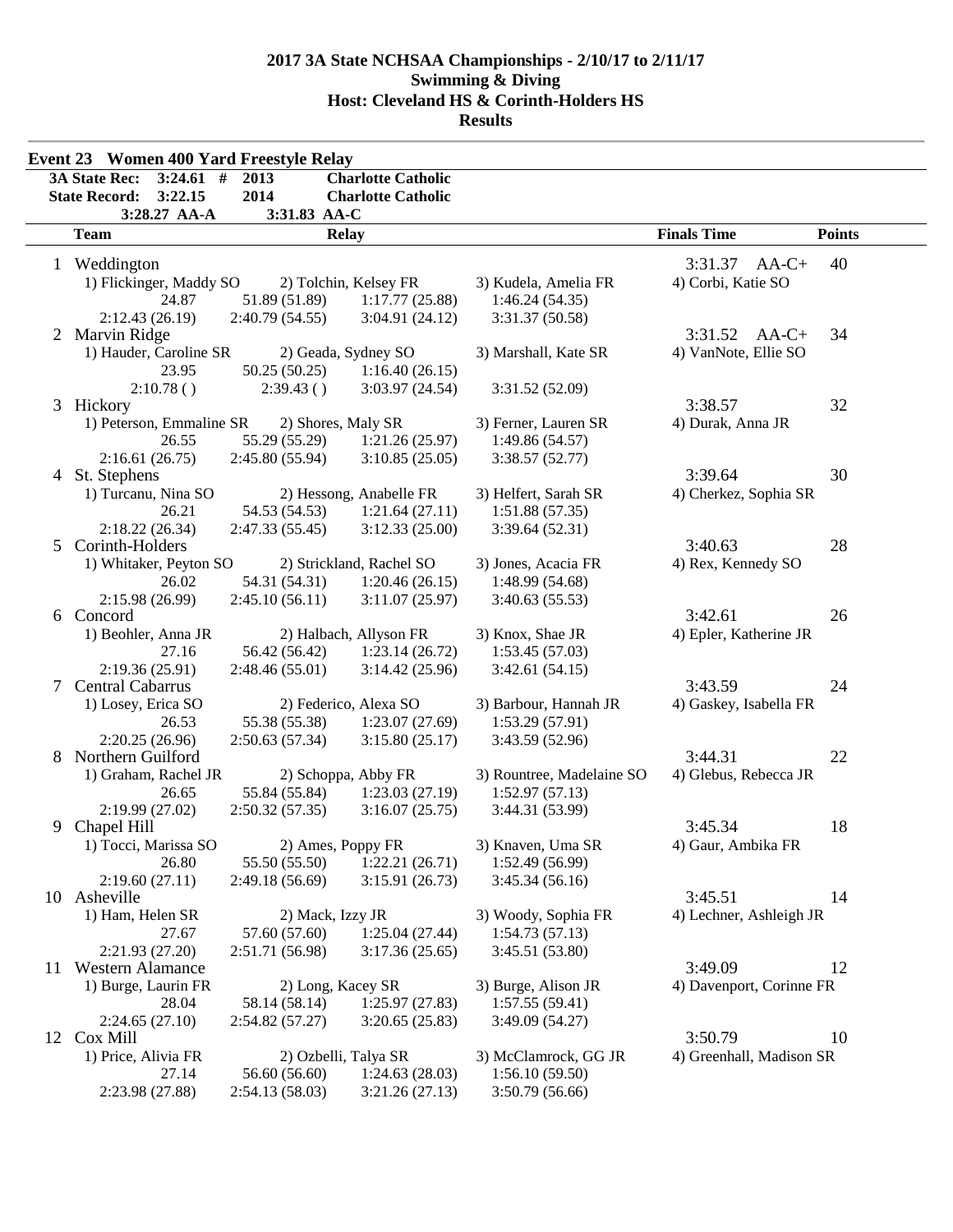# 2017 3A State NCHSAA Championships - 2/10/17 to 2/11/17
## Swimming & Diving
## Host: Cleveland HS & Corinth-Holders HS
## Results

### Event 23 Women 400 Yard Freestyle Relay

| | | | |
|---|---|---|---|
| 3A State Rec: | 3:24.61 # | 2013 | Charlotte Catholic |
| State Record: | 3:22.15 | 2014 | Charlotte Catholic |
| | 3:28.27 AA-A | 3:31.83 AA-C | |

| | Team | Relay | | | Finals Time | Points |
|---|---|---|---|---|---|---|
| 1 | Weddington | | | | 3:31.37 AA-C+ | 40 |
| | 1) Flickinger, Maddy SO | 2) Tolchin, Kelsey FR | 3) Kudela, Amelia FR | 4) Corbi, Katie SO | | |
| | 24.87 | 51.89 (51.89) | 1:17.77 (25.88) | 1:46.24 (54.35) | | |
| | 2:12.43 (26.19) | 2:40.79 (54.55) | 3:04.91 (24.12) | 3:31.37 (50.58) | | |
| 2 | Marvin Ridge | | | | 3:31.52 AA-C+ | 34 |
| | 1) Hauder, Caroline SR | 2) Geada, Sydney SO | 3) Marshall, Kate SR | 4) VanNote, Ellie SO | | |
| | 23.95 | 50.25 (50.25) | 1:16.40 (26.15) | | | |
| | 2:10.78 ( ) | 2:39.43 ( ) | 3:03.97 (24.54) | 3:31.52 (52.09) | | |
| 3 | Hickory | | | | 3:38.57 | 32 |
| | 1) Peterson, Emmaline SR | 2) Shores, Maly SR | 3) Ferner, Lauren SR | 4) Durak, Anna JR | | |
| | 26.55 | 55.29 (55.29) | 1:21.26 (25.97) | 1:49.86 (54.57) | | |
| | 2:16.61 (26.75) | 2:45.80 (55.94) | 3:10.85 (25.05) | 3:38.57 (52.77) | | |
| 4 | St. Stephens | | | | 3:39.64 | 30 |
| | 1) Turcanu, Nina SO | 2) Hessong, Anabelle FR | 3) Helfert, Sarah SR | 4) Cherkez, Sophia SR | | |
| | 26.21 | 54.53 (54.53) | 1:21.64 (27.11) | 1:51.88 (57.35) | | |
| | 2:18.22 (26.34) | 2:47.33 (55.45) | 3:12.33 (25.00) | 3:39.64 (52.31) | | |
| 5 | Corinth-Holders | | | | 3:40.63 | 28 |
| | 1) Whitaker, Peyton SO | 2) Strickland, Rachel SO | 3) Jones, Acacia FR | 4) Rex, Kennedy SO | | |
| | 26.02 | 54.31 (54.31) | 1:20.46 (26.15) | 1:48.99 (54.68) | | |
| | 2:15.98 (26.99) | 2:45.10 (56.11) | 3:11.07 (25.97) | 3:40.63 (55.53) | | |
| 6 | Concord | | | | 3:42.61 | 26 |
| | 1) Beohler, Anna JR | 2) Halbach, Allyson FR | 3) Knox, Shae JR | 4) Epler, Katherine JR | | |
| | 27.16 | 56.42 (56.42) | 1:23.14 (26.72) | 1:53.45 (57.03) | | |
| | 2:19.36 (25.91) | 2:48.46 (55.01) | 3:14.42 (25.96) | 3:42.61 (54.15) | | |
| 7 | Central Cabarrus | | | | 3:43.59 | 24 |
| | 1) Losey, Erica SO | 2) Federico, Alexa SO | 3) Barbour, Hannah JR | 4) Gaskey, Isabella FR | | |
| | 26.53 | 55.38 (55.38) | 1:23.07 (27.69) | 1:53.29 (57.91) | | |
| | 2:20.25 (26.96) | 2:50.63 (57.34) | 3:15.80 (25.17) | 3:43.59 (52.96) | | |
| 8 | Northern Guilford | | | | 3:44.31 | 22 |
| | 1) Graham, Rachel JR | 2) Schoppa, Abby FR | 3) Rountree, Madelaine SO | 4) Glebus, Rebecca JR | | |
| | 26.65 | 55.84 (55.84) | 1:23.03 (27.19) | 1:52.97 (57.13) | | |
| | 2:19.99 (27.02) | 2:50.32 (57.35) | 3:16.07 (25.75) | 3:44.31 (53.99) | | |
| 9 | Chapel Hill | | | | 3:45.34 | 18 |
| | 1) Tocci, Marissa SO | 2) Ames, Poppy FR | 3) Knaven, Uma SR | 4) Gaur, Ambika FR | | |
| | 26.80 | 55.50 (55.50) | 1:22.21 (26.71) | 1:52.49 (56.99) | | |
| | 2:19.60 (27.11) | 2:49.18 (56.69) | 3:15.91 (26.73) | 3:45.34 (56.16) | | |
| 10 | Asheville | | | | 3:45.51 | 14 |
| | 1) Ham, Helen SR | 2) Mack, Izzy JR | 3) Woody, Sophia FR | 4) Lechner, Ashleigh JR | | |
| | 27.67 | 57.60 (57.60) | 1:25.04 (27.44) | 1:54.73 (57.13) | | |
| | 2:21.93 (27.20) | 2:51.71 (56.98) | 3:17.36 (25.65) | 3:45.51 (53.80) | | |
| 11 | Western Alamance | | | | 3:49.09 | 12 |
| | 1) Burge, Laurin FR | 2) Long, Kacey SR | 3) Burge, Alison JR | 4) Davenport, Corinne FR | | |
| | 28.04 | 58.14 (58.14) | 1:25.97 (27.83) | 1:57.55 (59.41) | | |
| | 2:24.65 (27.10) | 2:54.82 (57.27) | 3:20.65 (25.83) | 3:49.09 (54.27) | | |
| 12 | Cox Mill | | | | 3:50.79 | 10 |
| | 1) Price, Alivia FR | 2) Ozbelli, Talya SR | 3) McClamrock, GG JR | 4) Greenhall, Madison SR | | |
| | 27.14 | 56.60 (56.60) | 1:24.63 (28.03) | 1:56.10 (59.50) | | |
| | 2:23.98 (27.88) | 2:54.13 (58.03) | 3:21.26 (27.13) | 3:50.79 (56.66) | | |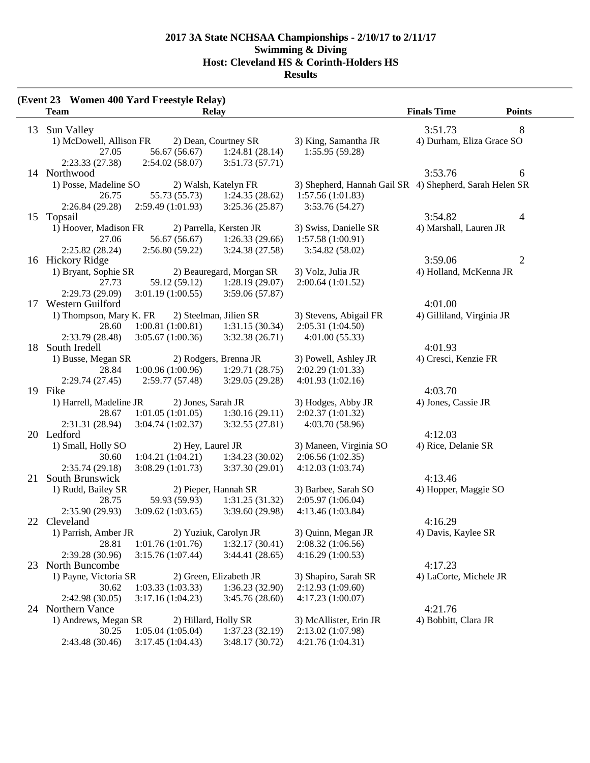**2017 3A State NCHSAA Championships - 2/10/17 to 2/11/17**
**Swimming & Diving**
**Host: Cleveland HS & Corinth-Holders HS**
**Results**

**(Event 23 Women 400 Yard Freestyle Relay)**

| | Team | Relay | | | Finals Time | Points |
|---|---|---|---|---|---|---|
| 13 | Sun Valley | | | | 3:51.73 | 8 |
| | 1) McDowell, Allison FR | 2) Dean, Courtney SR | 3) King, Samantha JR | 4) Durham, Eliza Grace SO | | |
| | 27.05 | 56.67 (56.67) | 1:24.81 (28.14) | 1:55.95 (59.28) | | |
| | 2:23.33 (27.38) | 2:54.02 (58.07) | 3:51.73 (57.71) | | | |
| 14 | Northwood | | | | 3:53.76 | 6 |
| | 1) Posse, Madeline SO | 2) Walsh, Katelyn FR | 3) Shepherd, Hannah Gail SR | 4) Shepherd, Sarah Helen SR | | |
| | 26.75 | 55.73 (55.73) | 1:24.35 (28.62) | 1:57.56 (1:01.83) | | |
| | 2:26.84 (29.28) | 2:59.49 (1:01.93) | 3:25.36 (25.87) | 3:53.76 (54.27) | | |
| 15 | Topsail | | | | 3:54.82 | 4 |
| | 1) Hoover, Madison FR | 2) Parrella, Kersten JR | 3) Swiss, Danielle SR | 4) Marshall, Lauren JR | | |
| | 27.06 | 56.67 (56.67) | 1:26.33 (29.66) | 1:57.58 (1:00.91) | | |
| | 2:25.82 (28.24) | 2:56.80 (59.22) | 3:24.38 (27.58) | 3:54.82 (58.02) | | |
| 16 | Hickory Ridge | | | | 3:59.06 | 2 |
| | 1) Bryant, Sophie SR | 2) Beauregard, Morgan SR | 3) Volz, Julia JR | 4) Holland, McKenna JR | | |
| | 27.73 | 59.12 (59.12) | 1:28.19 (29.07) | 2:00.64 (1:01.52) | | |
| | 2:29.73 (29.09) | 3:01.19 (1:00.55) | 3:59.06 (57.87) | | | |
| 17 | Western Guilford | | | | 4:01.00 | |
| | 1) Thompson, Mary K. FR | 2) Steelman, Jilien SR | 3) Stevens, Abigail FR | 4) Gilliland, Virginia JR | | |
| | 28.60 | 1:00.81 (1:00.81) | 1:31.15 (30.34) | 2:05.31 (1:04.50) | | |
| | 2:33.79 (28.48) | 3:05.67 (1:00.36) | 3:32.38 (26.71) | 4:01.00 (55.33) | | |
| 18 | South Iredell | | | | 4:01.93 | |
| | 1) Busse, Megan SR | 2) Rodgers, Brenna JR | 3) Powell, Ashley JR | 4) Cresci, Kenzie FR | | |
| | 28.84 | 1:00.96 (1:00.96) | 1:29.71 (28.75) | 2:02.29 (1:01.33) | | |
| | 2:29.74 (27.45) | 2:59.77 (57.48) | 3:29.05 (29.28) | 4:01.93 (1:02.16) | | |
| 19 | Fike | | | | 4:03.70 | |
| | 1) Harrell, Madeline JR | 2) Jones, Sarah JR | 3) Hodges, Abby JR | 4) Jones, Cassie JR | | |
| | 28.67 | 1:01.05 (1:01.05) | 1:30.16 (29.11) | 2:02.37 (1:01.32) | | |
| | 2:31.31 (28.94) | 3:04.74 (1:02.37) | 3:32.55 (27.81) | 4:03.70 (58.96) | | |
| 20 | Ledford | | | | 4:12.03 | |
| | 1) Small, Holly SO | 2) Hey, Laurel JR | 3) Maneen, Virginia SO | 4) Rice, Delanie SR | | |
| | 30.60 | 1:04.21 (1:04.21) | 1:34.23 (30.02) | 2:06.56 (1:02.35) | | |
| | 2:35.74 (29.18) | 3:08.29 (1:01.73) | 3:37.30 (29.01) | 4:12.03 (1:03.74) | | |
| 21 | South Brunswick | | | | 4:13.46 | |
| | 1) Rudd, Bailey SR | 2) Pieper, Hannah SR | 3) Barbee, Sarah SO | 4) Hopper, Maggie SO | | |
| | 28.75 | 59.93 (59.93) | 1:31.25 (31.32) | 2:05.97 (1:06.04) | | |
| | 2:35.90 (29.93) | 3:09.62 (1:03.65) | 3:39.60 (29.98) | 4:13.46 (1:03.84) | | |
| 22 | Cleveland | | | | 4:16.29 | |
| | 1) Parrish, Amber JR | 2) Yuziuk, Carolyn JR | 3) Quinn, Megan JR | 4) Davis, Kaylee SR | | |
| | 28.81 | 1:01.76 (1:01.76) | 1:32.17 (30.41) | 2:08.32 (1:06.56) | | |
| | 2:39.28 (30.96) | 3:15.76 (1:07.44) | 3:44.41 (28.65) | 4:16.29 (1:00.53) | | |
| 23 | North Buncombe | | | | 4:17.23 | |
| | 1) Payne, Victoria SR | 2) Green, Elizabeth JR | 3) Shapiro, Sarah SR | 4) LaCorte, Michele JR | | |
| | 30.62 | 1:03.33 (1:03.33) | 1:36.23 (32.90) | 2:12.93 (1:09.60) | | |
| | 2:42.98 (30.05) | 3:17.16 (1:04.23) | 3:45.76 (28.60) | 4:17.23 (1:00.07) | | |
| 24 | Northern Vance | | | | 4:21.76 | |
| | 1) Andrews, Megan SR | 2) Hillard, Holly SR | 3) McAllister, Erin JR | 4) Bobbitt, Clara JR | | |
| | 30.25 | 1:05.04 (1:05.04) | 1:37.23 (32.19) | 2:13.02 (1:07.98) | | |
| | 2:43.48 (30.46) | 3:17.45 (1:04.43) | 3:48.17 (30.72) | 4:21.76 (1:04.31) | | |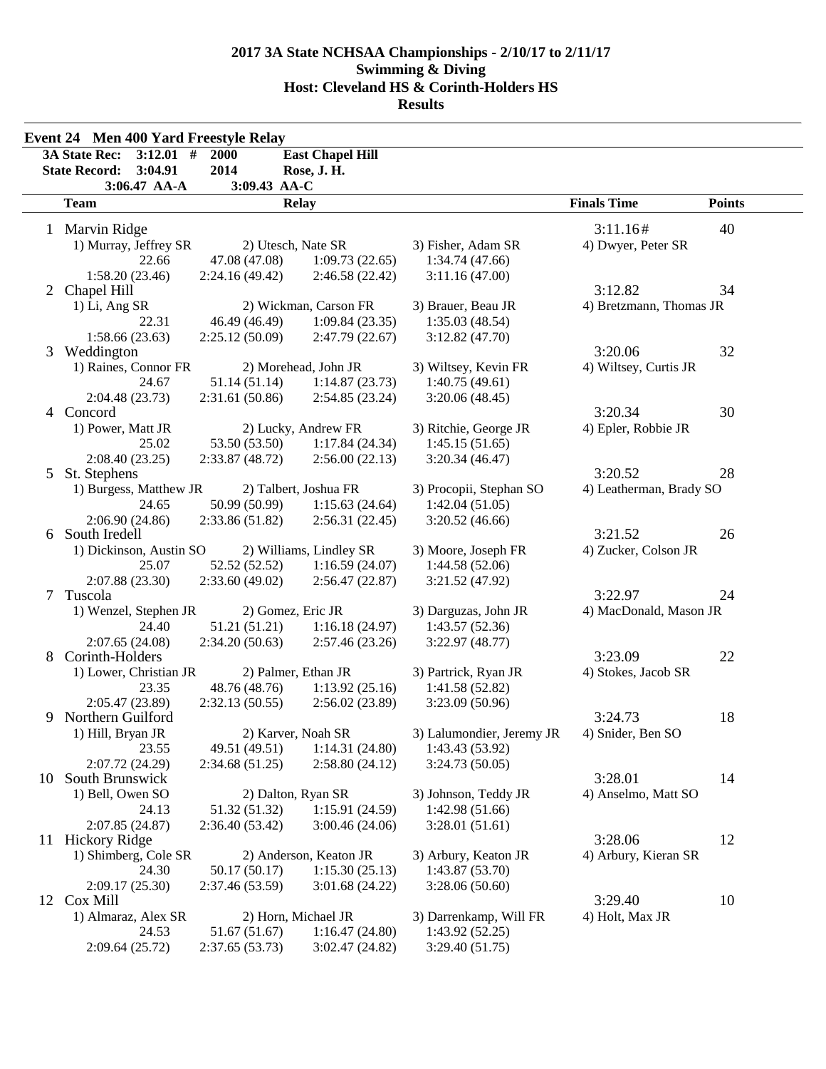# 2017 3A State NCHSAA Championships - 2/10/17 to 2/11/17
## Swimming & Diving
## Host: Cleveland HS & Corinth-Holders HS
## Results

### Event 24 Men 400 Yard Freestyle Relay

**3A State Rec: 3:12.01 # 2000 East Chapel Hill**
**State Record: 3:04.91 2014 Rose, J. H.**
3:06.47 AA-A 3:09.43 AA-C

| | Team | Relay | Finals Time | Points |
|---|---|---|---|---|
| 1 | Marvin Ridge | | 3:11.16# | 40 |
| | 1) Murray, Jeffrey SR | 2) Utesch, Nate SR | 3) Fisher, Adam SR | 4) Dwyer, Peter SR |
| | 22.66 | 47.08 (47.08) | 1:09.73 (22.65) | 1:34.74 (47.66) |
| | 1:58.20 (23.46) | 2:24.16 (49.42) | 2:46.58 (22.42) | 3:11.16 (47.00) |
| 2 | Chapel Hill | | 3:12.82 | 34 |
| | 1) Li, Ang SR | 2) Wickman, Carson FR | 3) Brauer, Beau JR | 4) Bretzmann, Thomas JR |
| | 22.31 | 46.49 (46.49) | 1:09.84 (23.35) | 1:35.03 (48.54) |
| | 1:58.66 (23.63) | 2:25.12 (50.09) | 2:47.79 (22.67) | 3:12.82 (47.70) |
| 3 | Weddington | | 3:20.06 | 32 |
| | 1) Raines, Connor FR | 2) Morehead, John JR | 3) Wiltsey, Kevin FR | 4) Wiltsey, Curtis JR |
| | 24.67 | 51.14 (51.14) | 1:14.87 (23.73) | 1:40.75 (49.61) |
| | 2:04.48 (23.73) | 2:31.61 (50.86) | 2:54.85 (23.24) | 3:20.06 (48.45) |
| 4 | Concord | | 3:20.34 | 30 |
| | 1) Power, Matt JR | 2) Lucky, Andrew FR | 3) Ritchie, George JR | 4) Epler, Robbie JR |
| | 25.02 | 53.50 (53.50) | 1:17.84 (24.34) | 1:45.15 (51.65) |
| | 2:08.40 (23.25) | 2:33.87 (48.72) | 2:56.00 (22.13) | 3:20.34 (46.47) |
| 5 | St. Stephens | | 3:20.52 | 28 |
| | 1) Burgess, Matthew JR | 2) Talbert, Joshua FR | 3) Procopii, Stephan SO | 4) Leatherman, Brady SO |
| | 24.65 | 50.99 (50.99) | 1:15.63 (24.64) | 1:42.04 (51.05) |
| | 2:06.90 (24.86) | 2:33.86 (51.82) | 2:56.31 (22.45) | 3:20.52 (46.66) |
| 6 | South Iredell | | 3:21.52 | 26 |
| | 1) Dickinson, Austin SO | 2) Williams, Lindley SR | 3) Moore, Joseph FR | 4) Zucker, Colson JR |
| | 25.07 | 52.52 (52.52) | 1:16.59 (24.07) | 1:44.58 (52.06) |
| | 2:07.88 (23.30) | 2:33.60 (49.02) | 2:56.47 (22.87) | 3:21.52 (47.92) |
| 7 | Tuscola | | 3:22.97 | 24 |
| | 1) Wenzel, Stephen JR | 2) Gomez, Eric JR | 3) Darguzas, John JR | 4) MacDonald, Mason JR |
| | 24.40 | 51.21 (51.21) | 1:16.18 (24.97) | 1:43.57 (52.36) |
| | 2:07.65 (24.08) | 2:34.20 (50.63) | 2:57.46 (23.26) | 3:22.97 (48.77) |
| 8 | Corinth-Holders | | 3:23.09 | 22 |
| | 1) Lower, Christian JR | 2) Palmer, Ethan JR | 3) Partrick, Ryan JR | 4) Stokes, Jacob SR |
| | 23.35 | 48.76 (48.76) | 1:13.92 (25.16) | 1:41.58 (52.82) |
| | 2:05.47 (23.89) | 2:32.13 (50.55) | 2:56.02 (23.89) | 3:23.09 (50.96) |
| 9 | Northern Guilford | | 3:24.73 | 18 |
| | 1) Hill, Bryan JR | 2) Karver, Noah SR | 3) Lalumondier, Jeremy JR | 4) Snider, Ben SO |
| | 23.55 | 49.51 (49.51) | 1:14.31 (24.80) | 1:43.43 (53.92) |
| | 2:07.72 (24.29) | 2:34.68 (51.25) | 2:58.80 (24.12) | 3:24.73 (50.05) |
| 10 | South Brunswick | | 3:28.01 | 14 |
| | 1) Bell, Owen SO | 2) Dalton, Ryan SR | 3) Johnson, Teddy JR | 4) Anselmo, Matt SO |
| | 24.13 | 51.32 (51.32) | 1:15.91 (24.59) | 1:42.98 (51.66) |
| | 2:07.85 (24.87) | 2:36.40 (53.42) | 3:00.46 (24.06) | 3:28.01 (51.61) |
| 11 | Hickory Ridge | | 3:28.06 | 12 |
| | 1) Shimberg, Cole SR | 2) Anderson, Keaton JR | 3) Arbury, Keaton JR | 4) Arbury, Kieran SR |
| | 24.30 | 50.17 (50.17) | 1:15.30 (25.13) | 1:43.87 (53.70) |
| | 2:09.17 (25.30) | 2:37.46 (53.59) | 3:01.68 (24.22) | 3:28.06 (50.60) |
| 12 | Cox Mill | | 3:29.40 | 10 |
| | 1) Almaraz, Alex SR | 2) Horn, Michael JR | 3) Darrenkamp, Will FR | 4) Holt, Max JR |
| | 24.53 | 51.67 (51.67) | 1:16.47 (24.80) | 1:43.92 (52.25) |
| | 2:09.64 (25.72) | 2:37.65 (53.73) | 3:02.47 (24.82) | 3:29.40 (51.75) |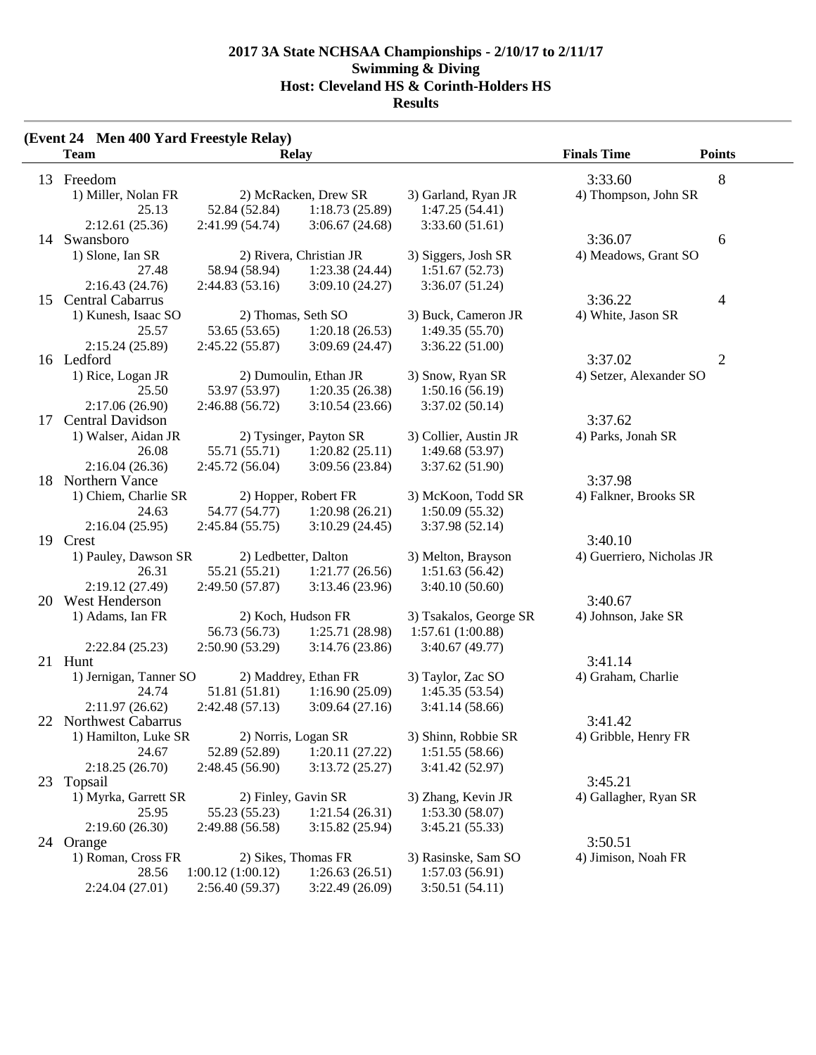## 2017 3A State NCHSAA Championships - 2/10/17 to 2/11/17
## Swimming & Diving
## Host: Cleveland HS & Corinth-Holders HS
## Results

### (Event 24 Men 400 Yard Freestyle Relay)

| | Team | Relay | | | Finals Time | Points |
|---|---|---|---|---|---|---|
| 13 | Freedom | | | | 3:33.60 | 8 |
| | 1) Miller, Nolan FR | 2) McRacken, Drew SR | 3) Garland, Ryan JR | 4) Thompson, John SR | | |
| | 25.13 | 52.84 (52.84) | 1:18.73 (25.89) | 1:47.25 (54.41) | | |
| | 2:12.61 (25.36) | 2:41.99 (54.74) | 3:06.67 (24.68) | 3:33.60 (51.61) | | |
| 14 | Swansboro | | | | 3:36.07 | 6 |
| | 1) Slone, Ian SR | 2) Rivera, Christian JR | 3) Siggers, Josh SR | 4) Meadows, Grant SO | | |
| | 27.48 | 58.94 (58.94) | 1:23.38 (24.44) | 1:51.67 (52.73) | | |
| | 2:16.43 (24.76) | 2:44.83 (53.16) | 3:09.10 (24.27) | 3:36.07 (51.24) | | |
| 15 | Central Cabarrus | | | | 3:36.22 | 4 |
| | 1) Kunesh, Isaac SO | 2) Thomas, Seth SO | 3) Buck, Cameron JR | 4) White, Jason SR | | |
| | 25.57 | 53.65 (53.65) | 1:20.18 (26.53) | 1:49.35 (55.70) | | |
| | 2:15.24 (25.89) | 2:45.22 (55.87) | 3:09.69 (24.47) | 3:36.22 (51.00) | | |
| 16 | Ledford | | | | 3:37.02 | 2 |
| | 1) Rice, Logan JR | 2) Dumoulin, Ethan JR | 3) Snow, Ryan SR | 4) Setzer, Alexander SO | | |
| | 25.50 | 53.97 (53.97) | 1:20.35 (26.38) | 1:50.16 (56.19) | | |
| | 2:17.06 (26.90) | 2:46.88 (56.72) | 3:10.54 (23.66) | 3:37.02 (50.14) | | |
| 17 | Central Davidson | | | | 3:37.62 | |
| | 1) Walser, Aidan JR | 2) Tysinger, Payton SR | 3) Collier, Austin JR | 4) Parks, Jonah SR | | |
| | 26.08 | 55.71 (55.71) | 1:20.82 (25.11) | 1:49.68 (53.97) | | |
| | 2:16.04 (26.36) | 2:45.72 (56.04) | 3:09.56 (23.84) | 3:37.62 (51.90) | | |
| 18 | Northern Vance | | | | 3:37.98 | |
| | 1) Chiem, Charlie SR | 2) Hopper, Robert FR | 3) McKoon, Todd SR | 4) Falkner, Brooks SR | | |
| | 24.63 | 54.77 (54.77) | 1:20.98 (26.21) | 1:50.09 (55.32) | | |
| | 2:16.04 (25.95) | 2:45.84 (55.75) | 3:10.29 (24.45) | 3:37.98 (52.14) | | |
| 19 | Crest | | | | 3:40.10 | |
| | 1) Pauley, Dawson SR | 2) Ledbetter, Dalton | 3) Melton, Brayson | 4) Guerriero, Nicholas JR | | |
| | 26.31 | 55.21 (55.21) | 1:21.77 (26.56) | 1:51.63 (56.42) | | |
| | 2:19.12 (27.49) | 2:49.50 (57.87) | 3:13.46 (23.96) | 3:40.10 (50.60) | | |
| 20 | West Henderson | | | | 3:40.67 | |
| | 1) Adams, Ian FR | 2) Koch, Hudson FR | 3) Tsakalos, George SR | 4) Johnson, Jake SR | | |
| | | 56.73 (56.73) | 1:25.71 (28.98) | 1:57.61 (1:00.88) | | |
| | 2:22.84 (25.23) | 2:50.90 (53.29) | 3:14.76 (23.86) | 3:40.67 (49.77) | | |
| 21 | Hunt | | | | 3:41.14 | |
| | 1) Jernigan, Tanner SO | 2) Maddrey, Ethan FR | 3) Taylor, Zac SO | 4) Graham, Charlie | | |
| | 24.74 | 51.81 (51.81) | 1:16.90 (25.09) | 1:45.35 (53.54) | | |
| | 2:11.97 (26.62) | 2:42.48 (57.13) | 3:09.64 (27.16) | 3:41.14 (58.66) | | |
| 22 | Northwest Cabarrus | | | | 3:41.42 | |
| | 1) Hamilton, Luke SR | 2) Norris, Logan SR | 3) Shinn, Robbie SR | 4) Gribble, Henry FR | | |
| | 24.67 | 52.89 (52.89) | 1:20.11 (27.22) | 1:51.55 (58.66) | | |
| | 2:18.25 (26.70) | 2:48.45 (56.90) | 3:13.72 (25.27) | 3:41.42 (52.97) | | |
| 23 | Topsail | | | | 3:45.21 | |
| | 1) Myrka, Garrett SR | 2) Finley, Gavin SR | 3) Zhang, Kevin JR | 4) Gallagher, Ryan SR | | |
| | 25.95 | 55.23 (55.23) | 1:21.54 (26.31) | 1:53.30 (58.07) | | |
| | 2:19.60 (26.30) | 2:49.88 (56.58) | 3:15.82 (25.94) | 3:45.21 (55.33) | | |
| 24 | Orange | | | | 3:50.51 | |
| | 1) Roman, Cross FR | 2) Sikes, Thomas FR | 3) Rasinske, Sam SO | 4) Jimison, Noah FR | | |
| | 28.56 | 1:00.12 (1:00.12) | 1:26.63 (26.51) | 1:57.03 (56.91) | | |
| | 2:24.04 (27.01) | 2:56.40 (59.37) | 3:22.49 (26.09) | 3:50.51 (54.11) | | |